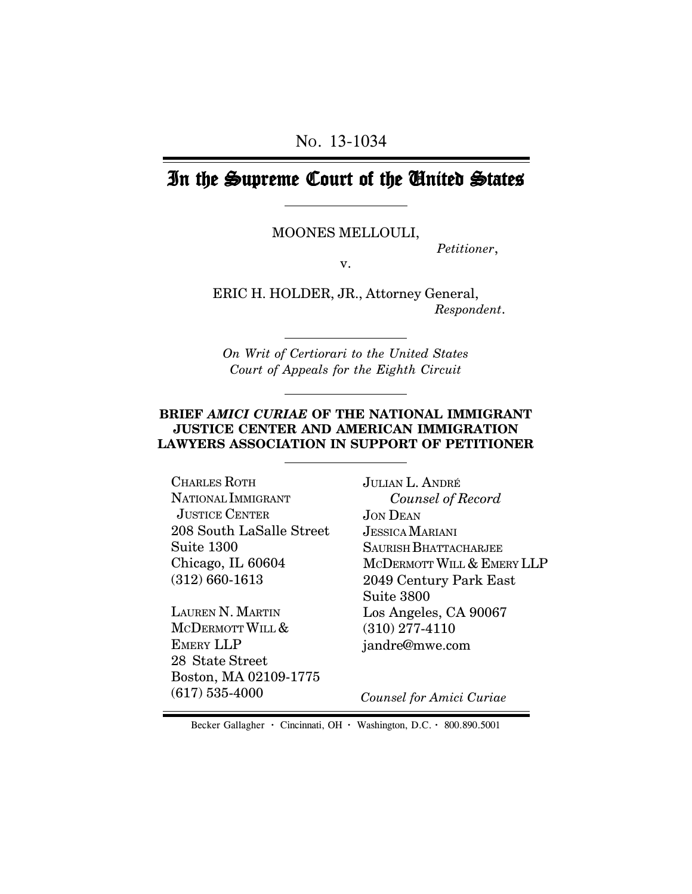No. 13-1034

# In the Supreme Court of the United States

MOONES MELLOUDI,

*Petitioner*,

v.

ERIC H. HOLDER, JR., Attorney General,

*Respondent*.

*On Writ of Certiorari to the United States Court of Appeals for the Eighth Circuit*

**BRIEF *AMICI CURIAE* OF THE NATIONAL IMMIGRANT JUSTICE CENTER AND AMERICAN IMMIGRATION LAWYERS ASSOCIATION IN SUPPORT OF PETITIONER**

CHARLES ROTH
NATIONAL IMMIGRANT JUSTICE CENTER
208 South LaSalle Street
Suite 1300
Chicago, IL 60604
(312) 660-1613

LAUREN N. MARTIN
MCDERMOTT WILL & EMERY LLP
28 State Street
Boston, MA 02109-1775
(617) 535-4000

JULIAN L. ANDRÉ
*Counsel of Record*
JON DEAN
JESSICA MARIANI
SAURISH BHATTACHARJEE
MCDERMOTT WILL & EMERY LLP
2049 Century Park East
Suite 3800
Los Angeles, CA 90067
(310) 277-4110
jandre@mwe.com

*Counsel for Amici Curiae*

Becker Gallagher · Cincinnati, OH · Washington, D.C. · 800.890.5001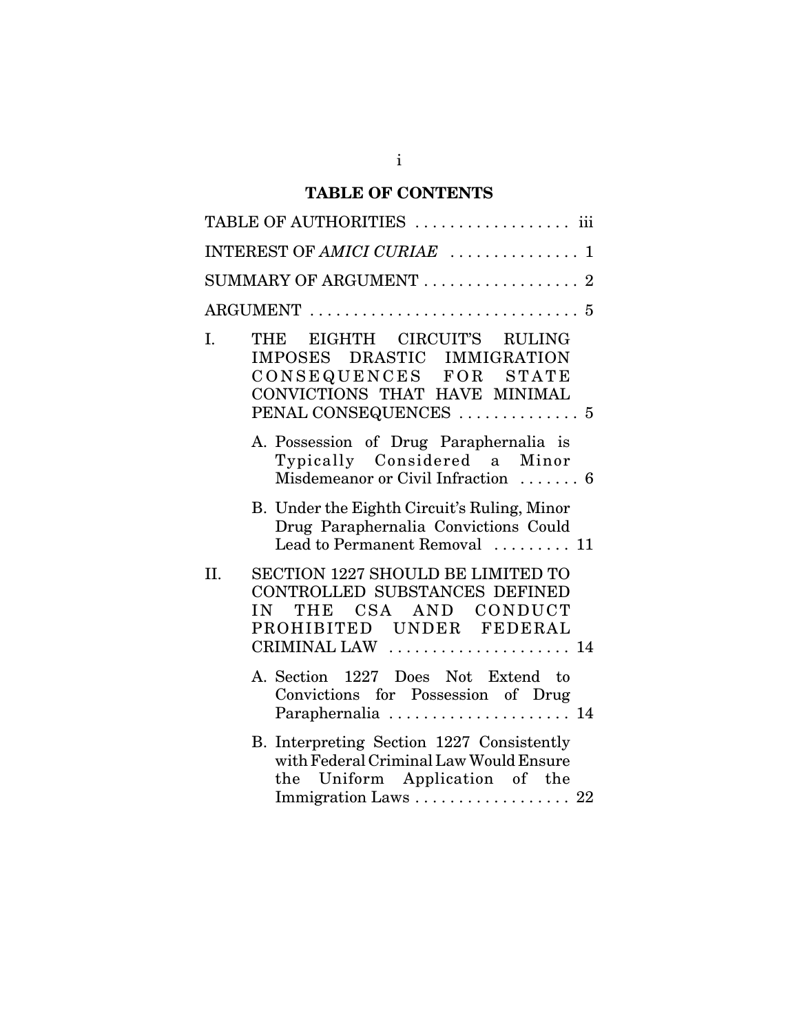## TABLE OF CONTENTS

TABLE OF AUTHORITIES . . . . . . . . . . . . . . . . . . iii

INTEREST OF *AMICI CURIAE* . . . . . . . . . . . . . . . 1

SUMMARY OF ARGUMENT . . . . . . . . . . . . . . . . . . 2

ARGUMENT . . . . . . . . . . . . . . . . . . . . . . . . . . . . . . 5

I. THE EIGHTH CIRCUIT'S RULING IMPOSES DRASTIC IMMIGRATION CONSEQUENCES FOR STATE CONVICTIONS THAT HAVE MINIMAL PENAL CONSEQUENCES . . . . . . . . . . . . . . 5

   A. Possession of Drug Paraphernalia is Typically Considered a Minor Misdemeanor or Civil Infraction . . . . . . . 6

   B. Under the Eighth Circuit's Ruling, Minor Drug Paraphernalia Convictions Could Lead to Permanent Removal . . . . . . . . . 11

II. SECTION 1227 SHOULD BE LIMITED TO CONTROLLED SUBSTANCES DEFINED IN THE CSA AND CONDUCT PROHIBITED UNDER FEDERAL CRIMINAL LAW . . . . . . . . . . . . . . . . . . . . . 14

   A. Section 1227 Does Not Extend to Convictions for Possession of Drug Paraphernalia . . . . . . . . . . . . . . . . . . . . . 14

   B. Interpreting Section 1227 Consistently with Federal Criminal Law Would Ensure the Uniform Application of the Immigration Laws . . . . . . . . . . . . . . . . . . 22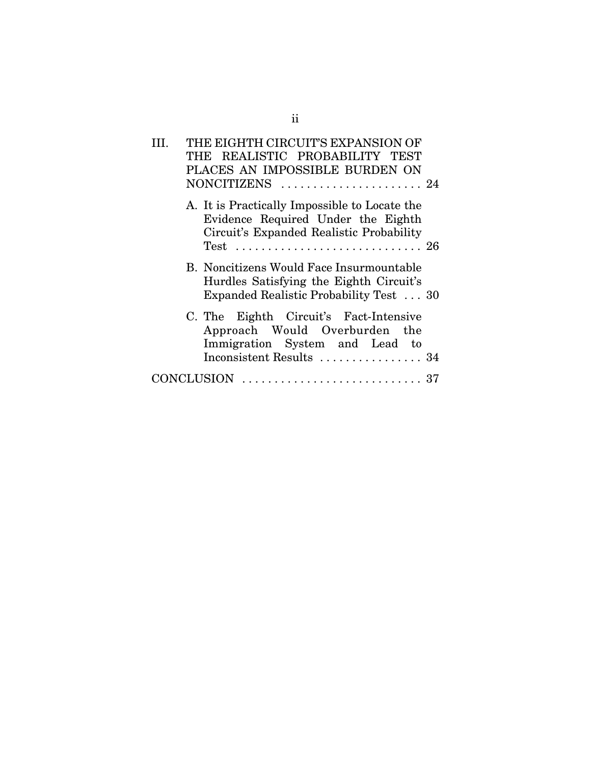III. THE EIGHTH CIRCUIT'S EXPANSION OF THE REALISTIC PROBABILITY TEST PLACES AN IMPOSSIBLE BURDEN ON NONCITIZENS . . . . . . . . . . . . . . . . . . . . . . 24

  A. It is Practically Impossible to Locate the Evidence Required Under the Eighth Circuit's Expanded Realistic Probability Test . . . . . . . . . . . . . . . . . . . . . . . . . . . . . 26

  B. Noncitizens Would Face Insurmountable Hurdles Satisfying the Eighth Circuit's Expanded Realistic Probability Test . . . 30

  C. The Eighth Circuit's Fact-Intensive Approach Would Overburden the Immigration System and Lead to Inconsistent Results . . . . . . . . . . . . . . . . 34

CONCLUSION . . . . . . . . . . . . . . . . . . . . . . . . . . . . 37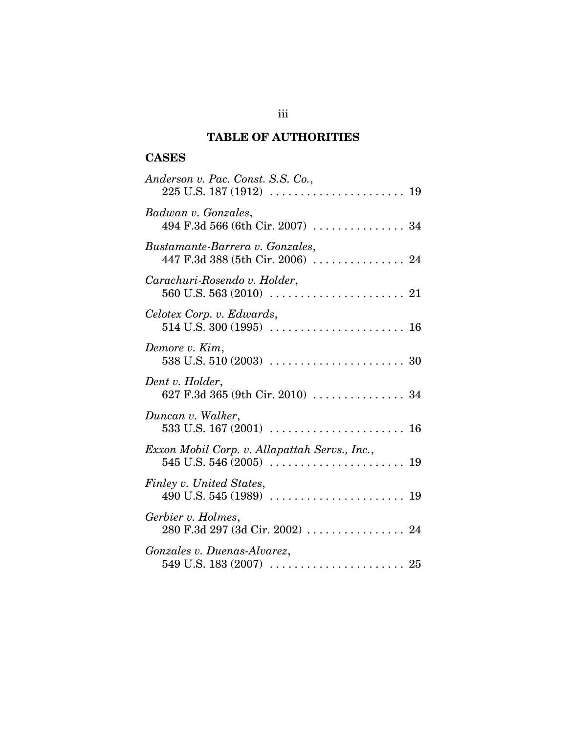# TABLE OF AUTHORITIES

## CASES

*Anderson v. Pac. Const. S.S. Co.*,
225 U.S. 187 (1912) . . . . . . . . . . . . . . . . . . . . . . 19

*Badwan v. Gonzales*,
494 F.3d 566 (6th Cir. 2007) . . . . . . . . . . . . . . . 34

*Bustamante-Barrera v. Gonzales*,
447 F.3d 388 (5th Cir. 2006) . . . . . . . . . . . . . . . 24

*Carachuri-Rosendo v. Holder*,
560 U.S. 563 (2010) . . . . . . . . . . . . . . . . . . . . . . 21

*Celotex Corp. v. Edwards*,
514 U.S. 300 (1995) . . . . . . . . . . . . . . . . . . . . . . 16

*Demore v. Kim*,
538 U.S. 510 (2003) . . . . . . . . . . . . . . . . . . . . . . 30

*Dent v. Holder*,
627 F.3d 365 (9th Cir. 2010) . . . . . . . . . . . . . . . 34

*Duncan v. Walker*,
533 U.S. 167 (2001) . . . . . . . . . . . . . . . . . . . . . . 16

*Exxon Mobil Corp. v. Allapattah Servs., Inc.*,
545 U.S. 546 (2005) . . . . . . . . . . . . . . . . . . . . . . 19

*Finley v. United States*,
490 U.S. 545 (1989) . . . . . . . . . . . . . . . . . . . . . . 19

*Gerbier v. Holmes*,
280 F.3d 297 (3d Cir. 2002) . . . . . . . . . . . . . . . . 24

*Gonzales v. Duenas-Alvarez*,
549 U.S. 183 (2007) . . . . . . . . . . . . . . . . . . . . . . 25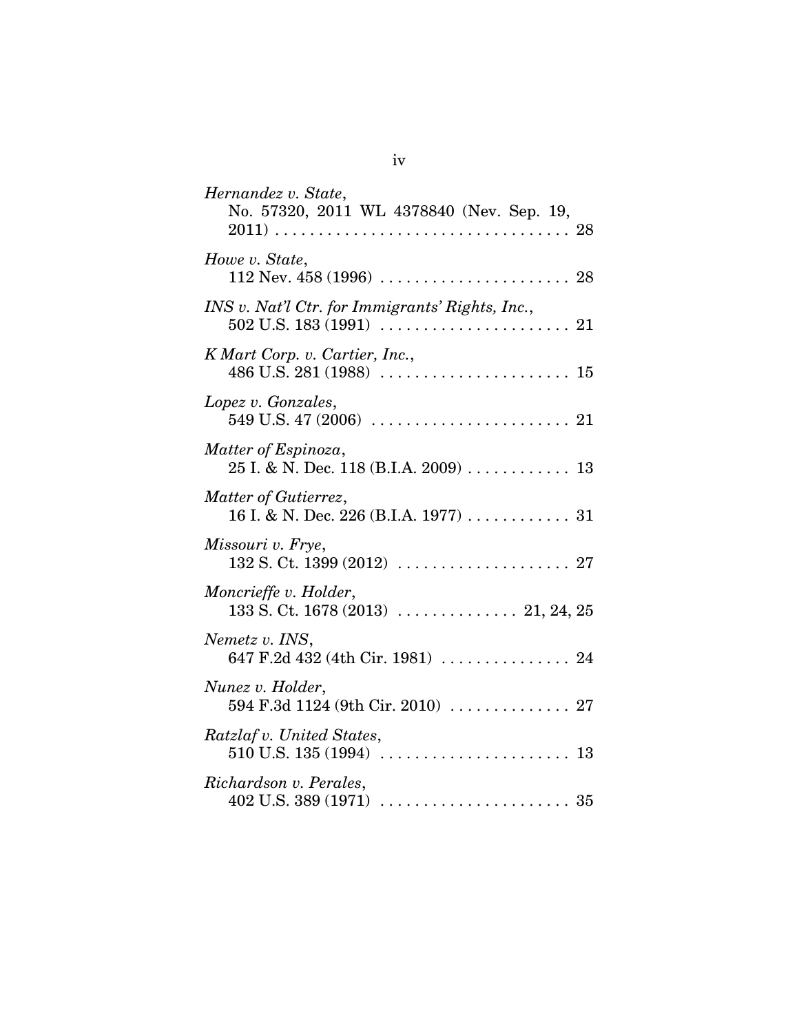*Hernandez v. State*,
No. 57320, 2011 WL 4378840 (Nev. Sep. 19, 2011) . . . . . . . . . . . . . . . . . . . . . . . . . . . . . . . . . . 28

*Howe v. State*,
112 Nev. 458 (1996) . . . . . . . . . . . . . . . . . . . . . . 28

*INS v. Nat'l Ctr. for Immigrants' Rights, Inc.*,
502 U.S. 183 (1991) . . . . . . . . . . . . . . . . . . . . . . 21

*K Mart Corp. v. Cartier, Inc.*,
486 U.S. 281 (1988) . . . . . . . . . . . . . . . . . . . . . . 15

*Lopez v. Gonzales*,
549 U.S. 47 (2006) . . . . . . . . . . . . . . . . . . . . . . . 21

*Matter of Espinoza*,
25 I. & N. Dec. 118 (B.I.A. 2009) . . . . . . . . . . . . 13

*Matter of Gutierrez*,
16 I. & N. Dec. 226 (B.I.A. 1977) . . . . . . . . . . . . 31

*Missouri v. Frye*,
132 S. Ct. 1399 (2012) . . . . . . . . . . . . . . . . . . . . 27

*Moncrieffe v. Holder*,
133 S. Ct. 1678 (2013) . . . . . . . . . . . . . . 21, 24, 25

*Nemetz v. INS*,
647 F.2d 432 (4th Cir. 1981) . . . . . . . . . . . . . . . 24

*Nunez v. Holder*,
594 F.3d 1124 (9th Cir. 2010) . . . . . . . . . . . . . . 27

*Ratzlaf v. United States*,
510 U.S. 135 (1994) . . . . . . . . . . . . . . . . . . . . . . 13

*Richardson v. Perales*,
402 U.S. 389 (1971) . . . . . . . . . . . . . . . . . . . . . . 35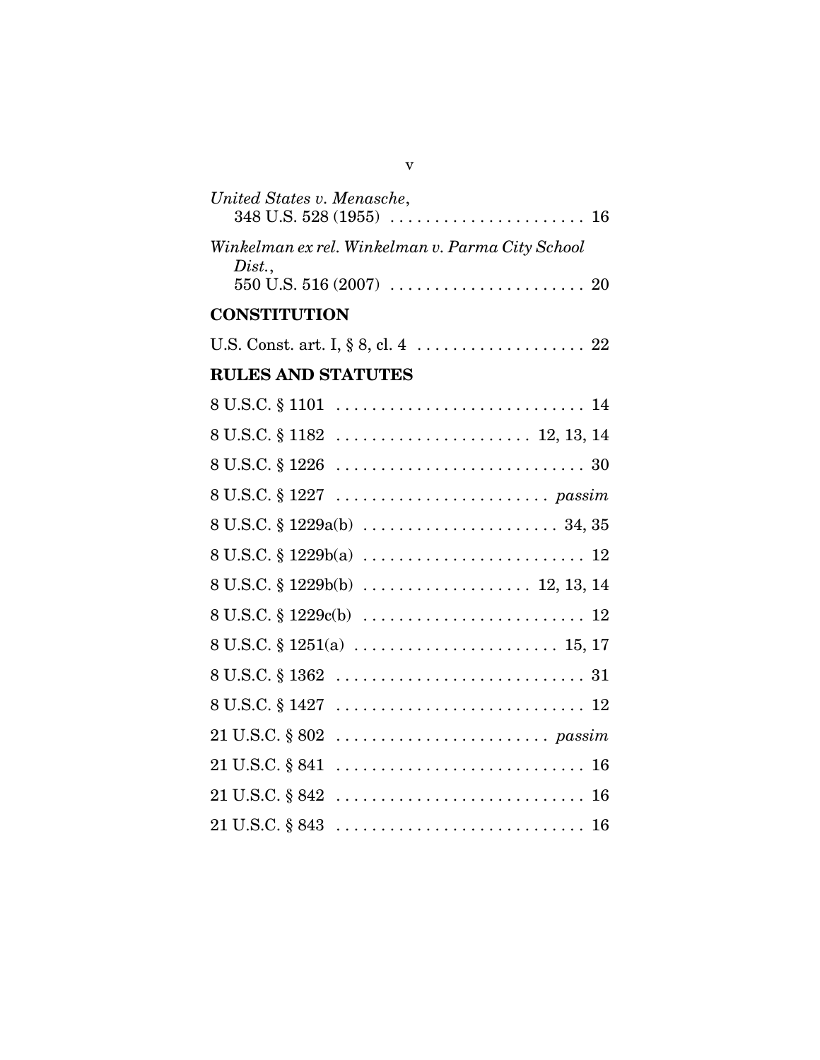*United States v. Menasche*,
348 U.S. 528 (1955) . . . . . . . . . . . . . . . . . . . . . . 16

*Winkelman ex rel. Winkelman v. Parma City School Dist.*,
550 U.S. 516 (2007) . . . . . . . . . . . . . . . . . . . . . . 20

## CONSTITUTION

U.S. Const. art. I, § 8, cl. 4 . . . . . . . . . . . . . . . . . . . 22

## RULES AND STATUTES

8 U.S.C. § 1101 . . . . . . . . . . . . . . . . . . . . . . . . . . . . 14

8 U.S.C. § 1182 . . . . . . . . . . . . . . . . . . . . . . 12, 13, 14

8 U.S.C. § 1226 . . . . . . . . . . . . . . . . . . . . . . . . . . . . 30

8 U.S.C. § 1227 . . . . . . . . . . . . . . . . . . . . . . . . *passim*

8 U.S.C. § 1229a(b) . . . . . . . . . . . . . . . . . . . . . . 34, 35

8 U.S.C. § 1229b(a) . . . . . . . . . . . . . . . . . . . . . . . . . 12

8 U.S.C. § 1229b(b) . . . . . . . . . . . . . . . . . . . 12, 13, 14

8 U.S.C. § 1229c(b) . . . . . . . . . . . . . . . . . . . . . . . . . 12

8 U.S.C. § 1251(a) . . . . . . . . . . . . . . . . . . . . . . . 15, 17

8 U.S.C. § 1362 . . . . . . . . . . . . . . . . . . . . . . . . . . . . 31

8 U.S.C. § 1427 . . . . . . . . . . . . . . . . . . . . . . . . . . . . 12

21 U.S.C. § 802 . . . . . . . . . . . . . . . . . . . . . . . . *passim*

21 U.S.C. § 841 . . . . . . . . . . . . . . . . . . . . . . . . . . . . 16

21 U.S.C. § 842 . . . . . . . . . . . . . . . . . . . . . . . . . . . . 16

21 U.S.C. § 843 . . . . . . . . . . . . . . . . . . . . . . . . . . . . 16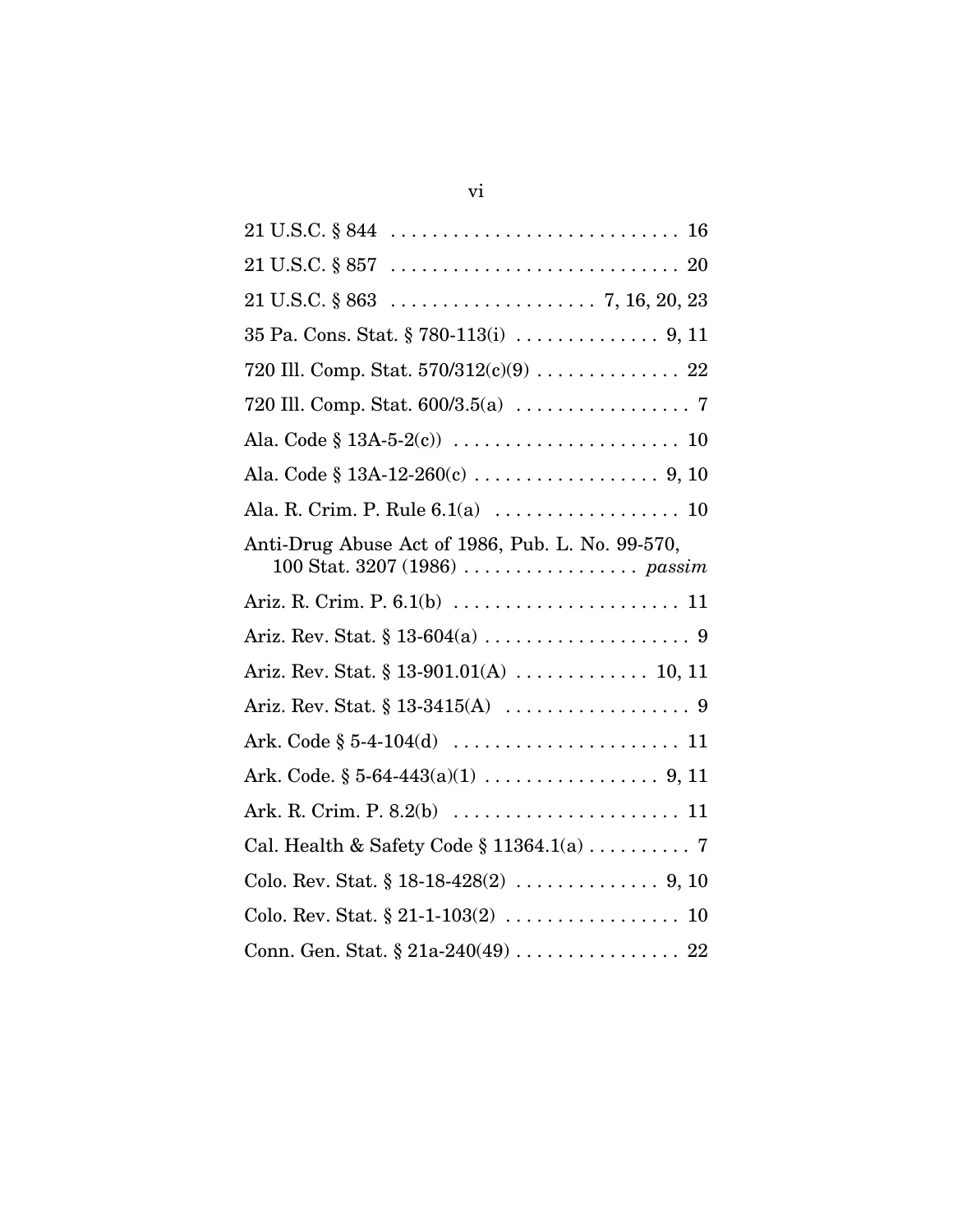21 U.S.C. § 844 . . . . . . . . . . . . . . . . . . . . . . . . . . . . 16

21 U.S.C. § 857 . . . . . . . . . . . . . . . . . . . . . . . . . . . . 20

21 U.S.C. § 863 . . . . . . . . . . . . . . . . . . . . 7, 16, 20, 23

35 Pa. Cons. Stat. § 780-113(i) . . . . . . . . . . . . . . 9, 11

720 Ill. Comp. Stat. 570/312(c)(9) . . . . . . . . . . . . . . 22

720 Ill. Comp. Stat. 600/3.5(a) . . . . . . . . . . . . . . . . . 7

Ala. Code § 13A-5-2(c)) . . . . . . . . . . . . . . . . . . . . . . 10

Ala. Code § 13A-12-260(c) . . . . . . . . . . . . . . . . . . 9, 10

Ala. R. Crim. P. Rule 6.1(a) . . . . . . . . . . . . . . . . . . 10

Anti-Drug Abuse Act of 1986, Pub. L. No. 99-570, 100 Stat. 3207 (1986) . . . . . . . . . . . . . . . . . *passim*

Ariz. R. Crim. P. 6.1(b) . . . . . . . . . . . . . . . . . . . . . . 11

Ariz. Rev. Stat. § 13-604(a) . . . . . . . . . . . . . . . . . . . . 9

Ariz. Rev. Stat. § 13-901.01(A) . . . . . . . . . . . . . 10, 11

Ariz. Rev. Stat. § 13-3415(A) . . . . . . . . . . . . . . . . . . 9

Ark. Code § 5-4-104(d) . . . . . . . . . . . . . . . . . . . . . . 11

Ark. Code. § 5-64-443(a)(1) . . . . . . . . . . . . . . . . . 9, 11

Ark. R. Crim. P. 8.2(b) . . . . . . . . . . . . . . . . . . . . . . 11

Cal. Health & Safety Code § 11364.1(a) . . . . . . . . . . 7

Colo. Rev. Stat. § 18-18-428(2) . . . . . . . . . . . . . . 9, 10

Colo. Rev. Stat. § 21-1-103(2) . . . . . . . . . . . . . . . . . 10

Conn. Gen. Stat. § 21a-240(49) . . . . . . . . . . . . . . . . 22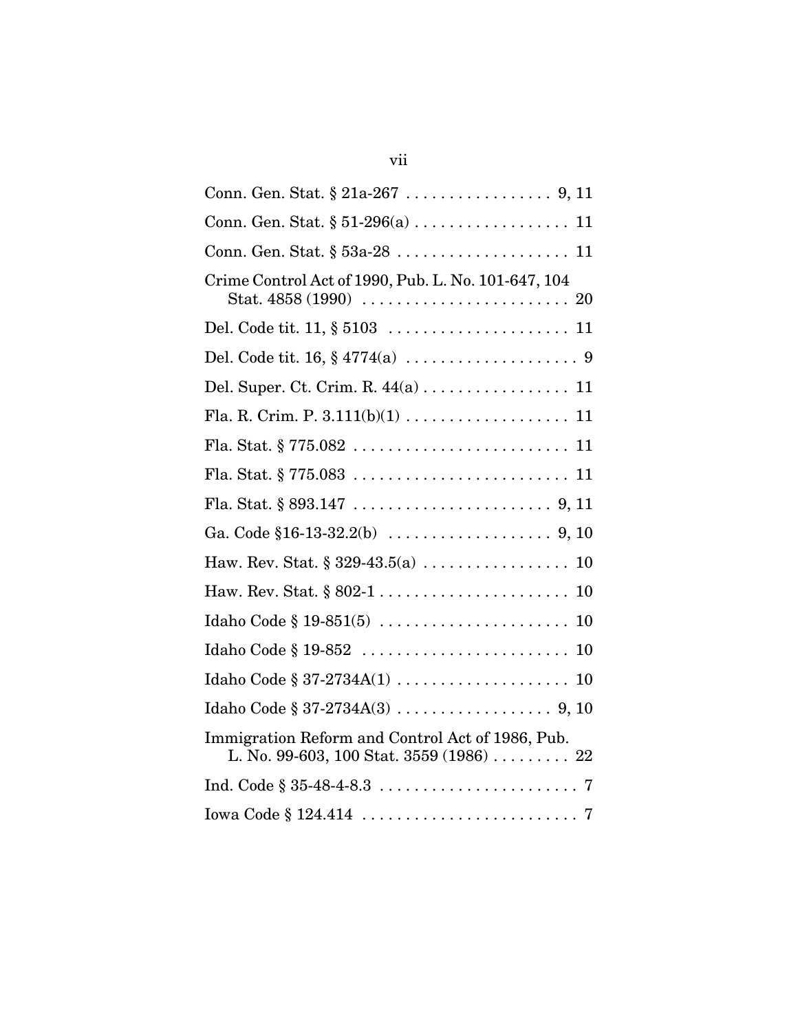Conn. Gen. Stat. § 21a-267 . . . . . . . . . . . . . . . . . 9, 11

Conn. Gen. Stat. § 51-296(a) . . . . . . . . . . . . . . . . . . 11

Conn. Gen. Stat. § 53a-28 . . . . . . . . . . . . . . . . . . . . 11

Crime Control Act of 1990, Pub. L. No. 101-647, 104 Stat. 4858 (1990) . . . . . . . . . . . . . . . . . . . . . . . . 20

Del. Code tit. 11, § 5103 . . . . . . . . . . . . . . . . . . . . . 11

Del. Code tit. 16, § 4774(a) . . . . . . . . . . . . . . . . . . . . 9

Del. Super. Ct. Crim. R. 44(a) . . . . . . . . . . . . . . . . . 11

Fla. R. Crim. P. 3.111(b)(1) . . . . . . . . . . . . . . . . . . . 11

Fla. Stat. § 775.082 . . . . . . . . . . . . . . . . . . . . . . . . . 11

Fla. Stat. § 775.083 . . . . . . . . . . . . . . . . . . . . . . . . . 11

Fla. Stat. § 893.147 . . . . . . . . . . . . . . . . . . . . . . . 9, 11

Ga. Code §16-13-32.2(b) . . . . . . . . . . . . . . . . . . . 9, 10

Haw. Rev. Stat. § 329-43.5(a) . . . . . . . . . . . . . . . . . 10

Haw. Rev. Stat. § 802-1 . . . . . . . . . . . . . . . . . . . . . . 10

Idaho Code § 19-851(5) . . . . . . . . . . . . . . . . . . . . . . 10

Idaho Code § 19-852 . . . . . . . . . . . . . . . . . . . . . . . . 10

Idaho Code § 37-2734A(1) . . . . . . . . . . . . . . . . . . . . 10

Idaho Code § 37-2734A(3) . . . . . . . . . . . . . . . . . . 9, 10

Immigration Reform and Control Act of 1986, Pub. L. No. 99-603, 100 Stat. 3559 (1986) . . . . . . . . . 22

Ind. Code § 35-48-4-8.3 . . . . . . . . . . . . . . . . . . . . . . . 7

Iowa Code § 124.414 . . . . . . . . . . . . . . . . . . . . . . . . . 7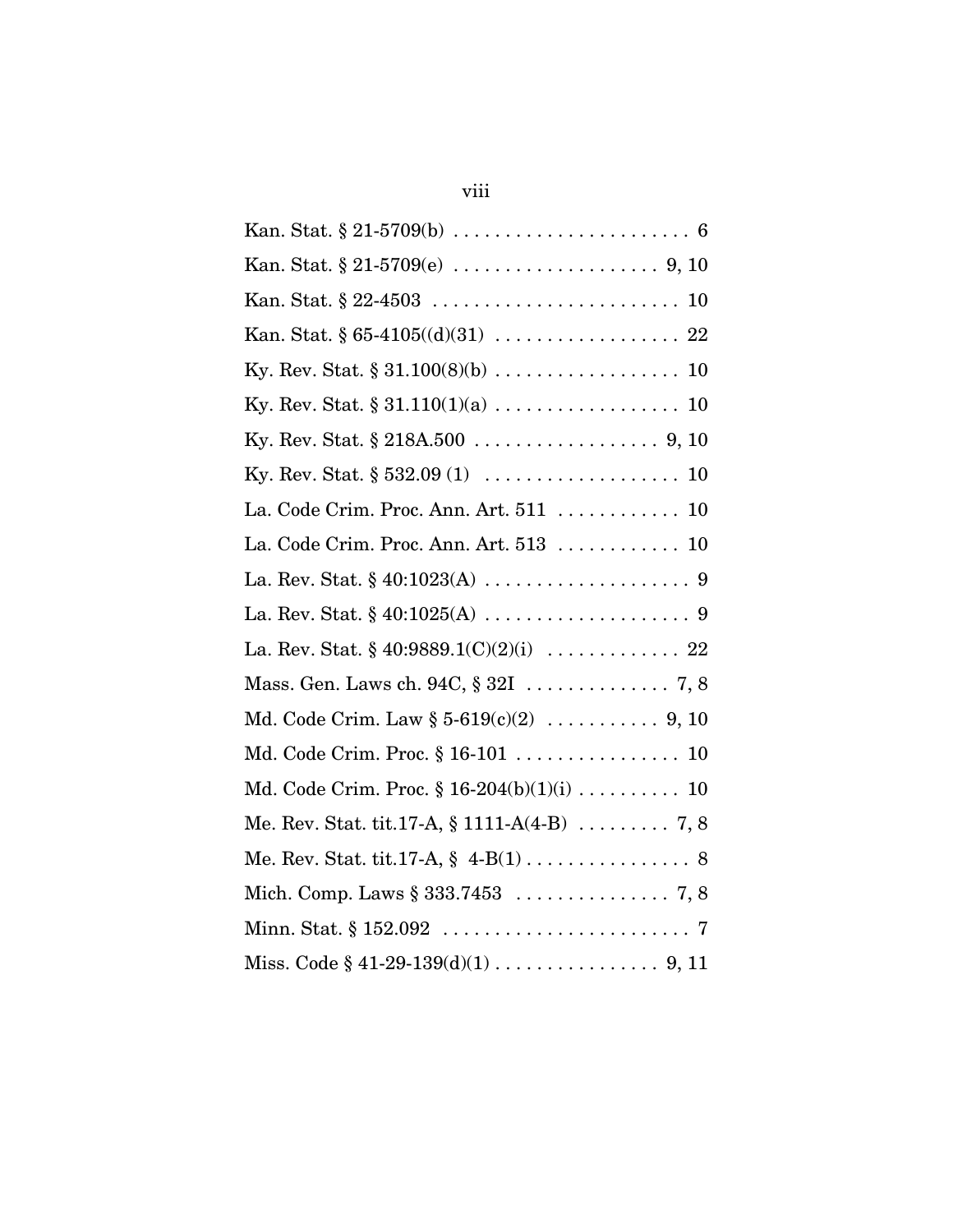Kan. Stat. § 21-5709(b) . . . . . . . . . . . . . . . . . . . . . . . 6

Kan. Stat. § 21-5709(e) . . . . . . . . . . . . . . . . . . . . 9, 10

Kan. Stat. § 22-4503 . . . . . . . . . . . . . . . . . . . . . . . . 10

Kan. Stat. § 65-4105((d)(31) . . . . . . . . . . . . . . . . . . 22

Ky. Rev. Stat. § 31.100(8)(b) . . . . . . . . . . . . . . . . . . 10

Ky. Rev. Stat. § 31.110(1)(a) . . . . . . . . . . . . . . . . . . 10

Ky. Rev. Stat. § 218A.500 . . . . . . . . . . . . . . . . . . 9, 10

Ky. Rev. Stat. § 532.09 (1) . . . . . . . . . . . . . . . . . . . 10

La. Code Crim. Proc. Ann. Art. 511 . . . . . . . . . . . . 10

La. Code Crim. Proc. Ann. Art. 513 . . . . . . . . . . . . 10

La. Rev. Stat. § 40:1023(A) . . . . . . . . . . . . . . . . . . . . 9

La. Rev. Stat. § 40:1025(A) . . . . . . . . . . . . . . . . . . . . 9

La. Rev. Stat. § 40:9889.1(C)(2)(i) . . . . . . . . . . . . . 22

Mass. Gen. Laws ch. 94C, § 32I . . . . . . . . . . . . . . 7, 8

Md. Code Crim. Law § 5-619(c)(2) . . . . . . . . . . . 9, 10

Md. Code Crim. Proc. § 16-101 . . . . . . . . . . . . . . . . 10

Md. Code Crim. Proc. § 16-204(b)(1)(i) . . . . . . . . . . 10

Me. Rev. Stat. tit.17-A, § 1111-A(4-B) . . . . . . . . . 7, 8

Me. Rev. Stat. tit.17-A, § 4-B(1) . . . . . . . . . . . . . . . . 8

Mich. Comp. Laws § 333.7453 . . . . . . . . . . . . . . . 7, 8

Minn. Stat. § 152.092 . . . . . . . . . . . . . . . . . . . . . . . . 7

Miss. Code § 41-29-139(d)(1) . . . . . . . . . . . . . . . . 9, 11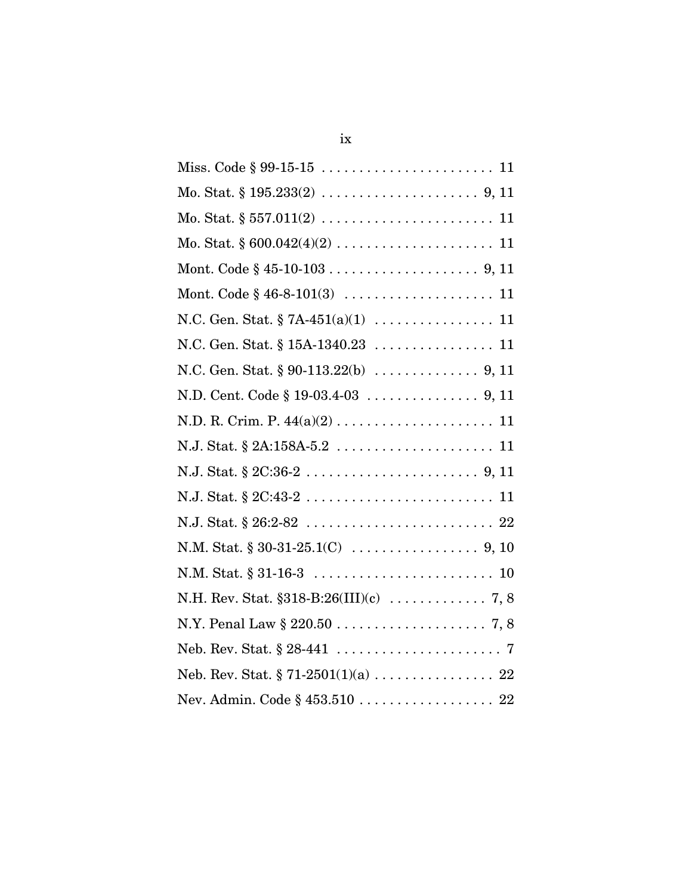Miss. Code § 99-15-15 . . . . . . . . . . . . . . . . . . . . . . . 11

Mo. Stat. § 195.233(2) . . . . . . . . . . . . . . . . . . . . . 9, 11

Mo. Stat. § 557.011(2) . . . . . . . . . . . . . . . . . . . . . . . 11

Mo. Stat. § 600.042(4)(2) . . . . . . . . . . . . . . . . . . . . . 11

Mont. Code § 45-10-103 . . . . . . . . . . . . . . . . . . . . 9, 11

Mont. Code § 46-8-101(3) . . . . . . . . . . . . . . . . . . . . 11

N.C. Gen. Stat. § 7A-451(a)(1) . . . . . . . . . . . . . . . . 11

N.C. Gen. Stat. § 15A-1340.23 . . . . . . . . . . . . . . . . 11

N.C. Gen. Stat. § 90-113.22(b) . . . . . . . . . . . . . . 9, 11

N.D. Cent. Code § 19-03.4-03 . . . . . . . . . . . . . . . 9, 11

N.D. R. Crim. P. 44(a)(2) . . . . . . . . . . . . . . . . . . . . . 11

N.J. Stat. § 2A:158A-5.2 . . . . . . . . . . . . . . . . . . . . . 11

N.J. Stat. § 2C:36-2 . . . . . . . . . . . . . . . . . . . . . . . 9, 11

N.J. Stat. § 2C:43-2 . . . . . . . . . . . . . . . . . . . . . . . . . 11

N.J. Stat. § 26:2-82 . . . . . . . . . . . . . . . . . . . . . . . . . 22

N.M. Stat. § 30-31-25.1(C) . . . . . . . . . . . . . . . . . 9, 10

N.M. Stat. § 31-16-3 . . . . . . . . . . . . . . . . . . . . . . . . 10

N.H. Rev. Stat. §318-B:26(III)(c) . . . . . . . . . . . . . 7, 8

N.Y. Penal Law § 220.50 . . . . . . . . . . . . . . . . . . . . 7, 8

Neb. Rev. Stat. § 28-441 . . . . . . . . . . . . . . . . . . . . . . 7

Neb. Rev. Stat. § 71-2501(1)(a) . . . . . . . . . . . . . . . . 22

Nev. Admin. Code § 453.510 . . . . . . . . . . . . . . . . . . 22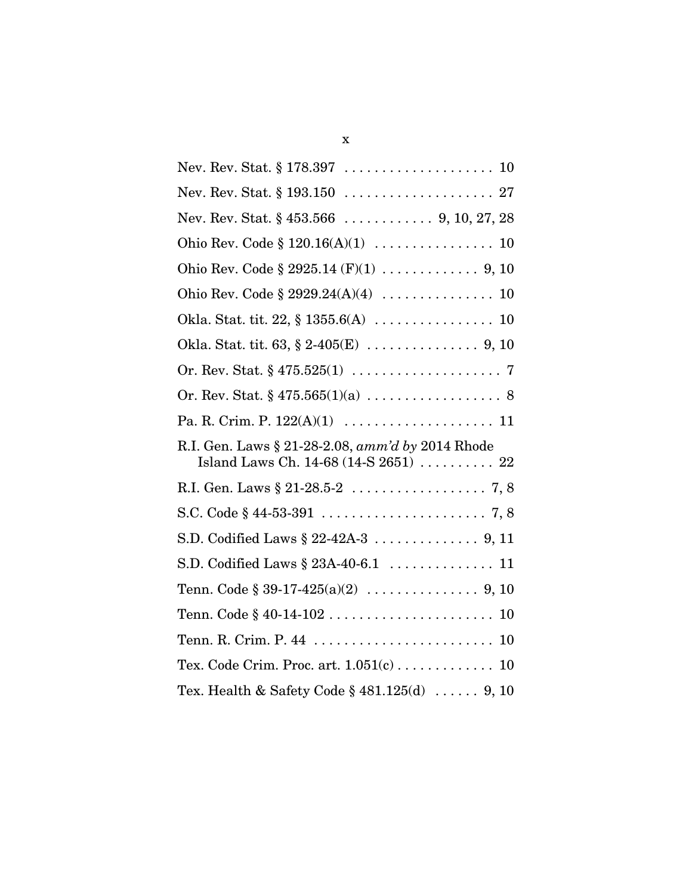Nev. Rev. Stat. § 178.397 .................... 10

Nev. Rev. Stat. § 193.150 .................... 27

Nev. Rev. Stat. § 453.566 ............ 9, 10, 27, 28

Ohio Rev. Code § 120.16(A)(1) ................ 10

Ohio Rev. Code § 2925.14 (F)(1) ............. 9, 10

Ohio Rev. Code § 2929.24(A)(4) ............... 10

Okla. Stat. tit. 22, § 1355.6(A) ................ 10

Okla. Stat. tit. 63, § 2-405(E) ............... 9, 10

Or. Rev. Stat. § 475.525(1) .................... 7

Or. Rev. Stat. § 475.565(1)(a) .................. 8

Pa. R. Crim. P. 122(A)(1) .................... 11

R.I. Gen. Laws § 21-28-2.08, *amm'd by* 2014 Rhode Island Laws Ch. 14-68 (14-S 2651) .......... 22

R.I. Gen. Laws § 21-28.5-2 .................. 7, 8

S.C. Code § 44-53-391 ...................... 7, 8

S.D. Codified Laws § 22-42A-3 .............. 9, 11

S.D. Codified Laws § 23A-40-6.1 .............. 11

Tenn. Code § 39-17-425(a)(2) ............... 9, 10

Tenn. Code § 40-14-102 ...................... 10

Tenn. R. Crim. P. 44 ........................ 10

Tex. Code Crim. Proc. art. 1.051(c) ............. 10

Tex. Health & Safety Code § 481.125(d) ...... 9, 10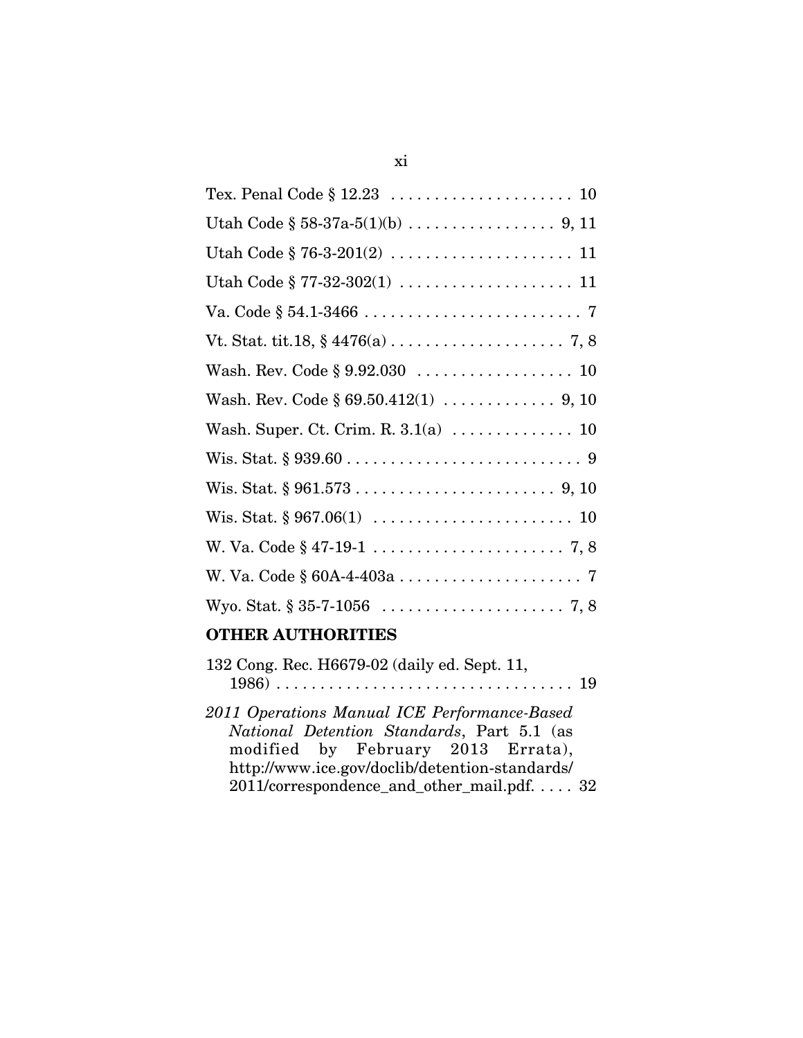Tex. Penal Code § 12.23 . . . . . . . . . . . . . . . . . . . . . 10

Utah Code § 58-37a-5(1)(b) . . . . . . . . . . . . . . . . . 9, 11

Utah Code § 76-3-201(2) . . . . . . . . . . . . . . . . . . . . . 11

Utah Code § 77-32-302(1) . . . . . . . . . . . . . . . . . . . . 11

Va. Code § 54.1-3466 . . . . . . . . . . . . . . . . . . . . . . . . . 7

Vt. Stat. tit.18, § 4476(a) . . . . . . . . . . . . . . . . . . . . 7, 8

Wash. Rev. Code § 9.92.030 . . . . . . . . . . . . . . . . . . 10

Wash. Rev. Code § 69.50.412(1) . . . . . . . . . . . . . 9, 10

Wash. Super. Ct. Crim. R. 3.1(a) . . . . . . . . . . . . . . 10

Wis. Stat. § 939.60 . . . . . . . . . . . . . . . . . . . . . . . . . . . 9

Wis. Stat. § 961.573 . . . . . . . . . . . . . . . . . . . . . . . 9, 10

Wis. Stat. § 967.06(1) . . . . . . . . . . . . . . . . . . . . . . . 10

W. Va. Code § 47-19-1 . . . . . . . . . . . . . . . . . . . . . . 7, 8

W. Va. Code § 60A-4-403a . . . . . . . . . . . . . . . . . . . . . 7

Wyo. Stat. § 35-7-1056 . . . . . . . . . . . . . . . . . . . . . 7, 8

**OTHER AUTHORITIES**

132 Cong. Rec. H6679-02 (daily ed. Sept. 11, 1986) . . . . . . . . . . . . . . . . . . . . . . . . . . . . . . . . . . 19

*2011 Operations Manual ICE Performance-Based National Detention Standards*, Part 5.1 (as modified by February 2013 Errata), http://www.ice.gov/doclib/detention-standards/2011/correspondence_and_other_mail.pdf. . . . . 32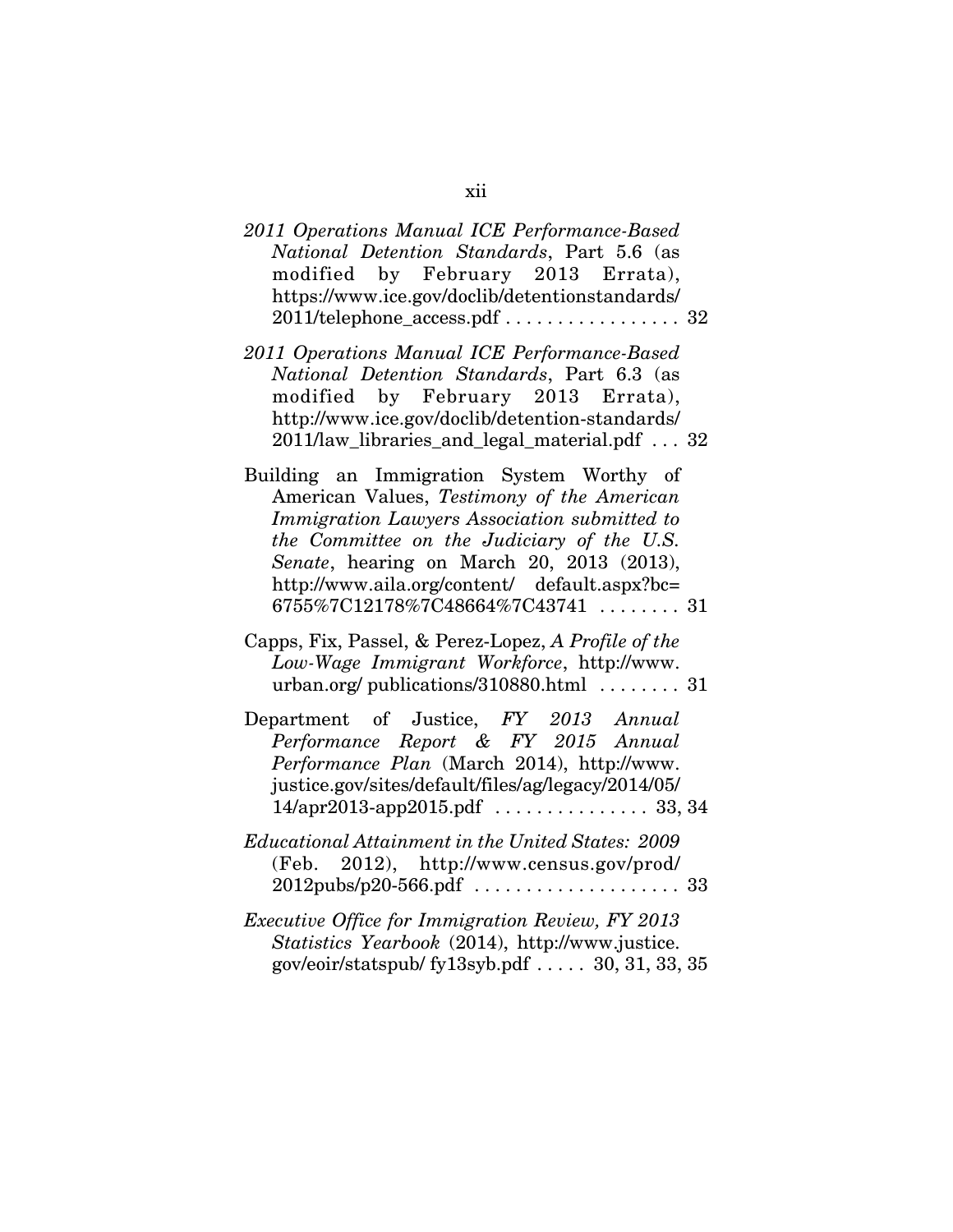*2011 Operations Manual ICE Performance-Based National Detention Standards*, Part 5.6 (as modified by February 2013 Errata), https://www.ice.gov/doclib/detentionstandards/2011/telephone_access.pdf . . . . . . . . . . . . . . . . . 32

*2011 Operations Manual ICE Performance-Based National Detention Standards*, Part 6.3 (as modified by February 2013 Errata), http://www.ice.gov/doclib/detention-standards/2011/law_libraries_and_legal_material.pdf . . . 32

Building an Immigration System Worthy of American Values, *Testimony of the American Immigration Lawyers Association submitted to the Committee on the Judiciary of the U.S. Senate*, hearing on March 20, 2013 (2013), http://www.aila.org/content/ default.aspx?bc=6755%7C12178%7C48664%7C43741 . . . . . . . . 31

Capps, Fix, Passel, & Perez-Lopez, *A Profile of the Low-Wage Immigrant Workforce*, http://www.urban.org/ publications/310880.html . . . . . . . . 31

Department of Justice, *FY 2013 Annual Performance Report & FY 2015 Annual Performance Plan* (March 2014), http://www.justice.gov/sites/default/files/ag/legacy/2014/05/14/apr2013-app2015.pdf . . . . . . . . . . . . . . . 33, 34

*Educational Attainment in the United States: 2009* (Feb. 2012), http://www.census.gov/prod/2012pubs/p20-566.pdf . . . . . . . . . . . . . . . . . . . . 33

*Executive Office for Immigration Review, FY 2013 Statistics Yearbook* (2014), http://www.justice.gov/eoir/statspub/ fy13syb.pdf . . . . . 30, 31, 33, 35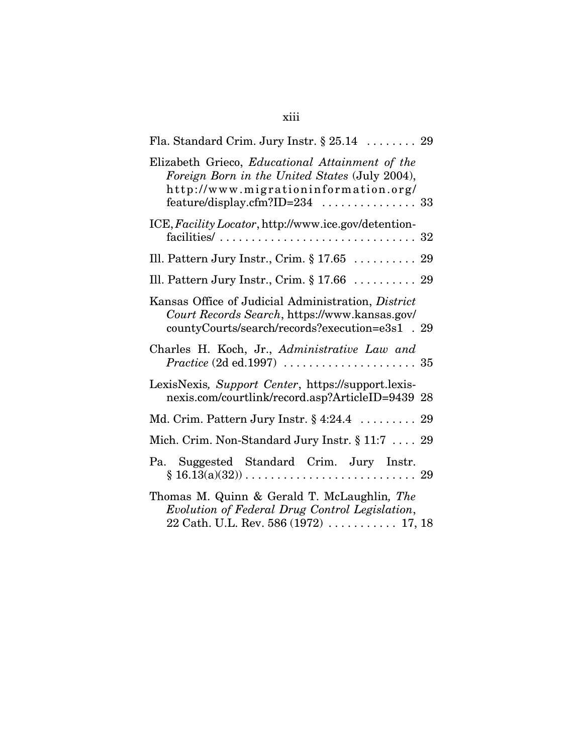Fla. Standard Crim. Jury Instr. § 25.14 . . . . . . . . 29

Elizabeth Grieco, *Educational Attainment of the Foreign Born in the United States* (July 2004), http://www.migrationinformation.org/feature/display.cfm?ID=234 . . . . . . . . . . . . . . . 33

ICE, *Facility Locator*, http://www.ice.gov/detention-facilities/ . . . . . . . . . . . . . . . . . . . . . . . . . . . . . . . 32

Ill. Pattern Jury Instr., Crim. § 17.65 . . . . . . . . . . 29

Ill. Pattern Jury Instr., Crim. § 17.66 . . . . . . . . . . 29

Kansas Office of Judicial Administration, *District Court Records Search*, https://www.kansas.gov/countyCourts/search/records?execution=e3s1 . 29

Charles H. Koch, Jr., *Administrative Law and Practice* (2d ed.1997) . . . . . . . . . . . . . . . . . . . . . 35

LexisNexis*, Support Center*, https://support.lexisnexis.com/courtlink/record.asp?ArticleID=9439 28

Md. Crim. Pattern Jury Instr. § 4:24.4 . . . . . . . . . 29

Mich. Crim. Non-Standard Jury Instr. § 11:7 . . . . 29

Pa. Suggested Standard Crim. Jury Instr. § 16.13(a)(32)) . . . . . . . . . . . . . . . . . . . . . . . . . . . 29

Thomas M. Quinn & Gerald T. McLaughlin*, The Evolution of Federal Drug Control Legislation*, 22 Cath. U.L. Rev. 586 (1972) . . . . . . . . . . . 17, 18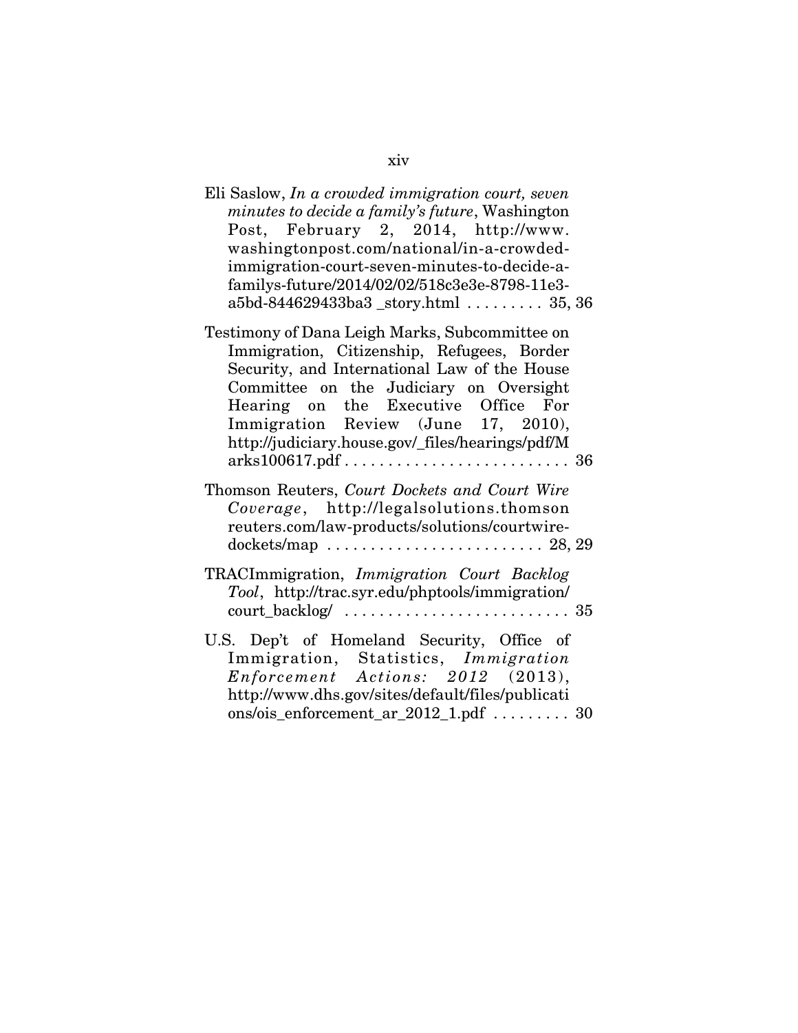Eli Saslow, *In a crowded immigration court, seven minutes to decide a family's future*, Washington Post, February 2, 2014, http://www.washingtonpost.com/national/in-a-crowded-immigration-court-seven-minutes-to-decide-a-familys-future/2014/02/02/518c3e3e-8798-11e3-a5bd-844629433ba3_story.html . . . . . . . . . 35, 36

Testimony of Dana Leigh Marks, Subcommittee on Immigration, Citizenship, Refugees, Border Security, and International Law of the House Committee on the Judiciary on Oversight Hearing on the Executive Office For Immigration Review (June 17, 2010), http://judiciary.house.gov/_files/hearings/pdf/Marks100617.pdf . . . . . . . . . . . . . . . . . . . . . . . . . . 36

Thomson Reuters, *Court Dockets and Court Wire Coverage*, http://legalsolutions.thomsonreuters.com/law-products/solutions/courtwire-dockets/map . . . . . . . . . . . . . . . . . . . . . . . . . 28, 29

TRACImmigration, *Immigration Court Backlog Tool*, http://trac.syr.edu/phptools/immigration/court_backlog/ . . . . . . . . . . . . . . . . . . . . . . . . . . 35

U.S. Dep't of Homeland Security, Office of Immigration, Statistics, *Immigration Enforcement Actions: 2012* (2013), http://www.dhs.gov/sites/default/files/publications/ois_enforcement_ar_2012_1.pdf . . . . . . . . . 30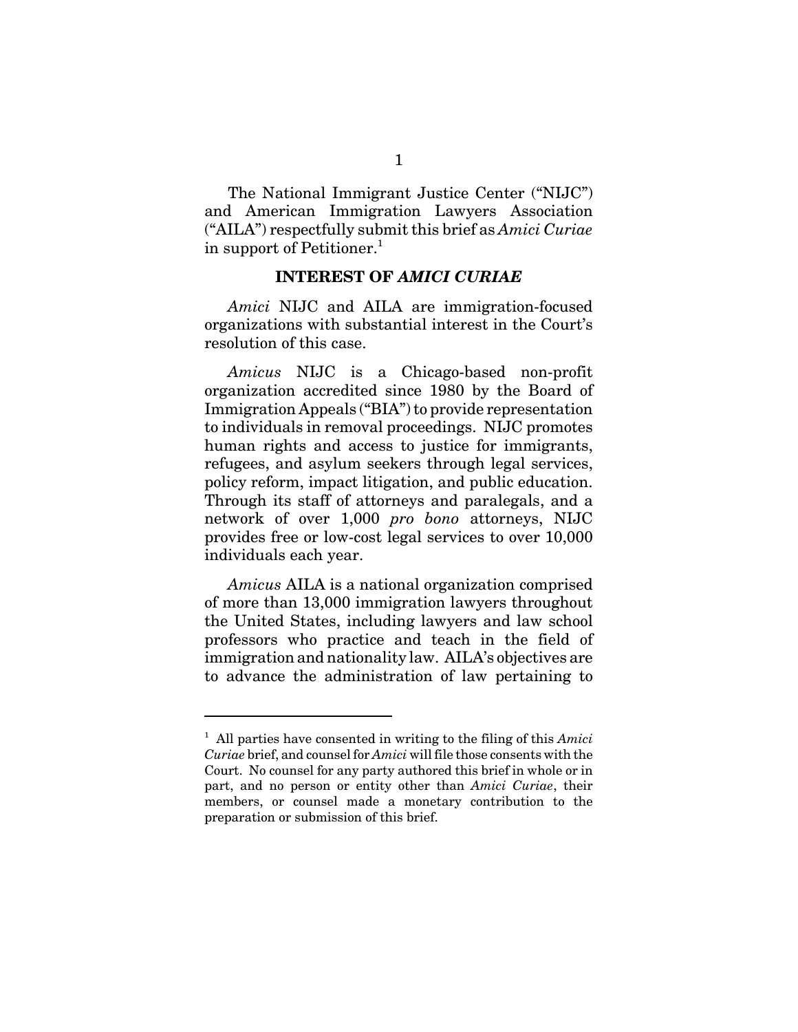The National Immigrant Justice Center ("NIJC") and American Immigration Lawyers Association ("AILA") respectfully submit this brief as *Amici Curiae* in support of Petitioner.[1]

## INTEREST OF *AMICI CURIAE*

*Amici* NIJC and AILA are immigration-focused organizations with substantial interest in the Court's resolution of this case.

*Amicus* NIJC is a Chicago-based non-profit organization accredited since 1980 by the Board of Immigration Appeals ("BIA") to provide representation to individuals in removal proceedings. NIJC promotes human rights and access to justice for immigrants, refugees, and asylum seekers through legal services, policy reform, impact litigation, and public education. Through its staff of attorneys and paralegals, and a network of over 1,000 *pro bono* attorneys, NIJC provides free or low-cost legal services to over 10,000 individuals each year.

*Amicus* AILA is a national organization comprised of more than 13,000 immigration lawyers throughout the United States, including lawyers and law school professors who practice and teach in the field of immigration and nationality law. AILA's objectives are to advance the administration of law pertaining to

---

[1] All parties have consented in writing to the filing of this *Amici Curiae* brief, and counsel for *Amici* will file those consents with the Court. No counsel for any party authored this brief in whole or in part, and no person or entity other than *Amici Curiae*, their members, or counsel made a monetary contribution to the preparation or submission of this brief.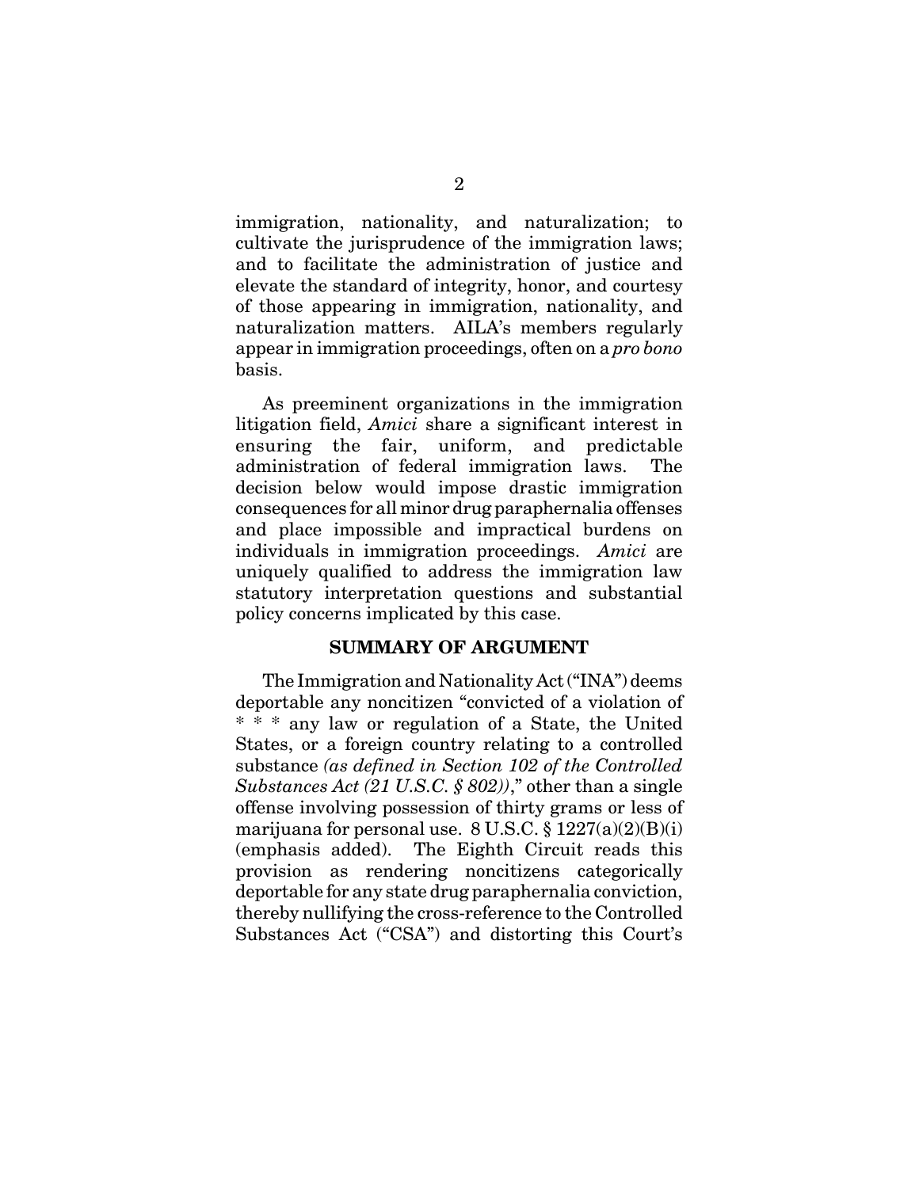immigration, nationality, and naturalization; to cultivate the jurisprudence of the immigration laws; and to facilitate the administration of justice and elevate the standard of integrity, honor, and courtesy of those appearing in immigration, nationality, and naturalization matters. AILA's members regularly appear in immigration proceedings, often on a *pro bono* basis.

As preeminent organizations in the immigration litigation field, *Amici* share a significant interest in ensuring the fair, uniform, and predictable administration of federal immigration laws. The decision below would impose drastic immigration consequences for all minor drug paraphernalia offenses and place impossible and impractical burdens on individuals in immigration proceedings. *Amici* are uniquely qualified to address the immigration law statutory interpretation questions and substantial policy concerns implicated by this case.

## SUMMARY OF ARGUMENT

The Immigration and Nationality Act ("INA") deems deportable any noncitizen "convicted of a violation of * * * any law or regulation of a State, the United States, or a foreign country relating to a controlled substance *(as defined in Section 102 of the Controlled Substances Act (21 U.S.C. § 802))*," other than a single offense involving possession of thirty grams or less of marijuana for personal use. 8 U.S.C. § 1227(a)(2)(B)(i) (emphasis added). The Eighth Circuit reads this provision as rendering noncitizens categorically deportable for any state drug paraphernalia conviction, thereby nullifying the cross-reference to the Controlled Substances Act ("CSA") and distorting this Court's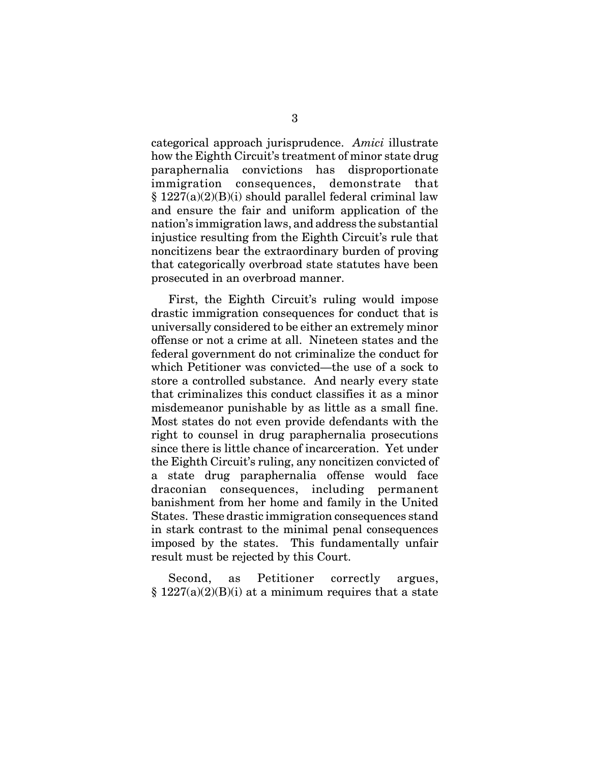categorical approach jurisprudence. *Amici* illustrate how the Eighth Circuit's treatment of minor state drug paraphernalia convictions has disproportionate immigration consequences, demonstrate that § 1227(a)(2)(B)(i) should parallel federal criminal law and ensure the fair and uniform application of the nation's immigration laws, and address the substantial injustice resulting from the Eighth Circuit's rule that noncitizens bear the extraordinary burden of proving that categorically overbroad state statutes have been prosecuted in an overbroad manner.

First, the Eighth Circuit's ruling would impose drastic immigration consequences for conduct that is universally considered to be either an extremely minor offense or not a crime at all. Nineteen states and the federal government do not criminalize the conduct for which Petitioner was convicted—the use of a sock to store a controlled substance. And nearly every state that criminalizes this conduct classifies it as a minor misdemeanor punishable by as little as a small fine. Most states do not even provide defendants with the right to counsel in drug paraphernalia prosecutions since there is little chance of incarceration. Yet under the Eighth Circuit's ruling, any noncitizen convicted of a state drug paraphernalia offense would face draconian consequences, including permanent banishment from her home and family in the United States. These drastic immigration consequences stand in stark contrast to the minimal penal consequences imposed by the states. This fundamentally unfair result must be rejected by this Court.

Second, as Petitioner correctly argues, § 1227(a)(2)(B)(i) at a minimum requires that a state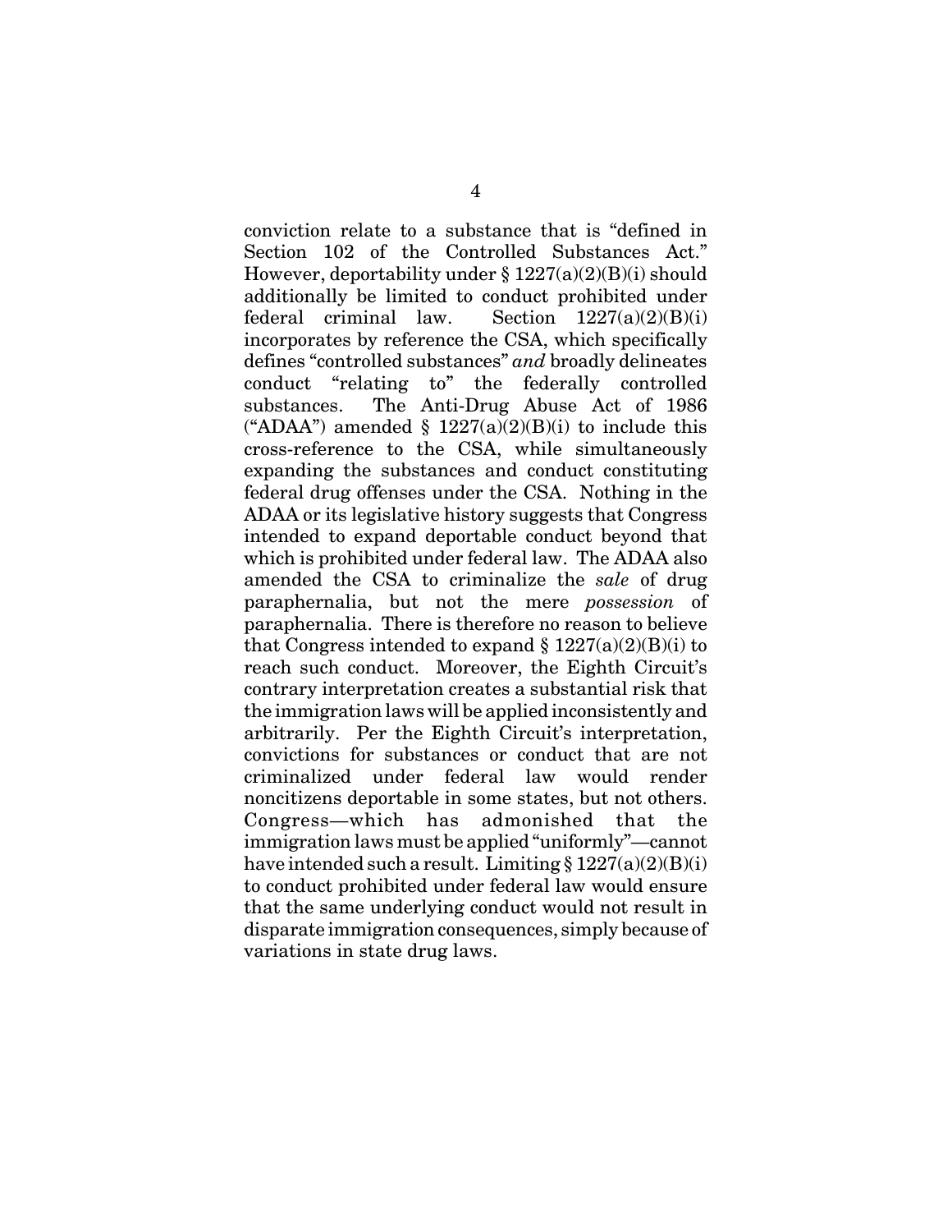conviction relate to a substance that is "defined in Section 102 of the Controlled Substances Act." However, deportability under § 1227(a)(2)(B)(i) should additionally be limited to conduct prohibited under federal criminal law. Section 1227(a)(2)(B)(i) incorporates by reference the CSA, which specifically defines "controlled substances" *and* broadly delineates conduct "relating to" the federally controlled substances. The Anti-Drug Abuse Act of 1986 ("ADAA") amended § 1227(a)(2)(B)(i) to include this cross-reference to the CSA, while simultaneously expanding the substances and conduct constituting federal drug offenses under the CSA. Nothing in the ADAA or its legislative history suggests that Congress intended to expand deportable conduct beyond that which is prohibited under federal law. The ADAA also amended the CSA to criminalize the *sale* of drug paraphernalia, but not the mere *possession* of paraphernalia. There is therefore no reason to believe that Congress intended to expand § 1227(a)(2)(B)(i) to reach such conduct. Moreover, the Eighth Circuit's contrary interpretation creates a substantial risk that the immigration laws will be applied inconsistently and arbitrarily. Per the Eighth Circuit's interpretation, convictions for substances or conduct that are not criminalized under federal law would render noncitizens deportable in some states, but not others. Congress—which has admonished that the immigration laws must be applied "uniformly"—cannot have intended such a result. Limiting § 1227(a)(2)(B)(i) to conduct prohibited under federal law would ensure that the same underlying conduct would not result in disparate immigration consequences, simply because of variations in state drug laws.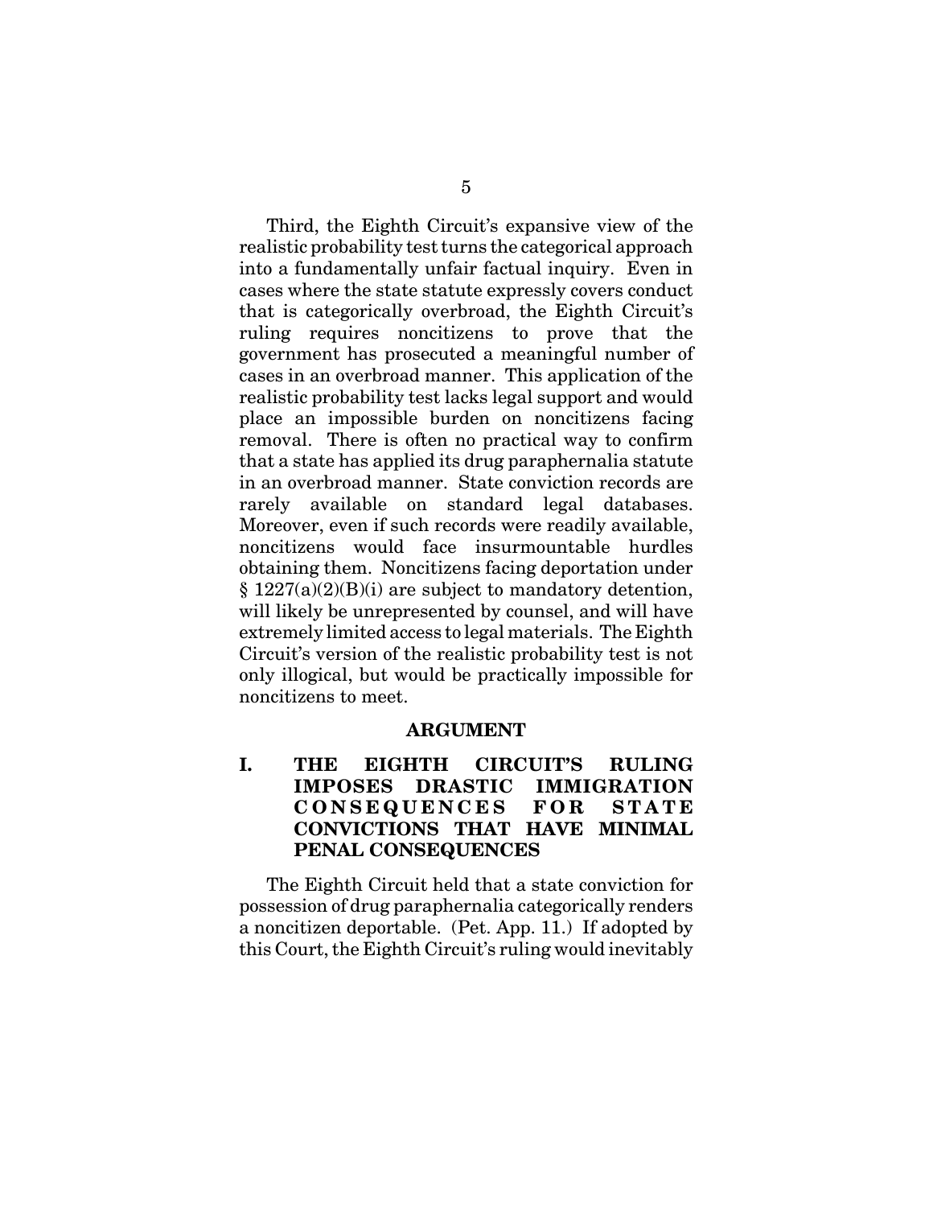Third, the Eighth Circuit's expansive view of the realistic probability test turns the categorical approach into a fundamentally unfair factual inquiry. Even in cases where the state statute expressly covers conduct that is categorically overbroad, the Eighth Circuit's ruling requires noncitizens to prove that the government has prosecuted a meaningful number of cases in an overbroad manner. This application of the realistic probability test lacks legal support and would place an impossible burden on noncitizens facing removal. There is often no practical way to confirm that a state has applied its drug paraphernalia statute in an overbroad manner. State conviction records are rarely available on standard legal databases. Moreover, even if such records were readily available, noncitizens would face insurmountable hurdles obtaining them. Noncitizens facing deportation under § 1227(a)(2)(B)(i) are subject to mandatory detention, will likely be unrepresented by counsel, and will have extremely limited access to legal materials. The Eighth Circuit's version of the realistic probability test is not only illogical, but would be practically impossible for noncitizens to meet.

## ARGUMENT

### I. THE EIGHTH CIRCUIT'S RULING IMPOSES DRASTIC IMMIGRATION CONSEQUENCES FOR STATE CONVICTIONS THAT HAVE MINIMAL PENAL CONSEQUENCES

The Eighth Circuit held that a state conviction for possession of drug paraphernalia categorically renders a noncitizen deportable. (Pet. App. 11.) If adopted by this Court, the Eighth Circuit's ruling would inevitably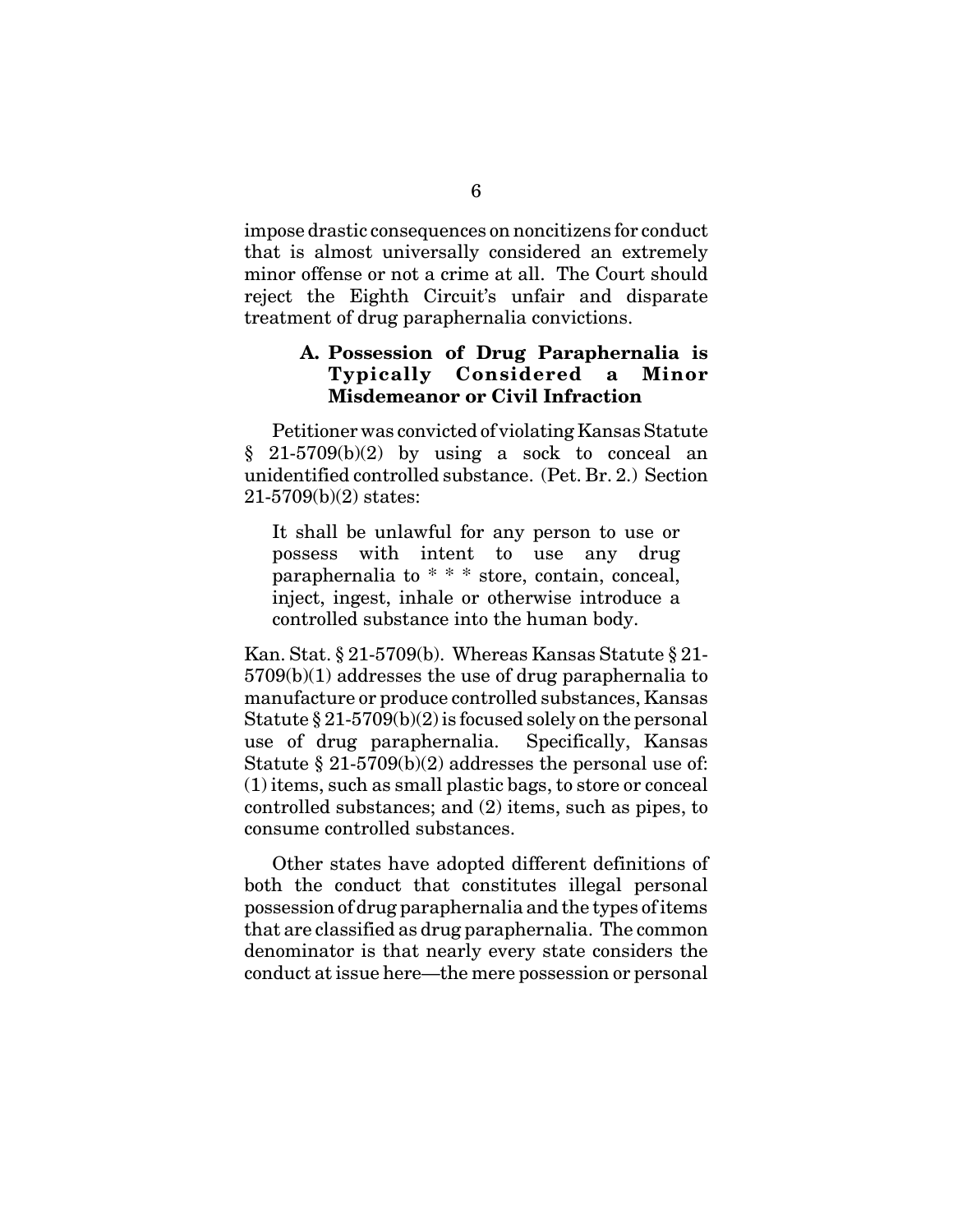impose drastic consequences on noncitizens for conduct that is almost universally considered an extremely minor offense or not a crime at all. The Court should reject the Eighth Circuit's unfair and disparate treatment of drug paraphernalia convictions.

### A. Possession of Drug Paraphernalia is Typically Considered a Minor Misdemeanor or Civil Infraction

Petitioner was convicted of violating Kansas Statute § 21-5709(b)(2) by using a sock to conceal an unidentified controlled substance. (Pet. Br. 2.) Section 21-5709(b)(2) states:

> It shall be unlawful for any person to use or possess with intent to use any drug paraphernalia to * * * store, contain, conceal, inject, ingest, inhale or otherwise introduce a controlled substance into the human body.

Kan. Stat. § 21-5709(b). Whereas Kansas Statute § 21-5709(b)(1) addresses the use of drug paraphernalia to manufacture or produce controlled substances, Kansas Statute § 21-5709(b)(2) is focused solely on the personal use of drug paraphernalia. Specifically, Kansas Statute § 21-5709(b)(2) addresses the personal use of: (1) items, such as small plastic bags, to store or conceal controlled substances; and (2) items, such as pipes, to consume controlled substances.

Other states have adopted different definitions of both the conduct that constitutes illegal personal possession of drug paraphernalia and the types of items that are classified as drug paraphernalia. The common denominator is that nearly every state considers the conduct at issue here—the mere possession or personal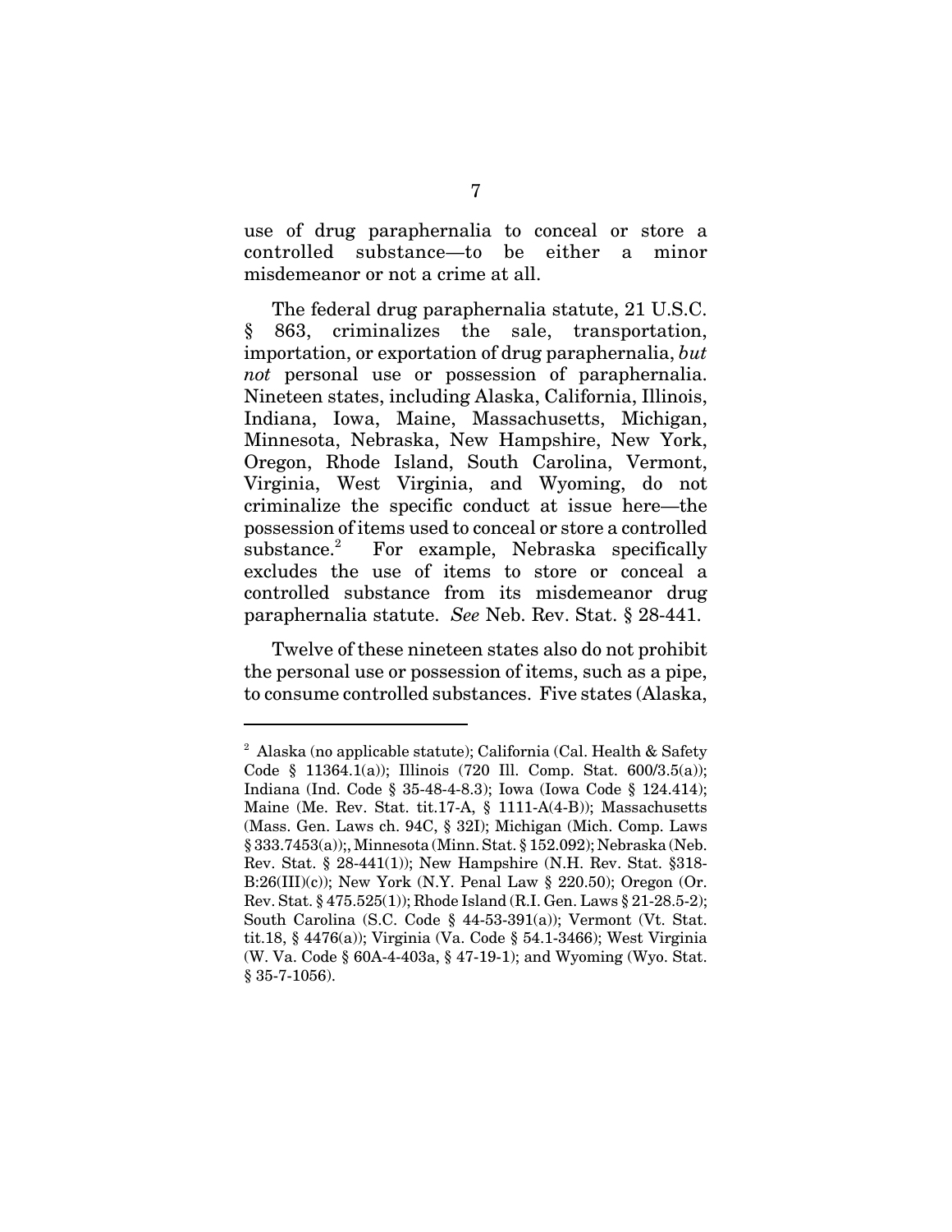use of drug paraphernalia to conceal or store a controlled substance—to be either a minor misdemeanor or not a crime at all.

The federal drug paraphernalia statute, 21 U.S.C. § 863, criminalizes the sale, transportation, importation, or exportation of drug paraphernalia, *but not* personal use or possession of paraphernalia. Nineteen states, including Alaska, California, Illinois, Indiana, Iowa, Maine, Massachusetts, Michigan, Minnesota, Nebraska, New Hampshire, New York, Oregon, Rhode Island, South Carolina, Vermont, Virginia, West Virginia, and Wyoming, do not criminalize the specific conduct at issue here—the possession of items used to conceal or store a controlled substance.[2] For example, Nebraska specifically excludes the use of items to store or conceal a controlled substance from its misdemeanor drug paraphernalia statute. *See* Neb. Rev. Stat. § 28-441.

Twelve of these nineteen states also do not prohibit the personal use or possession of items, such as a pipe, to consume controlled substances. Five states (Alaska,

---

[2] Alaska (no applicable statute); California (Cal. Health & Safety Code § 11364.1(a)); Illinois (720 Ill. Comp. Stat. 600/3.5(a)); Indiana (Ind. Code § 35-48-4-8.3); Iowa (Iowa Code § 124.414); Maine (Me. Rev. Stat. tit.17-A, § 1111-A(4-B)); Massachusetts (Mass. Gen. Laws ch. 94C, § 32I); Michigan (Mich. Comp. Laws § 333.7453(a));, Minnesota (Minn. Stat. § 152.092); Nebraska (Neb. Rev. Stat. § 28-441(1)); New Hampshire (N.H. Rev. Stat. §318-B:26(III)(c)); New York (N.Y. Penal Law § 220.50); Oregon (Or. Rev. Stat. § 475.525(1)); Rhode Island (R.I. Gen. Laws § 21-28.5-2); South Carolina (S.C. Code § 44-53-391(a)); Vermont (Vt. Stat. tit.18, § 4476(a)); Virginia (Va. Code § 54.1-3466); West Virginia (W. Va. Code § 60A-4-403a, § 47-19-1); and Wyoming (Wyo. Stat. § 35-7-1056).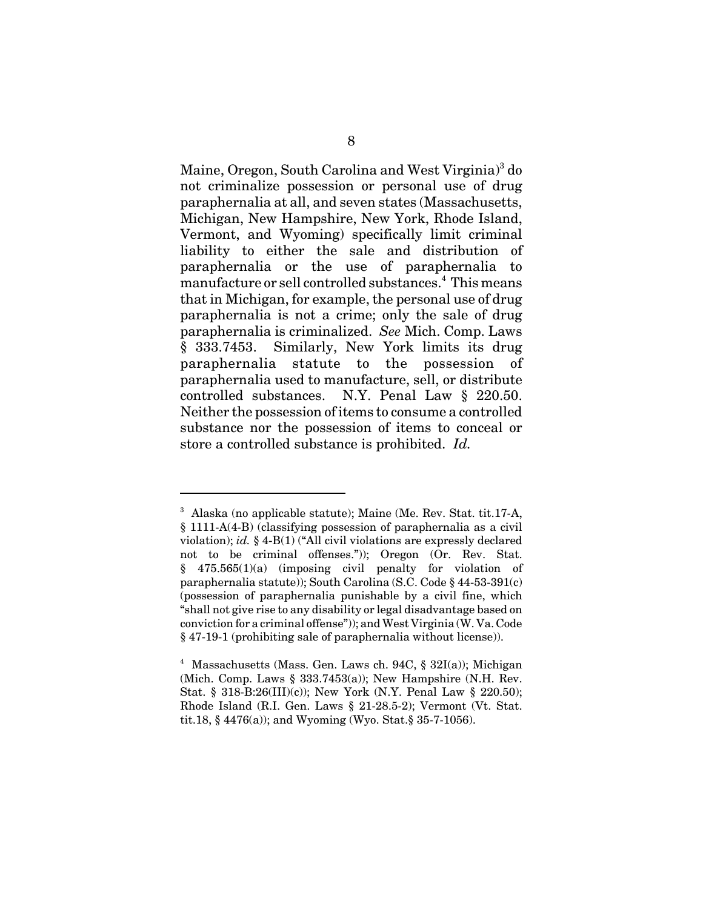Maine, Oregon, South Carolina and West Virginia)[3] do not criminalize possession or personal use of drug paraphernalia at all, and seven states (Massachusetts, Michigan, New Hampshire, New York, Rhode Island, Vermont, and Wyoming) specifically limit criminal liability to either the sale and distribution of paraphernalia or the use of paraphernalia to manufacture or sell controlled substances.[4] This means that in Michigan, for example, the personal use of drug paraphernalia is not a crime; only the sale of drug paraphernalia is criminalized. *See* Mich. Comp. Laws § 333.7453. Similarly, New York limits its drug paraphernalia statute to the possession of paraphernalia used to manufacture, sell, or distribute controlled substances. N.Y. Penal Law § 220.50. Neither the possession of items to consume a controlled substance nor the possession of items to conceal or store a controlled substance is prohibited. *Id.*

---

[3] Alaska (no applicable statute); Maine (Me. Rev. Stat. tit.17-A, § 1111-A(4-B) (classifying possession of paraphernalia as a civil violation); *id.* § 4-B(1) ("All civil violations are expressly declared not to be criminal offenses.")); Oregon (Or. Rev. Stat. § 475.565(1)(a) (imposing civil penalty for violation of paraphernalia statute)); South Carolina (S.C. Code § 44-53-391(c) (possession of paraphernalia punishable by a civil fine, which "shall not give rise to any disability or legal disadvantage based on conviction for a criminal offense")); and West Virginia (W. Va. Code § 47-19-1 (prohibiting sale of paraphernalia without license)).

[4] Massachusetts (Mass. Gen. Laws ch. 94C, § 32I(a)); Michigan (Mich. Comp. Laws § 333.7453(a)); New Hampshire (N.H. Rev. Stat. § 318-B:26(III)(c)); New York (N.Y. Penal Law § 220.50); Rhode Island (R.I. Gen. Laws § 21-28.5-2); Vermont (Vt. Stat. tit.18, § 4476(a)); and Wyoming (Wyo. Stat.§ 35-7-1056).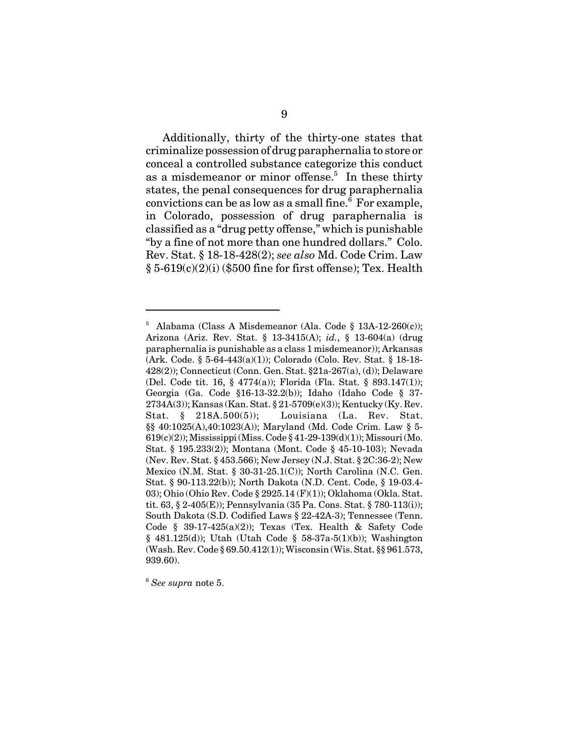Additionally, thirty of the thirty-one states that criminalize possession of drug paraphernalia to store or conceal a controlled substance categorize this conduct as a misdemeanor or minor offense.[5] In these thirty states, the penal consequences for drug paraphernalia convictions can be as low as a small fine.[6] For example, in Colorado, possession of drug paraphernalia is classified as a "drug petty offense," which is punishable "by a fine of not more than one hundred dollars." Colo. Rev. Stat. § 18-18-428(2); *see also* Md. Code Crim. Law § 5-619(c)(2)(i) ($500 fine for first offense); Tex. Health

---

[5] Alabama (Class A Misdemeanor (Ala. Code § 13A-12-260(c)); Arizona (Ariz. Rev. Stat. § 13-3415(A); *id.*, § 13-604(a) (drug paraphernalia is punishable as a class 1 misdemeanor)); Arkansas (Ark. Code. § 5-64-443(a)(1)); Colorado (Colo. Rev. Stat. § 18-18-428(2)); Connecticut (Conn. Gen. Stat. §21a-267(a), (d)); Delaware (Del. Code tit. 16, § 4774(a)); Florida (Fla. Stat. § 893.147(1)); Georgia (Ga. Code §16-13-32.2(b)); Idaho (Idaho Code § 37-2734A(3)); Kansas (Kan. Stat. § 21-5709(e)(3)); Kentucky (Ky. Rev. Stat. § 218A.500(5)); Louisiana (La. Rev. Stat. §§ 40:1025(A),40:1023(A)); Maryland (Md. Code Crim. Law § 5-619(c)(2)); Mississippi (Miss. Code § 41-29-139(d)(1)); Missouri (Mo. Stat. § 195.233(2)); Montana (Mont. Code § 45-10-103); Nevada (Nev. Rev. Stat. § 453.566); New Jersey (N.J. Stat. § 2C:36-2); New Mexico (N.M. Stat. § 30-31-25.1(C)); North Carolina (N.C. Gen. Stat. § 90-113.22(b)); North Dakota (N.D. Cent. Code, § 19-03.4-03); Ohio (Ohio Rev. Code § 2925.14 (F)(1)); Oklahoma (Okla. Stat. tit. 63, § 2-405(E)); Pennsylvania (35 Pa. Cons. Stat. § 780-113(i)); South Dakota (S.D. Codified Laws § 22-42A-3); Tennessee (Tenn. Code § 39-17-425(a)(2)); Texas (Tex. Health & Safety Code § 481.125(d)); Utah (Utah Code § 58-37a-5(1)(b)); Washington (Wash. Rev. Code § 69.50.412(1)); Wisconsin (Wis. Stat. §§ 961.573, 939.60).

[6] *See supra* note 5.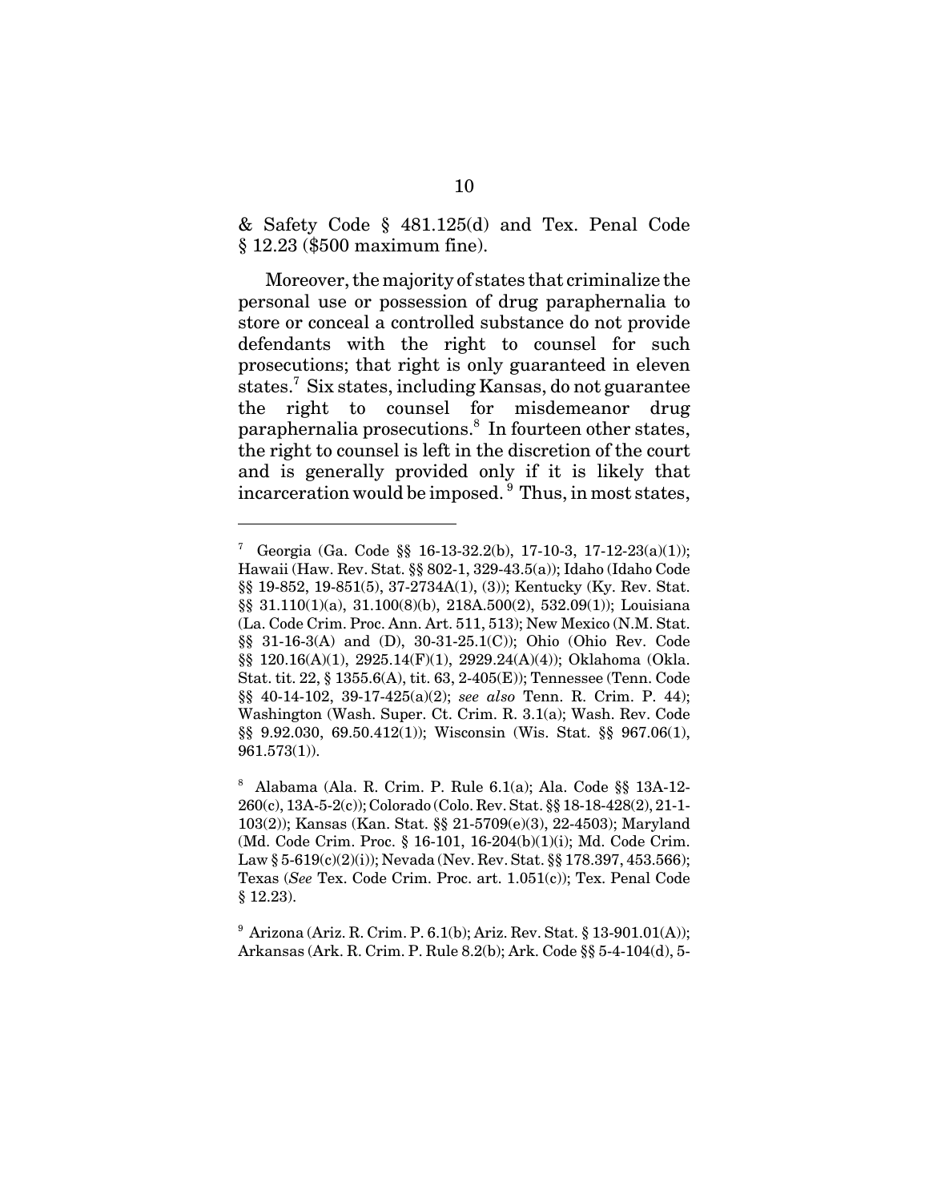& Safety Code § 481.125(d) and Tex. Penal Code § 12.23 ($500 maximum fine).

Moreover, the majority of states that criminalize the personal use or possession of drug paraphernalia to store or conceal a controlled substance do not provide defendants with the right to counsel for such prosecutions; that right is only guaranteed in eleven states.[7] Six states, including Kansas, do not guarantee the right to counsel for misdemeanor drug paraphernalia prosecutions.[8] In fourteen other states, the right to counsel is left in the discretion of the court and is generally provided only if it is likely that incarceration would be imposed.[9] Thus, in most states,

---

[7] Georgia (Ga. Code §§ 16-13-32.2(b), 17-10-3, 17-12-23(a)(1)); Hawaii (Haw. Rev. Stat. §§ 802-1, 329-43.5(a)); Idaho (Idaho Code §§ 19-852, 19-851(5), 37-2734A(1), (3)); Kentucky (Ky. Rev. Stat. §§ 31.110(1)(a), 31.100(8)(b), 218A.500(2), 532.09(1)); Louisiana (La. Code Crim. Proc. Ann. Art. 511, 513); New Mexico (N.M. Stat. §§ 31-16-3(A) and (D), 30-31-25.1(C)); Ohio (Ohio Rev. Code §§ 120.16(A)(1), 2925.14(F)(1), 2929.24(A)(4)); Oklahoma (Okla. Stat. tit. 22, § 1355.6(A), tit. 63, 2-405(E)); Tennessee (Tenn. Code §§ 40-14-102, 39-17-425(a)(2); *see also* Tenn. R. Crim. P. 44); Washington (Wash. Super. Ct. Crim. R. 3.1(a); Wash. Rev. Code §§ 9.92.030, 69.50.412(1)); Wisconsin (Wis. Stat. §§ 967.06(1), 961.573(1)).

[8] Alabama (Ala. R. Crim. P. Rule 6.1(a); Ala. Code §§ 13A-12-260(c), 13A-5-2(c)); Colorado (Colo. Rev. Stat. §§ 18-18-428(2), 21-1-103(2)); Kansas (Kan. Stat. §§ 21-5709(e)(3), 22-4503); Maryland (Md. Code Crim. Proc. § 16-101, 16-204(b)(1)(i); Md. Code Crim. Law § 5-619(c)(2)(i)); Nevada (Nev. Rev. Stat. §§ 178.397, 453.566); Texas (*See* Tex. Code Crim. Proc. art. 1.051(c)); Tex. Penal Code § 12.23).

[9] Arizona (Ariz. R. Crim. P. 6.1(b); Ariz. Rev. Stat. § 13-901.01(A)); Arkansas (Ark. R. Crim. P. Rule 8.2(b); Ark. Code §§ 5-4-104(d), 5-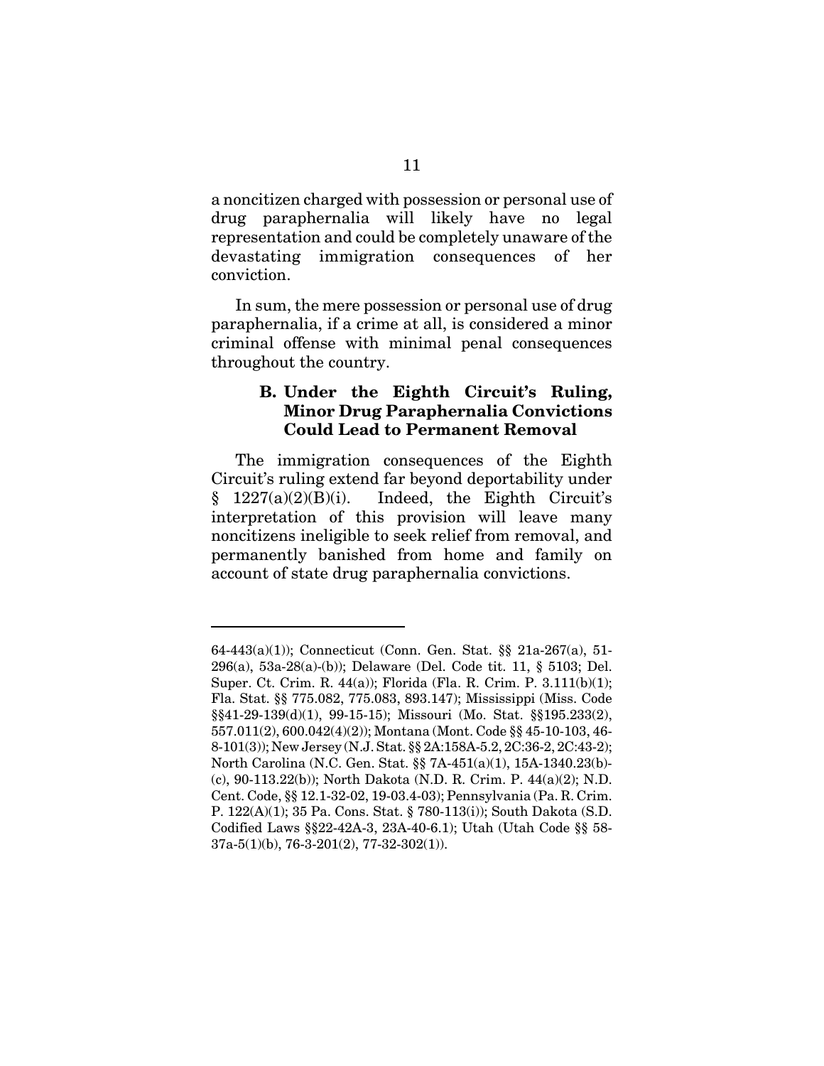a noncitizen charged with possession or personal use of drug paraphernalia will likely have no legal representation and could be completely unaware of the devastating immigration consequences of her conviction.

In sum, the mere possession or personal use of drug paraphernalia, if a crime at all, is considered a minor criminal offense with minimal penal consequences throughout the country.

### B. Under the Eighth Circuit's Ruling, Minor Drug Paraphernalia Convictions Could Lead to Permanent Removal

The immigration consequences of the Eighth Circuit's ruling extend far beyond deportability under § 1227(a)(2)(B)(i). Indeed, the Eighth Circuit's interpretation of this provision will leave many noncitizens ineligible to seek relief from removal, and permanently banished from home and family on account of state drug paraphernalia convictions.

---

64-443(a)(1)); Connecticut (Conn. Gen. Stat. §§ 21a-267(a), 51-296(a), 53a-28(a)-(b)); Delaware (Del. Code tit. 11, § 5103; Del. Super. Ct. Crim. R. 44(a)); Florida (Fla. R. Crim. P. 3.111(b)(1); Fla. Stat. §§ 775.082, 775.083, 893.147); Mississippi (Miss. Code §§41-29-139(d)(1), 99-15-15); Missouri (Mo. Stat. §§195.233(2), 557.011(2), 600.042(4)(2)); Montana (Mont. Code §§ 45-10-103, 46-8-101(3)); New Jersey (N.J. Stat. §§ 2A:158A-5.2, 2C:36-2, 2C:43-2); North Carolina (N.C. Gen. Stat. §§ 7A-451(a)(1), 15A-1340.23(b)-(c), 90-113.22(b)); North Dakota (N.D. R. Crim. P. 44(a)(2); N.D. Cent. Code, §§ 12.1-32-02, 19-03.4-03); Pennsylvania (Pa. R. Crim. P. 122(A)(1); 35 Pa. Cons. Stat. § 780-113(i)); South Dakota (S.D. Codified Laws §§22-42A-3, 23A-40-6.1); Utah (Utah Code §§ 58-37a-5(1)(b), 76-3-201(2), 77-32-302(1)).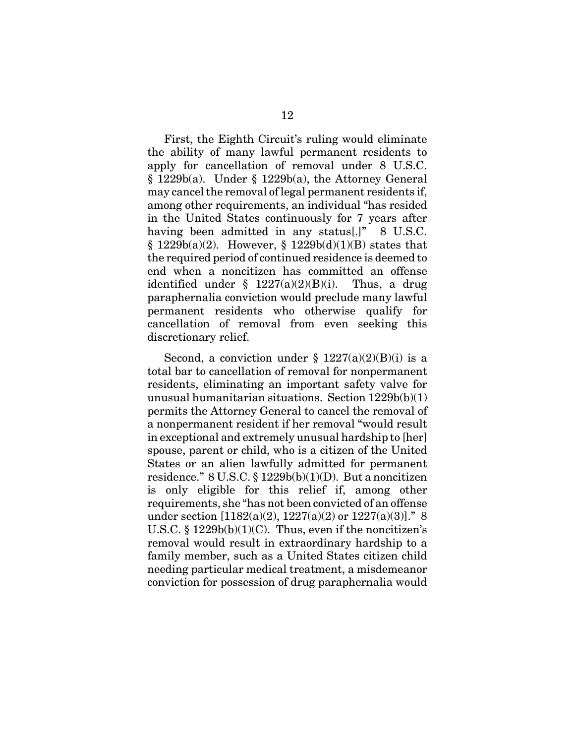First, the Eighth Circuit's ruling would eliminate the ability of many lawful permanent residents to apply for cancellation of removal under 8 U.S.C. § 1229b(a). Under § 1229b(a), the Attorney General may cancel the removal of legal permanent residents if, among other requirements, an individual "has resided in the United States continuously for 7 years after having been admitted in any status[.]" 8 U.S.C. § 1229b(a)(2). However, § 1229b(d)(1)(B) states that the required period of continued residence is deemed to end when a noncitizen has committed an offense identified under § 1227(a)(2)(B)(i). Thus, a drug paraphernalia conviction would preclude many lawful permanent residents who otherwise qualify for cancellation of removal from even seeking this discretionary relief.

Second, a conviction under § 1227(a)(2)(B)(i) is a total bar to cancellation of removal for nonpermanent residents, eliminating an important safety valve for unusual humanitarian situations. Section 1229b(b)(1) permits the Attorney General to cancel the removal of a nonpermanent resident if her removal "would result in exceptional and extremely unusual hardship to [her] spouse, parent or child, who is a citizen of the United States or an alien lawfully admitted for permanent residence." 8 U.S.C. § 1229b(b)(1)(D). But a noncitizen is only eligible for this relief if, among other requirements, she "has not been convicted of an offense under section [1182(a)(2), 1227(a)(2) or 1227(a)(3)]." 8 U.S.C. § 1229b(b)(1)(C). Thus, even if the noncitizen's removal would result in extraordinary hardship to a family member, such as a United States citizen child needing particular medical treatment, a misdemeanor conviction for possession of drug paraphernalia would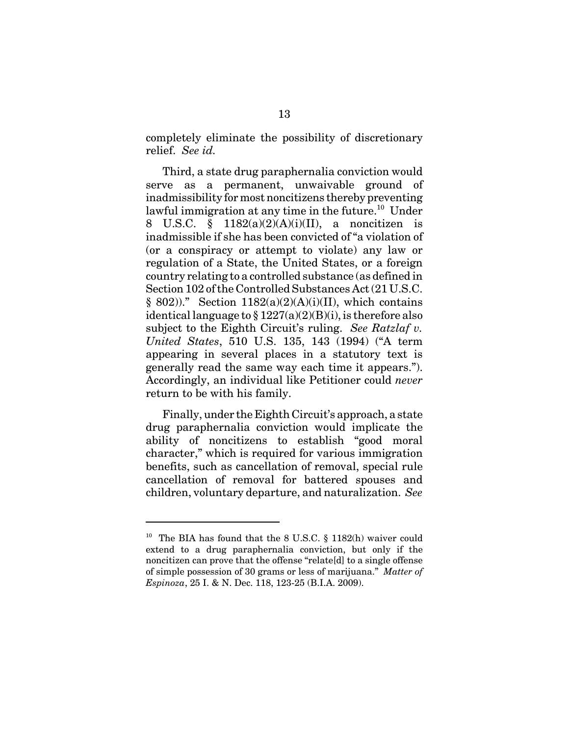completely eliminate the possibility of discretionary relief. *See id.*

Third, a state drug paraphernalia conviction would serve as a permanent, unwaivable ground of inadmissibility for most noncitizens thereby preventing lawful immigration at any time in the future.[10] Under 8 U.S.C. § 1182(a)(2)(A)(i)(II), a noncitizen is inadmissible if she has been convicted of "a violation of (or a conspiracy or attempt to violate) any law or regulation of a State, the United States, or a foreign country relating to a controlled substance (as defined in Section 102 of the Controlled Substances Act (21 U.S.C. § 802))." Section 1182(a)(2)(A)(i)(II), which contains identical language to § 1227(a)(2)(B)(i), is therefore also subject to the Eighth Circuit's ruling. *See Ratzlaf v. United States*, 510 U.S. 135, 143 (1994) ("A term appearing in several places in a statutory text is generally read the same way each time it appears."). Accordingly, an individual like Petitioner could *never* return to be with his family.

Finally, under the Eighth Circuit's approach, a state drug paraphernalia conviction would implicate the ability of noncitizens to establish "good moral character," which is required for various immigration benefits, such as cancellation of removal, special rule cancellation of removal for battered spouses and children, voluntary departure, and naturalization. *See*

---

[10] The BIA has found that the 8 U.S.C. § 1182(h) waiver could extend to a drug paraphernalia conviction, but only if the noncitizen can prove that the offense "relate[d] to a single offense of simple possession of 30 grams or less of marijuana." *Matter of Espinoza*, 25 I. & N. Dec. 118, 123-25 (B.I.A. 2009).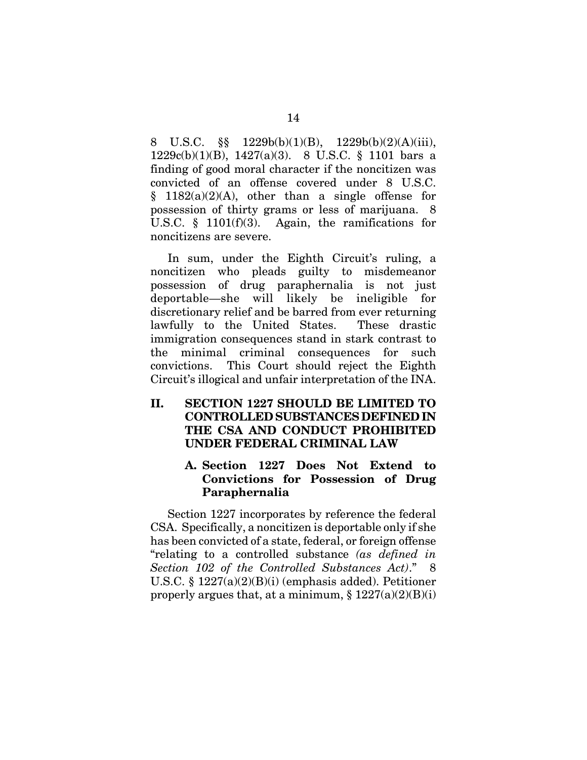8 U.S.C. §§ 1229b(b)(1)(B), 1229b(b)(2)(A)(iii), 1229c(b)(1)(B), 1427(a)(3). 8 U.S.C. § 1101 bars a finding of good moral character if the noncitizen was convicted of an offense covered under 8 U.S.C. § 1182(a)(2)(A), other than a single offense for possession of thirty grams or less of marijuana. 8 U.S.C. § 1101(f)(3). Again, the ramifications for noncitizens are severe.

In sum, under the Eighth Circuit's ruling, a noncitizen who pleads guilty to misdemeanor possession of drug paraphernalia is not just deportable—she will likely be ineligible for discretionary relief and be barred from ever returning lawfully to the United States. These drastic immigration consequences stand in stark contrast to the minimal criminal consequences for such convictions. This Court should reject the Eighth Circuit's illogical and unfair interpretation of the INA.

## II. SECTION 1227 SHOULD BE LIMITED TO CONTROLLED SUBSTANCES DEFINED IN THE CSA AND CONDUCT PROHIBITED UNDER FEDERAL CRIMINAL LAW

### A. Section 1227 Does Not Extend to Convictions for Possession of Drug Paraphernalia

Section 1227 incorporates by reference the federal CSA. Specifically, a noncitizen is deportable only if she has been convicted of a state, federal, or foreign offense "relating to a controlled substance *(as defined in Section 102 of the Controlled Substances Act)*." 8 U.S.C. § 1227(a)(2)(B)(i) (emphasis added). Petitioner properly argues that, at a minimum, § 1227(a)(2)(B)(i)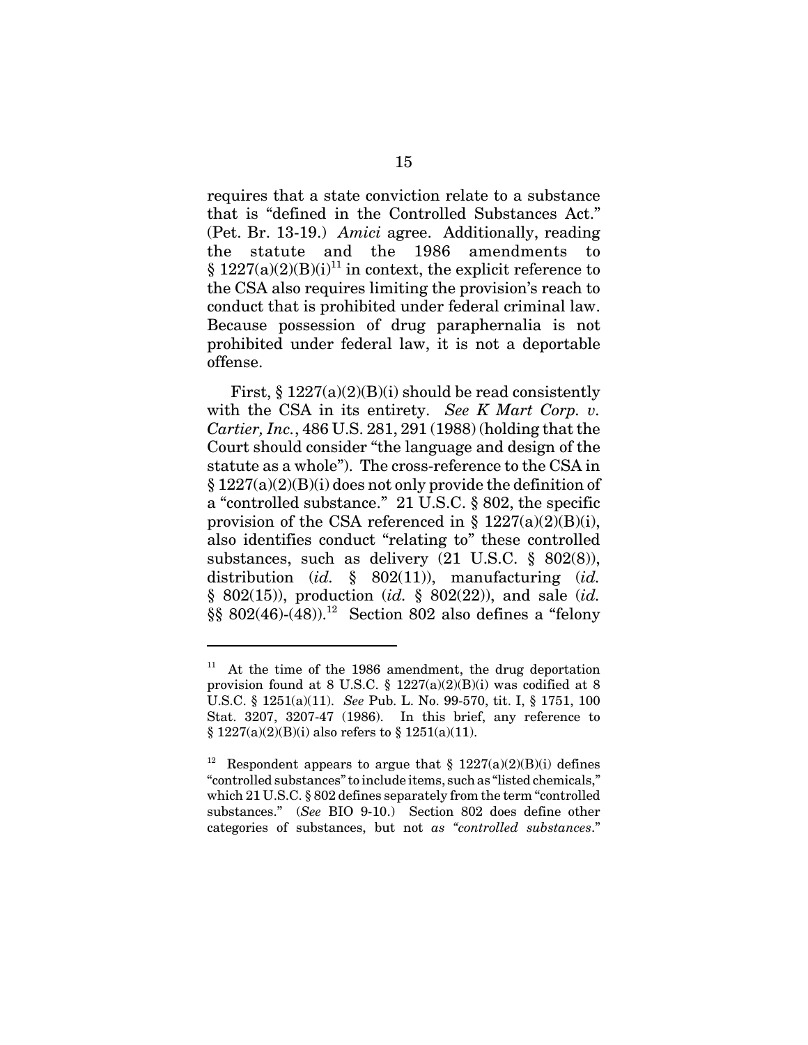requires that a state conviction relate to a substance that is "defined in the Controlled Substances Act." (Pet. Br. 13-19.) *Amici* agree. Additionally, reading the statute and the 1986 amendments to § 1227(a)(2)(B)(i)[11] in context, the explicit reference to the CSA also requires limiting the provision's reach to conduct that is prohibited under federal criminal law. Because possession of drug paraphernalia is not prohibited under federal law, it is not a deportable offense.

First, § 1227(a)(2)(B)(i) should be read consistently with the CSA in its entirety. *See K Mart Corp. v. Cartier, Inc.*, 486 U.S. 281, 291 (1988) (holding that the Court should consider "the language and design of the statute as a whole"). The cross-reference to the CSA in § 1227(a)(2)(B)(i) does not only provide the definition of a "controlled substance." 21 U.S.C. § 802, the specific provision of the CSA referenced in § 1227(a)(2)(B)(i), also identifies conduct "relating to" these controlled substances, such as delivery (21 U.S.C. § 802(8)), distribution (*id.* § 802(11)), manufacturing (*id.* § 802(15)), production (*id.* § 802(22)), and sale (*id.* §§ 802(46)-(48)).[12] Section 802 also defines a "felony

---

[11] At the time of the 1986 amendment, the drug deportation provision found at 8 U.S.C. § 1227(a)(2)(B)(i) was codified at 8 U.S.C. § 1251(a)(11). *See* Pub. L. No. 99-570, tit. I, § 1751, 100 Stat. 3207, 3207-47 (1986). In this brief, any reference to § 1227(a)(2)(B)(i) also refers to § 1251(a)(11).

[12] Respondent appears to argue that § 1227(a)(2)(B)(i) defines "controlled substances" to include items, such as "listed chemicals," which 21 U.S.C. § 802 defines separately from the term "controlled substances." (*See* BIO 9-10.) Section 802 does define other categories of substances, but not *as "controlled substances*."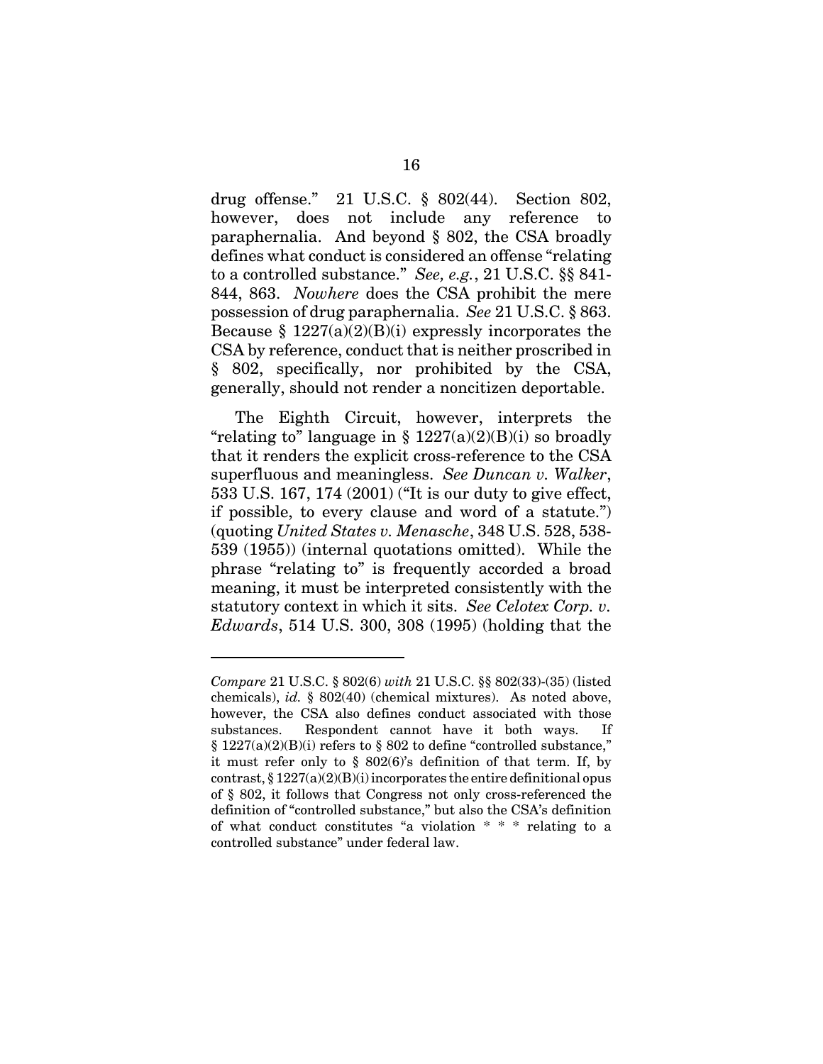drug offense." 21 U.S.C. § 802(44). Section 802, however, does not include any reference to paraphernalia. And beyond § 802, the CSA broadly defines what conduct is considered an offense "relating to a controlled substance." *See, e.g.*, 21 U.S.C. §§ 841-844, 863. *Nowhere* does the CSA prohibit the mere possession of drug paraphernalia. *See* 21 U.S.C. § 863. Because § 1227(a)(2)(B)(i) expressly incorporates the CSA by reference, conduct that is neither proscribed in § 802, specifically, nor prohibited by the CSA, generally, should not render a noncitizen deportable.

The Eighth Circuit, however, interprets the "relating to" language in § 1227(a)(2)(B)(i) so broadly that it renders the explicit cross-reference to the CSA superfluous and meaningless. *See Duncan v. Walker*, 533 U.S. 167, 174 (2001) ("It is our duty to give effect, if possible, to every clause and word of a statute.") (quoting *United States v. Menasche*, 348 U.S. 528, 538-539 (1955)) (internal quotations omitted). While the phrase "relating to" is frequently accorded a broad meaning, it must be interpreted consistently with the statutory context in which it sits. *See Celotex Corp. v. Edwards*, 514 U.S. 300, 308 (1995) (holding that the

---

*Compare* 21 U.S.C. § 802(6) *with* 21 U.S.C. §§ 802(33)-(35) (listed chemicals), *id.* § 802(40) (chemical mixtures). As noted above, however, the CSA also defines conduct associated with those substances. Respondent cannot have it both ways. If § 1227(a)(2)(B)(i) refers to § 802 to define "controlled substance," it must refer only to § 802(6)'s definition of that term. If, by contrast, § 1227(a)(2)(B)(i) incorporates the entire definitional opus of § 802, it follows that Congress not only cross-referenced the definition of "controlled substance," but also the CSA's definition of what conduct constitutes "a violation * * * relating to a controlled substance" under federal law.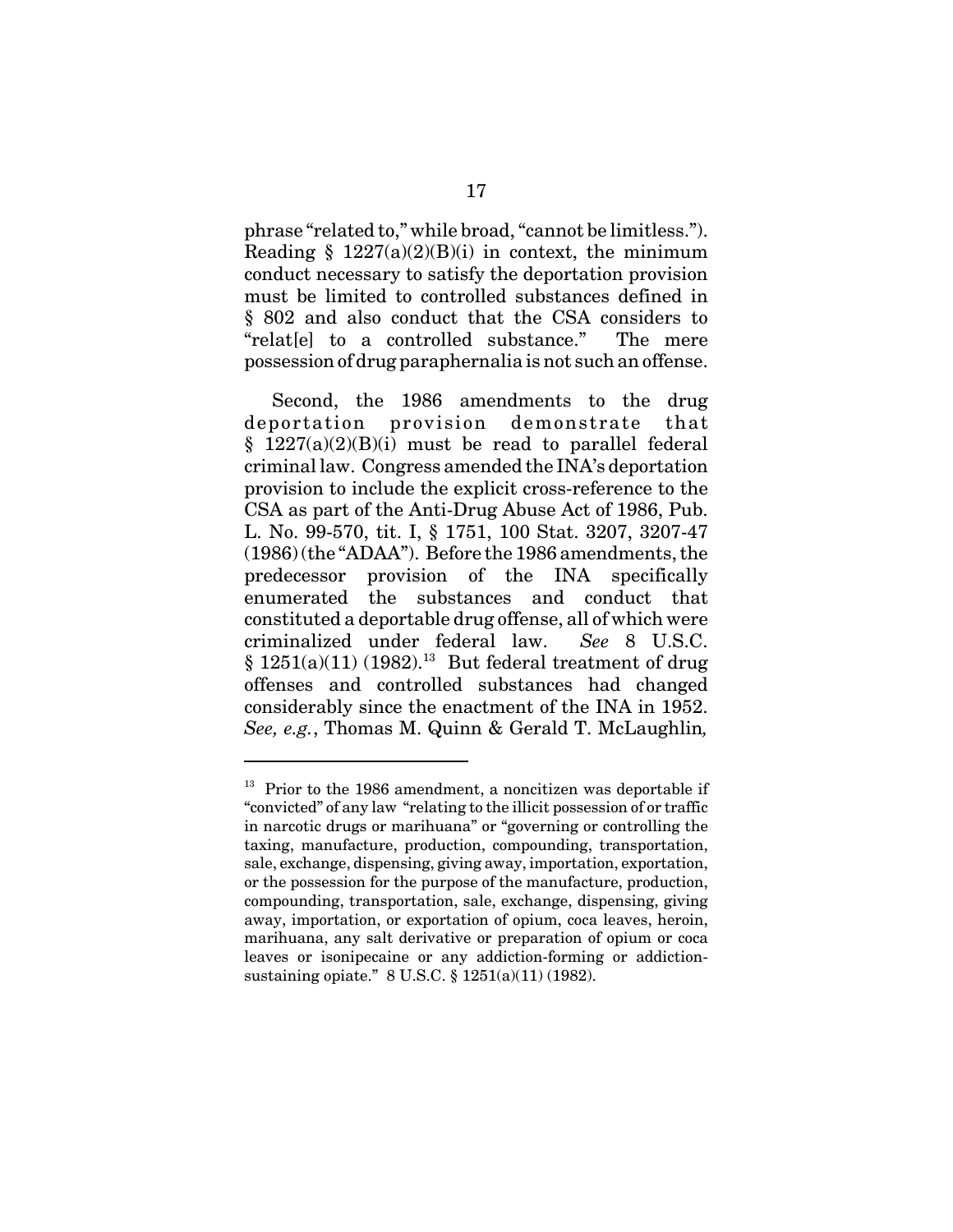phrase "related to," while broad, "cannot be limitless."). Reading § 1227(a)(2)(B)(i) in context, the minimum conduct necessary to satisfy the deportation provision must be limited to controlled substances defined in § 802 and also conduct that the CSA considers to "relat[e] to a controlled substance." The mere possession of drug paraphernalia is not such an offense.

Second, the 1986 amendments to the drug deportation provision demonstrate that § 1227(a)(2)(B)(i) must be read to parallel federal criminal law. Congress amended the INA's deportation provision to include the explicit cross-reference to the CSA as part of the Anti-Drug Abuse Act of 1986, Pub. L. No. 99-570, tit. I, § 1751, 100 Stat. 3207, 3207-47 (1986) (the "ADAA"). Before the 1986 amendments, the predecessor provision of the INA specifically enumerated the substances and conduct that constituted a deportable drug offense, all of which were criminalized under federal law. *See* 8 U.S.C. § 1251(a)(11) (1982).[13] But federal treatment of drug offenses and controlled substances had changed considerably since the enactment of the INA in 1952. *See, e.g.*, Thomas M. Quinn & Gerald T. McLaughlin,

---

[13] Prior to the 1986 amendment, a noncitizen was deportable if "convicted" of any law "relating to the illicit possession of or traffic in narcotic drugs or marihuana" or "governing or controlling the taxing, manufacture, production, compounding, transportation, sale, exchange, dispensing, giving away, importation, exportation, or the possession for the purpose of the manufacture, production, compounding, transportation, sale, exchange, dispensing, giving away, importation, or exportation of opium, coca leaves, heroin, marihuana, any salt derivative or preparation of opium or coca leaves or isonipecaine or any addiction-forming or addiction-sustaining opiate." 8 U.S.C. § 1251(a)(11) (1982).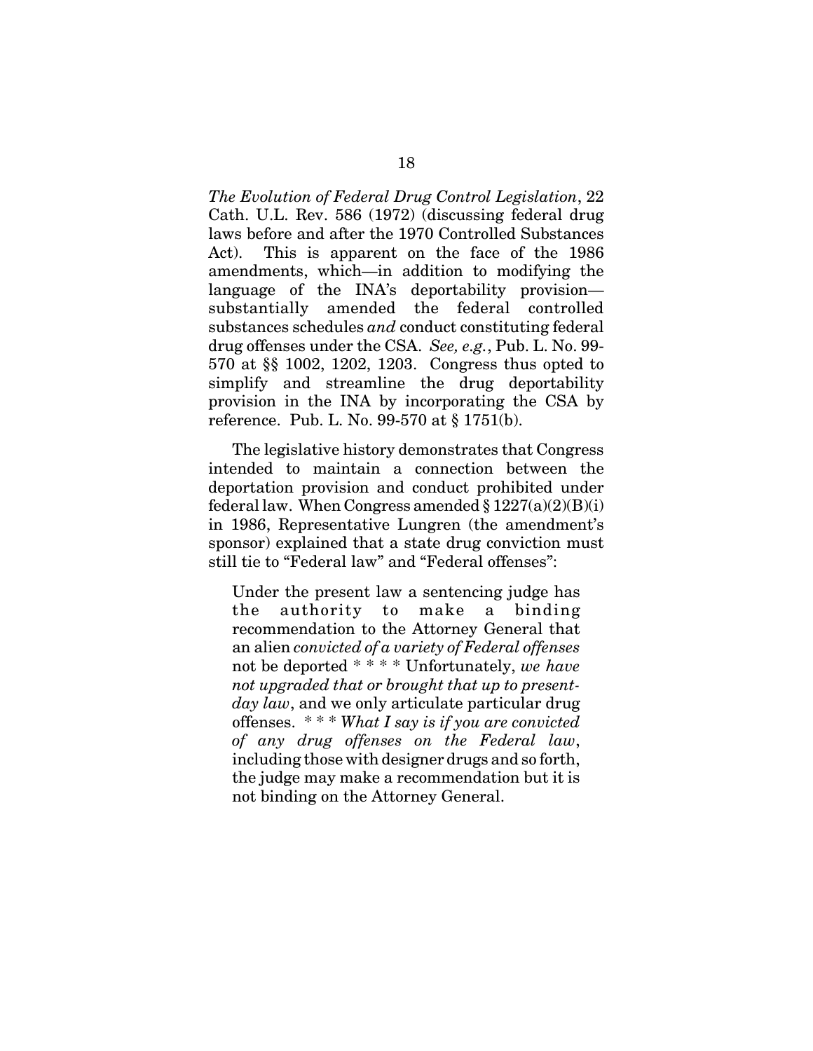*The Evolution of Federal Drug Control Legislation*, 22 Cath. U.L. Rev. 586 (1972) (discussing federal drug laws before and after the 1970 Controlled Substances Act). This is apparent on the face of the 1986 amendments, which—in addition to modifying the language of the INA's deportability provision—substantially amended the federal controlled substances schedules *and* conduct constituting federal drug offenses under the CSA. *See, e.g.*, Pub. L. No. 99-570 at §§ 1002, 1202, 1203. Congress thus opted to simplify and streamline the drug deportability provision in the INA by incorporating the CSA by reference. Pub. L. No. 99-570 at § 1751(b).

The legislative history demonstrates that Congress intended to maintain a connection between the deportation provision and conduct prohibited under federal law. When Congress amended § 1227(a)(2)(B)(i) in 1986, Representative Lungren (the amendment's sponsor) explained that a state drug conviction must still tie to "Federal law" and "Federal offenses":

> Under the present law a sentencing judge has the authority to make a binding recommendation to the Attorney General that an alien *convicted of a variety of Federal offenses* not be deported * * * * Unfortunately, *we have not upgraded that or brought that up to present-day law*, and we only articulate particular drug offenses. * * * *What I say is if you are convicted of any drug offenses on the Federal law*, including those with designer drugs and so forth, the judge may make a recommendation but it is not binding on the Attorney General.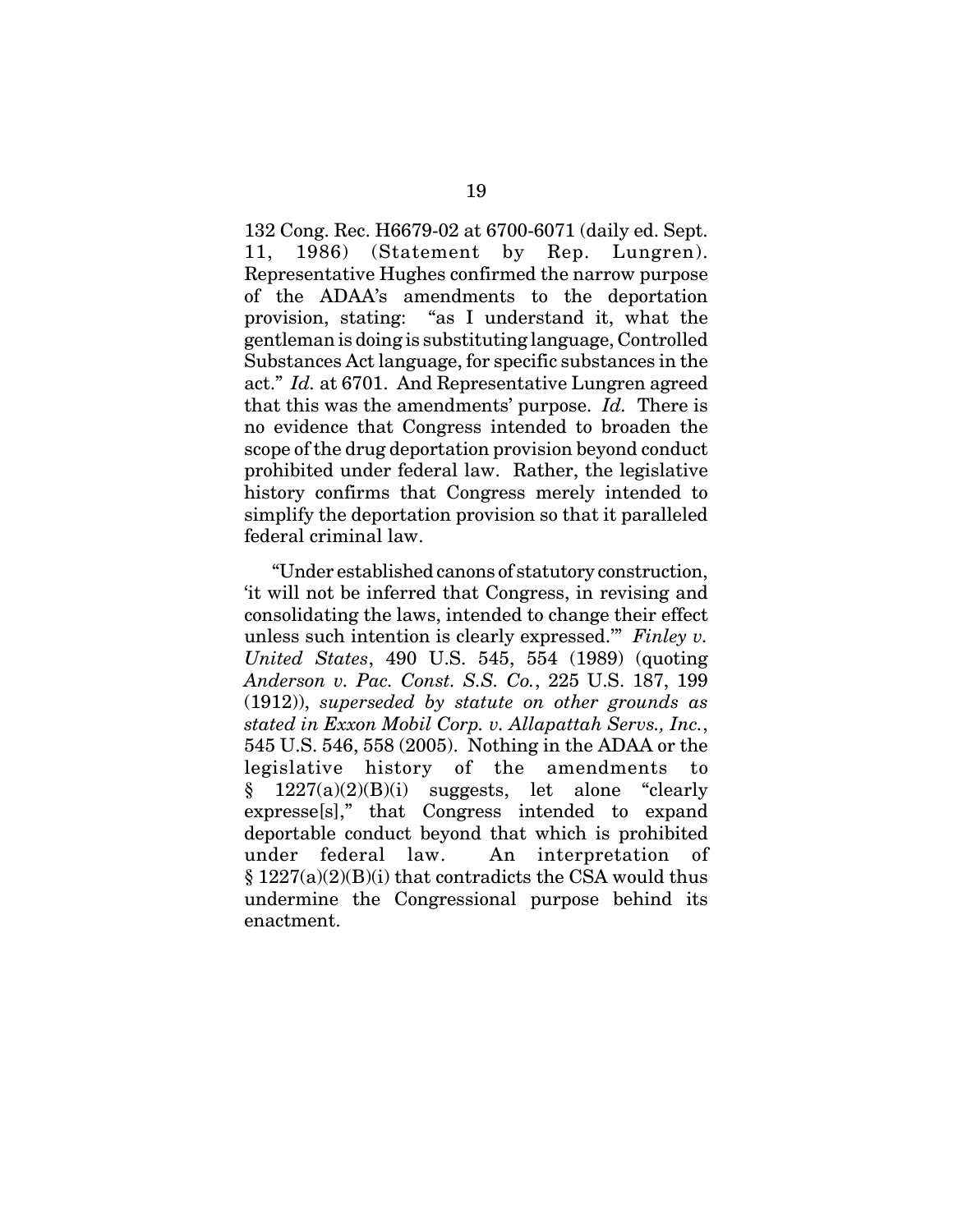132 Cong. Rec. H6679-02 at 6700-6071 (daily ed. Sept. 11, 1986) (Statement by Rep. Lungren). Representative Hughes confirmed the narrow purpose of the ADAA's amendments to the deportation provision, stating: "as I understand it, what the gentleman is doing is substituting language, Controlled Substances Act language, for specific substances in the act." *Id.* at 6701. And Representative Lungren agreed that this was the amendments' purpose. *Id.* There is no evidence that Congress intended to broaden the scope of the drug deportation provision beyond conduct prohibited under federal law. Rather, the legislative history confirms that Congress merely intended to simplify the deportation provision so that it paralleled federal criminal law.

"Under established canons of statutory construction, 'it will not be inferred that Congress, in revising and consolidating the laws, intended to change their effect unless such intention is clearly expressed.'" *Finley v. United States*, 490 U.S. 545, 554 (1989) (quoting *Anderson v. Pac. Const. S.S. Co.*, 225 U.S. 187, 199 (1912)), *superseded by statute on other grounds as stated in Exxon Mobil Corp. v. Allapattah Servs., Inc.*, 545 U.S. 546, 558 (2005). Nothing in the ADAA or the legislative history of the amendments to § 1227(a)(2)(B)(i) suggests, let alone "clearly expresse[s]," that Congress intended to expand deportable conduct beyond that which is prohibited under federal law. An interpretation of § 1227(a)(2)(B)(i) that contradicts the CSA would thus undermine the Congressional purpose behind its enactment.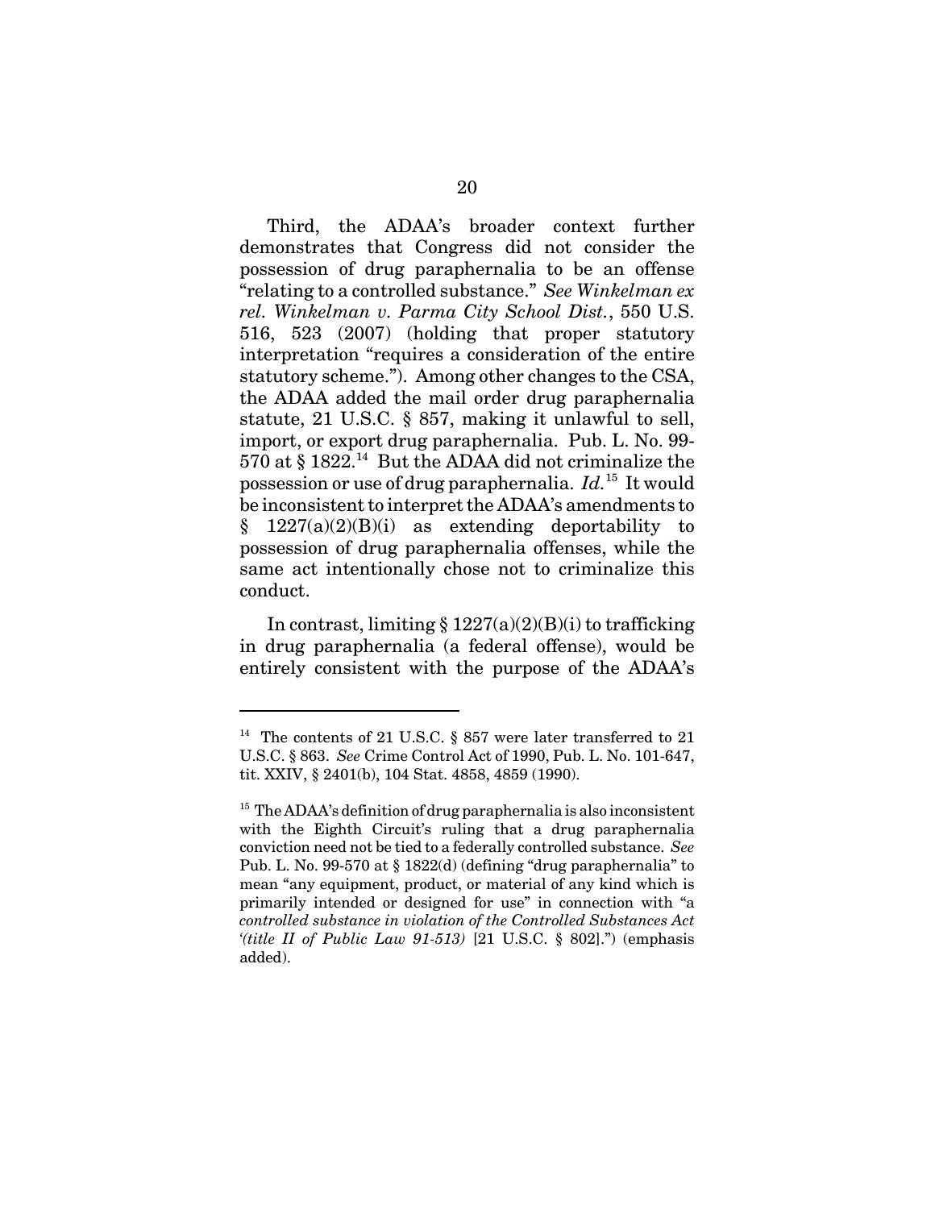Third, the ADAA's broader context further demonstrates that Congress did not consider the possession of drug paraphernalia to be an offense "relating to a controlled substance." *See Winkelman ex rel. Winkelman v. Parma City School Dist.*, 550 U.S. 516, 523 (2007) (holding that proper statutory interpretation "requires a consideration of the entire statutory scheme."). Among other changes to the CSA, the ADAA added the mail order drug paraphernalia statute, 21 U.S.C. § 857, making it unlawful to sell, import, or export drug paraphernalia. Pub. L. No. 99-570 at § 1822.[14] But the ADAA did not criminalize the possession or use of drug paraphernalia. *Id.*[15] It would be inconsistent to interpret the ADAA's amendments to § 1227(a)(2)(B)(i) as extending deportability to possession of drug paraphernalia offenses, while the same act intentionally chose not to criminalize this conduct.

In contrast, limiting § 1227(a)(2)(B)(i) to trafficking in drug paraphernalia (a federal offense), would be entirely consistent with the purpose of the ADAA's

---

[14] The contents of 21 U.S.C. § 857 were later transferred to 21 U.S.C. § 863. *See* Crime Control Act of 1990, Pub. L. No. 101-647, tit. XXIV, § 2401(b), 104 Stat. 4858, 4859 (1990).

[15] The ADAA's definition of drug paraphernalia is also inconsistent with the Eighth Circuit's ruling that a drug paraphernalia conviction need not be tied to a federally controlled substance. *See* Pub. L. No. 99-570 at § 1822(d) (defining "drug paraphernalia" to mean "any equipment, product, or material of any kind which is primarily intended or designed for use" in connection with "a *controlled substance in violation of the Controlled Substances Act '(title II of Public Law 91-513)* [21 U.S.C. § 802].") (emphasis added).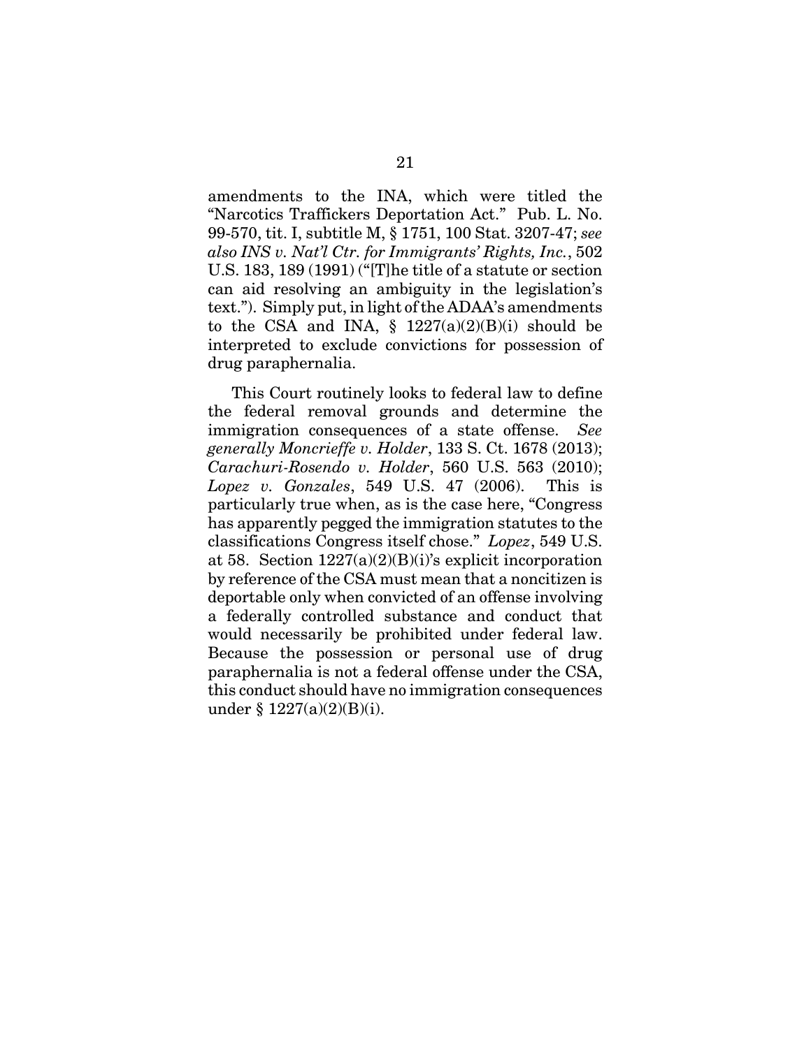amendments to the INA, which were titled the "Narcotics Traffickers Deportation Act." Pub. L. No. 99-570, tit. I, subtitle M, § 1751, 100 Stat. 3207-47; *see also INS v. Nat'l Ctr. for Immigrants' Rights, Inc.*, 502 U.S. 183, 189 (1991) ("[T]he title of a statute or section can aid resolving an ambiguity in the legislation's text."). Simply put, in light of the ADAA's amendments to the CSA and INA, § 1227(a)(2)(B)(i) should be interpreted to exclude convictions for possession of drug paraphernalia.

This Court routinely looks to federal law to define the federal removal grounds and determine the immigration consequences of a state offense. *See generally Moncrieffe v. Holder*, 133 S. Ct. 1678 (2013); *Carachuri-Rosendo v. Holder*, 560 U.S. 563 (2010); *Lopez v. Gonzales*, 549 U.S. 47 (2006). This is particularly true when, as is the case here, "Congress has apparently pegged the immigration statutes to the classifications Congress itself chose." *Lopez*, 549 U.S. at 58. Section 1227(a)(2)(B)(i)'s explicit incorporation by reference of the CSA must mean that a noncitizen is deportable only when convicted of an offense involving a federally controlled substance and conduct that would necessarily be prohibited under federal law. Because the possession or personal use of drug paraphernalia is not a federal offense under the CSA, this conduct should have no immigration consequences under § 1227(a)(2)(B)(i).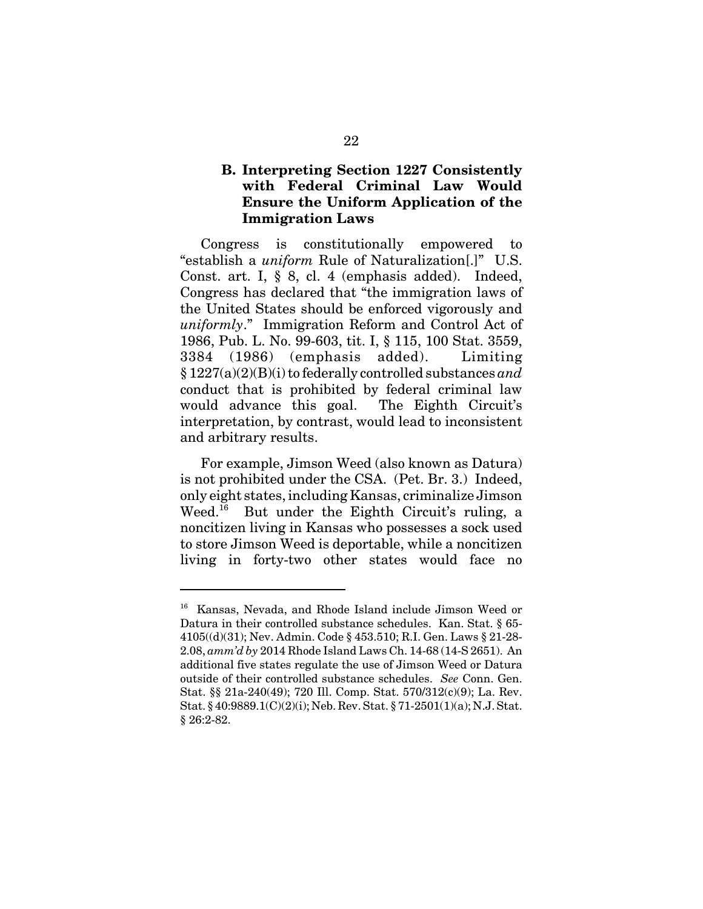### B. Interpreting Section 1227 Consistently with Federal Criminal Law Would Ensure the Uniform Application of the Immigration Laws

Congress is constitutionally empowered to "establish a *uniform* Rule of Naturalization[.]" U.S. Const. art. I, § 8, cl. 4 (emphasis added). Indeed, Congress has declared that "the immigration laws of the United States should be enforced vigorously and *uniformly*." Immigration Reform and Control Act of 1986, Pub. L. No. 99-603, tit. I, § 115, 100 Stat. 3559, 3384 (1986) (emphasis added). Limiting § 1227(a)(2)(B)(i) to federally controlled substances *and* conduct that is prohibited by federal criminal law would advance this goal. The Eighth Circuit's interpretation, by contrast, would lead to inconsistent and arbitrary results.

For example, Jimson Weed (also known as Datura) is not prohibited under the CSA. (Pet. Br. 3.) Indeed, only eight states, including Kansas, criminalize Jimson Weed.[16] But under the Eighth Circuit's ruling, a noncitizen living in Kansas who possesses a sock used to store Jimson Weed is deportable, while a noncitizen living in forty-two other states would face no

---

[16] Kansas, Nevada, and Rhode Island include Jimson Weed or Datura in their controlled substance schedules. Kan. Stat. § 65-4105((d)(31); Nev. Admin. Code § 453.510; R.I. Gen. Laws § 21-28-2.08, *amm'd by* 2014 Rhode Island Laws Ch. 14-68 (14-S 2651). An additional five states regulate the use of Jimson Weed or Datura outside of their controlled substance schedules. *See* Conn. Gen. Stat. §§ 21a-240(49); 720 Ill. Comp. Stat. 570/312(c)(9); La. Rev. Stat. § 40:9889.1(C)(2)(i); Neb. Rev. Stat. § 71-2501(1)(a); N.J. Stat. § 26:2-82.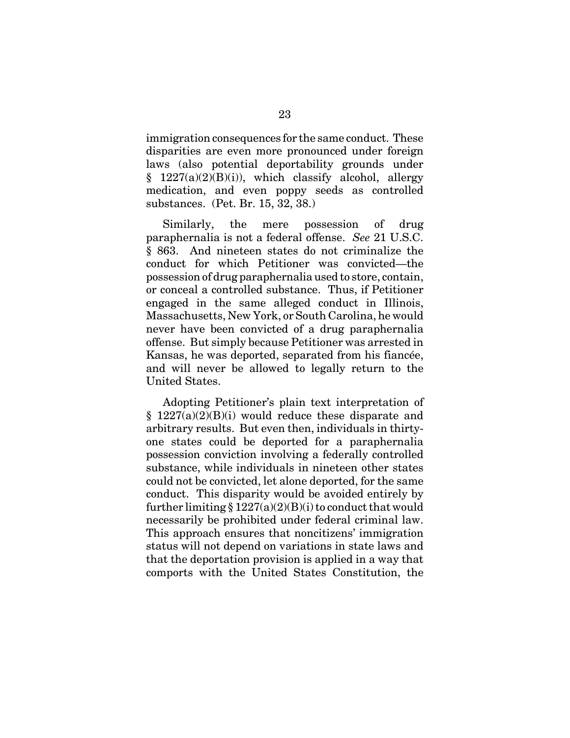immigration consequences for the same conduct. These disparities are even more pronounced under foreign laws (also potential deportability grounds under § 1227(a)(2)(B)(i)), which classify alcohol, allergy medication, and even poppy seeds as controlled substances. (Pet. Br. 15, 32, 38.)

Similarly, the mere possession of drug paraphernalia is not a federal offense. *See* 21 U.S.C. § 863. And nineteen states do not criminalize the conduct for which Petitioner was convicted—the possession of drug paraphernalia used to store, contain, or conceal a controlled substance. Thus, if Petitioner engaged in the same alleged conduct in Illinois, Massachusetts, New York, or South Carolina, he would never have been convicted of a drug paraphernalia offense. But simply because Petitioner was arrested in Kansas, he was deported, separated from his fiancée, and will never be allowed to legally return to the United States.

Adopting Petitioner's plain text interpretation of § 1227(a)(2)(B)(i) would reduce these disparate and arbitrary results. But even then, individuals in thirty-one states could be deported for a paraphernalia possession conviction involving a federally controlled substance, while individuals in nineteen other states could not be convicted, let alone deported, for the same conduct. This disparity would be avoided entirely by further limiting § 1227(a)(2)(B)(i) to conduct that would necessarily be prohibited under federal criminal law. This approach ensures that noncitizens' immigration status will not depend on variations in state laws and that the deportation provision is applied in a way that comports with the United States Constitution, the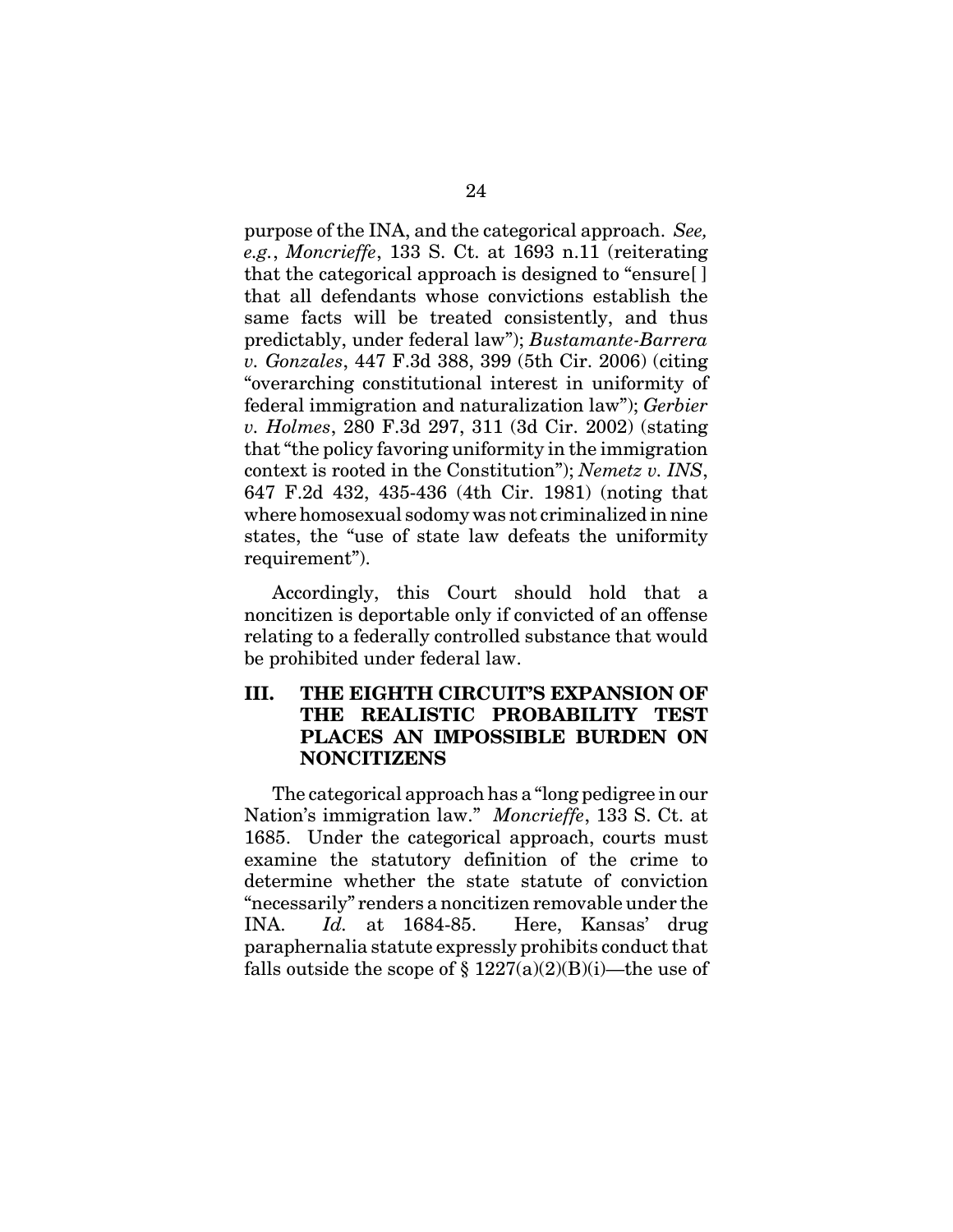purpose of the INA, and the categorical approach. *See, e.g.*, *Moncrieffe*, 133 S. Ct. at 1693 n.11 (reiterating that the categorical approach is designed to "ensure[ ] that all defendants whose convictions establish the same facts will be treated consistently, and thus predictably, under federal law"); *Bustamante-Barrera v. Gonzales*, 447 F.3d 388, 399 (5th Cir. 2006) (citing "overarching constitutional interest in uniformity of federal immigration and naturalization law"); *Gerbier v. Holmes*, 280 F.3d 297, 311 (3d Cir. 2002) (stating that "the policy favoring uniformity in the immigration context is rooted in the Constitution"); *Nemetz v. INS*, 647 F.2d 432, 435-436 (4th Cir. 1981) (noting that where homosexual sodomy was not criminalized in nine states, the "use of state law defeats the uniformity requirement").

Accordingly, this Court should hold that a noncitizen is deportable only if convicted of an offense relating to a federally controlled substance that would be prohibited under federal law.

## III. THE EIGHTH CIRCUIT'S EXPANSION OF THE REALISTIC PROBABILITY TEST PLACES AN IMPOSSIBLE BURDEN ON NONCITIZENS

The categorical approach has a "long pedigree in our Nation's immigration law." *Moncrieffe*, 133 S. Ct. at 1685. Under the categorical approach, courts must examine the statutory definition of the crime to determine whether the state statute of conviction "necessarily" renders a noncitizen removable under the INA. *Id.* at 1684-85. Here, Kansas' drug paraphernalia statute expressly prohibits conduct that falls outside the scope of § 1227(a)(2)(B)(i)—the use of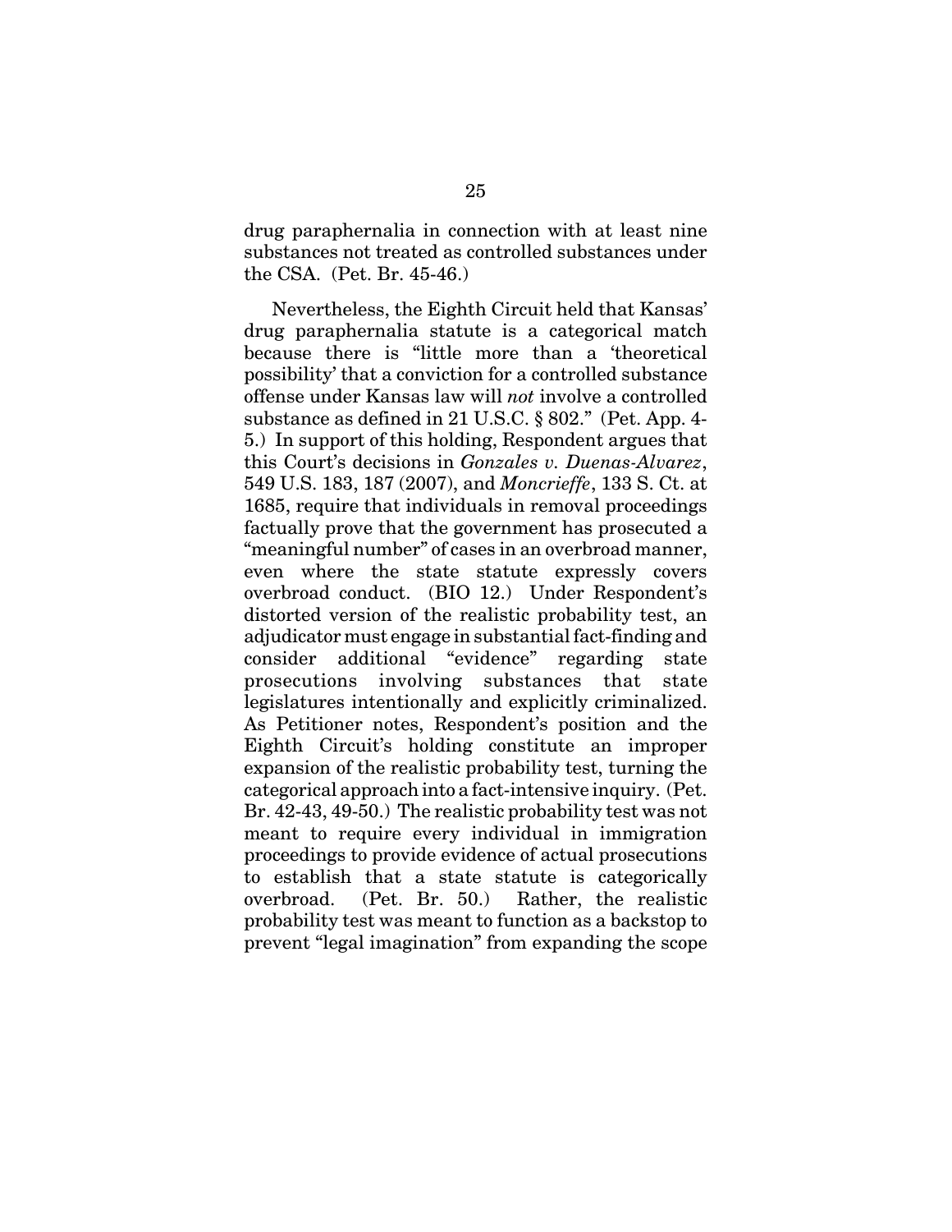drug paraphernalia in connection with at least nine substances not treated as controlled substances under the CSA. (Pet. Br. 45-46.)

Nevertheless, the Eighth Circuit held that Kansas' drug paraphernalia statute is a categorical match because there is "little more than a 'theoretical possibility' that a conviction for a controlled substance offense under Kansas law will *not* involve a controlled substance as defined in 21 U.S.C. § 802." (Pet. App. 4-5.) In support of this holding, Respondent argues that this Court's decisions in *Gonzales v. Duenas-Alvarez*, 549 U.S. 183, 187 (2007), and *Moncrieffe*, 133 S. Ct. at 1685, require that individuals in removal proceedings factually prove that the government has prosecuted a "meaningful number" of cases in an overbroad manner, even where the state statute expressly covers overbroad conduct. (BIO 12.) Under Respondent's distorted version of the realistic probability test, an adjudicator must engage in substantial fact-finding and consider additional "evidence" regarding state prosecutions involving substances that state legislatures intentionally and explicitly criminalized. As Petitioner notes, Respondent's position and the Eighth Circuit's holding constitute an improper expansion of the realistic probability test, turning the categorical approach into a fact-intensive inquiry. (Pet. Br. 42-43, 49-50.) The realistic probability test was not meant to require every individual in immigration proceedings to provide evidence of actual prosecutions to establish that a state statute is categorically overbroad. (Pet. Br. 50.) Rather, the realistic probability test was meant to function as a backstop to prevent "legal imagination" from expanding the scope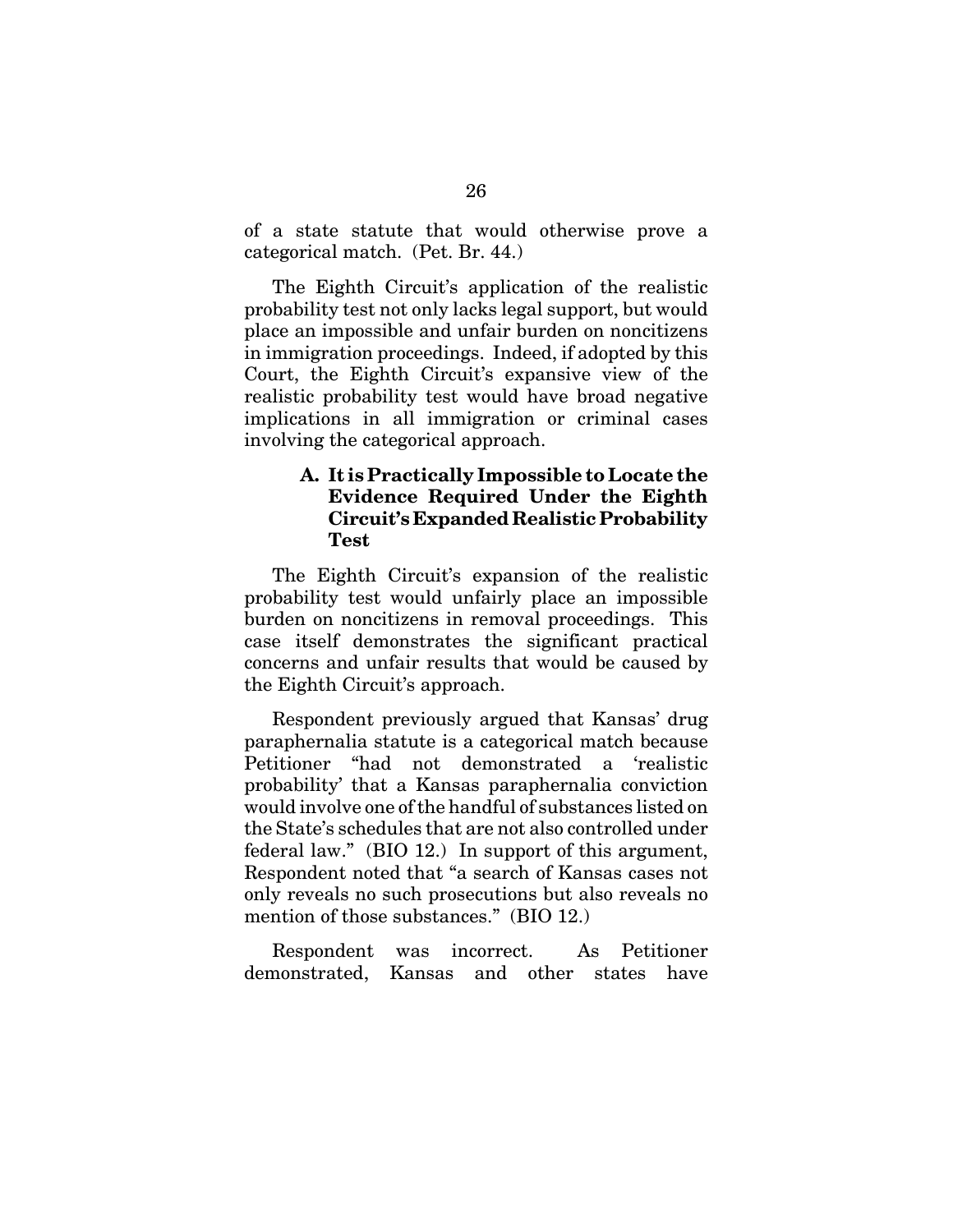of a state statute that would otherwise prove a categorical match. (Pet. Br. 44.)

The Eighth Circuit's application of the realistic probability test not only lacks legal support, but would place an impossible and unfair burden on noncitizens in immigration proceedings. Indeed, if adopted by this Court, the Eighth Circuit's expansive view of the realistic probability test would have broad negative implications in all immigration or criminal cases involving the categorical approach.

### A. It is Practically Impossible to Locate the Evidence Required Under the Eighth Circuit's Expanded Realistic Probability Test

The Eighth Circuit's expansion of the realistic probability test would unfairly place an impossible burden on noncitizens in removal proceedings. This case itself demonstrates the significant practical concerns and unfair results that would be caused by the Eighth Circuit's approach.

Respondent previously argued that Kansas' drug paraphernalia statute is a categorical match because Petitioner "had not demonstrated a 'realistic probability' that a Kansas paraphernalia conviction would involve one of the handful of substances listed on the State's schedules that are not also controlled under federal law." (BIO 12.) In support of this argument, Respondent noted that "a search of Kansas cases not only reveals no such prosecutions but also reveals no mention of those substances." (BIO 12.)

Respondent was incorrect. As Petitioner demonstrated, Kansas and other states have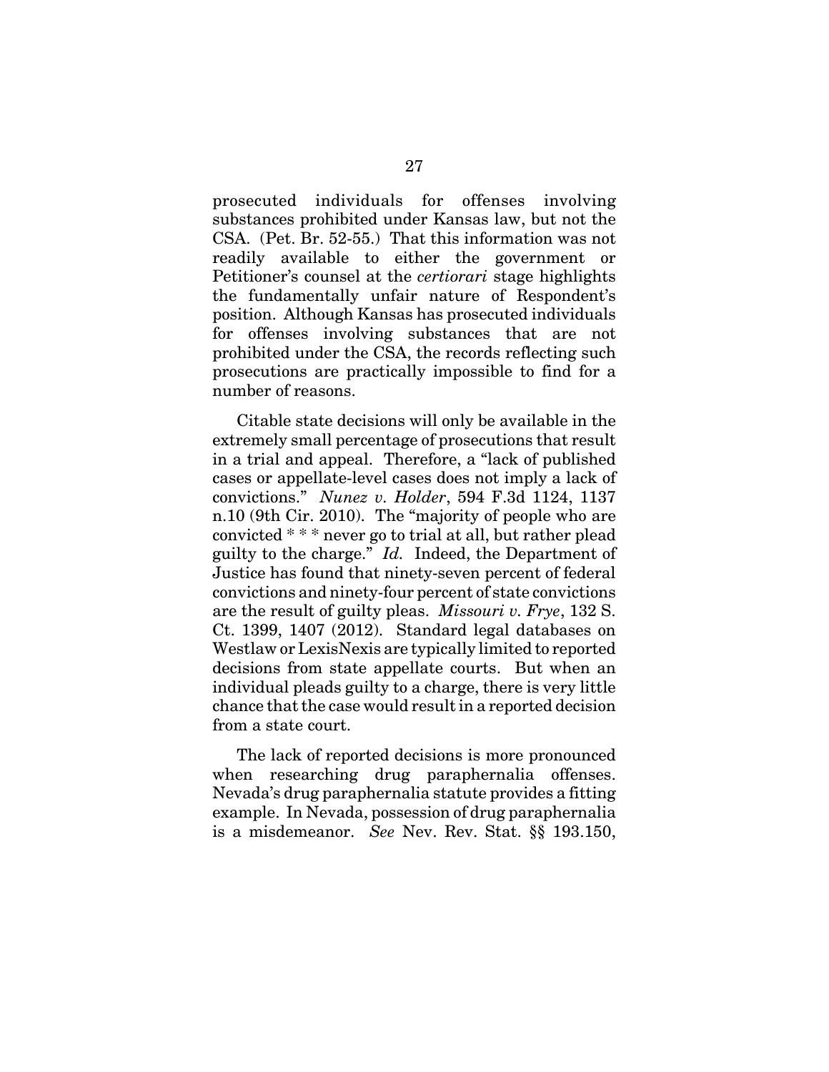prosecuted individuals for offenses involving substances prohibited under Kansas law, but not the CSA. (Pet. Br. 52-55.) That this information was not readily available to either the government or Petitioner's counsel at the *certiorari* stage highlights the fundamentally unfair nature of Respondent's position. Although Kansas has prosecuted individuals for offenses involving substances that are not prohibited under the CSA, the records reflecting such prosecutions are practically impossible to find for a number of reasons.

Citable state decisions will only be available in the extremely small percentage of prosecutions that result in a trial and appeal. Therefore, a "lack of published cases or appellate-level cases does not imply a lack of convictions." *Nunez v. Holder*, 594 F.3d 1124, 1137 n.10 (9th Cir. 2010). The "majority of people who are convicted * * * never go to trial at all, but rather plead guilty to the charge." *Id.* Indeed, the Department of Justice has found that ninety-seven percent of federal convictions and ninety-four percent of state convictions are the result of guilty pleas. *Missouri v. Frye*, 132 S. Ct. 1399, 1407 (2012). Standard legal databases on Westlaw or LexisNexis are typically limited to reported decisions from state appellate courts. But when an individual pleads guilty to a charge, there is very little chance that the case would result in a reported decision from a state court.

The lack of reported decisions is more pronounced when researching drug paraphernalia offenses. Nevada's drug paraphernalia statute provides a fitting example. In Nevada, possession of drug paraphernalia is a misdemeanor. *See* Nev. Rev. Stat. §§ 193.150,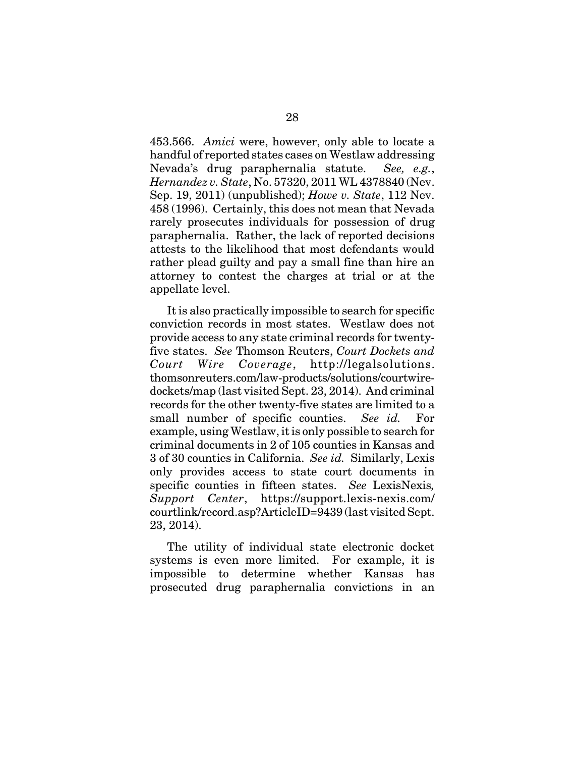453.566. *Amici* were, however, only able to locate a handful of reported states cases on Westlaw addressing Nevada's drug paraphernalia statute. *See, e.g.*, *Hernandez v. State*, No. 57320, 2011 WL 4378840 (Nev. Sep. 19, 2011) (unpublished); *Howe v. State*, 112 Nev. 458 (1996). Certainly, this does not mean that Nevada rarely prosecutes individuals for possession of drug paraphernalia. Rather, the lack of reported decisions attests to the likelihood that most defendants would rather plead guilty and pay a small fine than hire an attorney to contest the charges at trial or at the appellate level.

It is also practically impossible to search for specific conviction records in most states. Westlaw does not provide access to any state criminal records for twenty-five states. *See* Thomson Reuters, *Court Dockets and Court Wire Coverage*, http://legalsolutions.thomsonreuters.com/law-products/solutions/courtwire-dockets/map (last visited Sept. 23, 2014). And criminal records for the other twenty-five states are limited to a small number of specific counties. *See id.* For example, using Westlaw, it is only possible to search for criminal documents in 2 of 105 counties in Kansas and 3 of 30 counties in California. *See id.* Similarly, Lexis only provides access to state court documents in specific counties in fifteen states. *See* LexisNexis*, Support Center*, https://support.lexis-nexis.com/courtlink/record.asp?ArticleID=9439 (last visited Sept. 23, 2014).

The utility of individual state electronic docket systems is even more limited. For example, it is impossible to determine whether Kansas has prosecuted drug paraphernalia convictions in an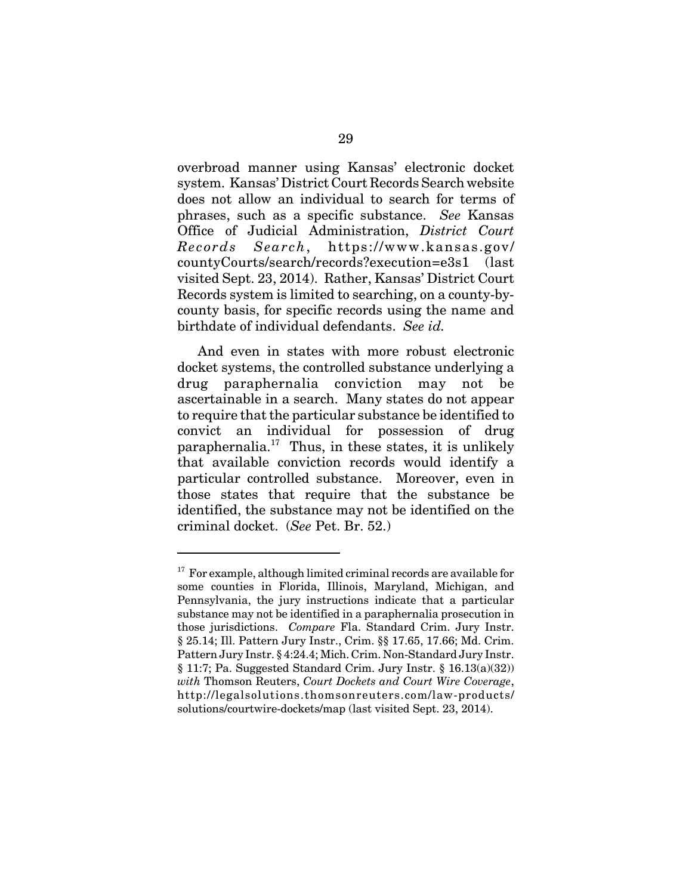overbroad manner using Kansas' electronic docket system. Kansas' District Court Records Search website does not allow an individual to search for terms of phrases, such as a specific substance. *See* Kansas Office of Judicial Administration, *District Court Records Search*, https://www.kansas.gov/countyCourts/search/records?execution=e3s1 (last visited Sept. 23, 2014). Rather, Kansas' District Court Records system is limited to searching, on a county-by-county basis, for specific records using the name and birthdate of individual defendants. *See id.*

And even in states with more robust electronic docket systems, the controlled substance underlying a drug paraphernalia conviction may not be ascertainable in a search. Many states do not appear to require that the particular substance be identified to convict an individual for possession of drug paraphernalia.[17] Thus, in these states, it is unlikely that available conviction records would identify a particular controlled substance. Moreover, even in those states that require that the substance be identified, the substance may not be identified on the criminal docket. (*See* Pet. Br. 52.)

---

[17] For example, although limited criminal records are available for some counties in Florida, Illinois, Maryland, Michigan, and Pennsylvania, the jury instructions indicate that a particular substance may not be identified in a paraphernalia prosecution in those jurisdictions. *Compare* Fla. Standard Crim. Jury Instr. § 25.14; Ill. Pattern Jury Instr., Crim. §§ 17.65, 17.66; Md. Crim. Pattern Jury Instr. § 4:24.4; Mich. Crim. Non-Standard Jury Instr. § 11:7; Pa. Suggested Standard Crim. Jury Instr. § 16.13(a)(32)) *with* Thomson Reuters, *Court Dockets and Court Wire Coverage*, http://legalsolutions.thomsonreuters.com/law-products/solutions/courtwire-dockets/map (last visited Sept. 23, 2014).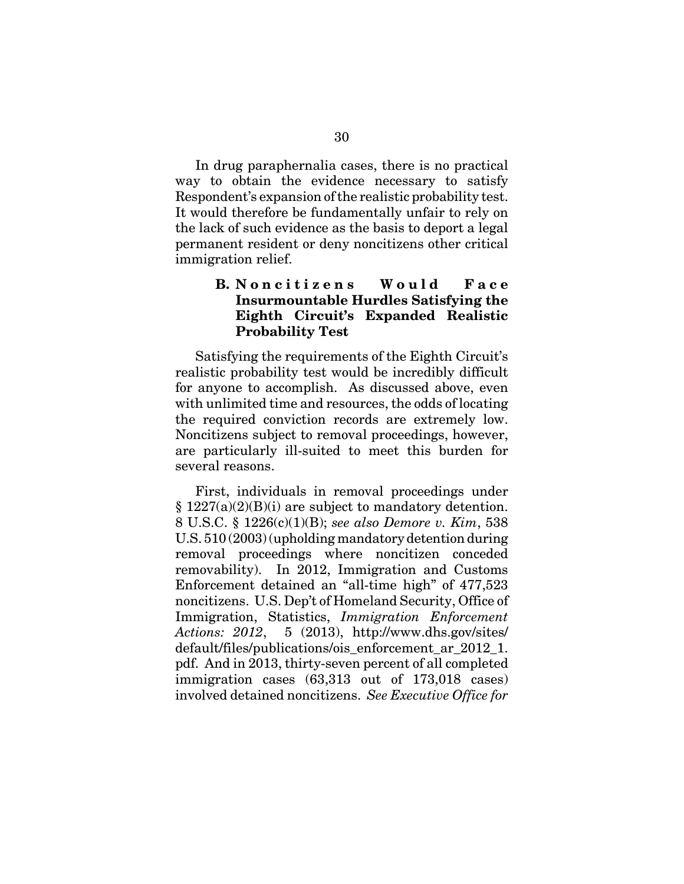In drug paraphernalia cases, there is no practical way to obtain the evidence necessary to satisfy Respondent's expansion of the realistic probability test. It would therefore be fundamentally unfair to rely on the lack of such evidence as the basis to deport a legal permanent resident or deny noncitizens other critical immigration relief.

### B. Noncitizens Would Face Insurmountable Hurdles Satisfying the Eighth Circuit's Expanded Realistic Probability Test

Satisfying the requirements of the Eighth Circuit's realistic probability test would be incredibly difficult for anyone to accomplish. As discussed above, even with unlimited time and resources, the odds of locating the required conviction records are extremely low. Noncitizens subject to removal proceedings, however, are particularly ill-suited to meet this burden for several reasons.

First, individuals in removal proceedings under § 1227(a)(2)(B)(i) are subject to mandatory detention. 8 U.S.C. § 1226(c)(1)(B); *see also Demore v. Kim*, 538 U.S. 510 (2003) (upholding mandatory detention during removal proceedings where noncitizen conceded removability). In 2012, Immigration and Customs Enforcement detained an "all-time high" of 477,523 noncitizens. U.S. Dep't of Homeland Security, Office of Immigration, Statistics, *Immigration Enforcement Actions: 2012*, 5 (2013), http://www.dhs.gov/sites/default/files/publications/ois_enforcement_ar_2012_1.pdf. And in 2013, thirty-seven percent of all completed immigration cases (63,313 out of 173,018 cases) involved detained noncitizens. *See Executive Office for*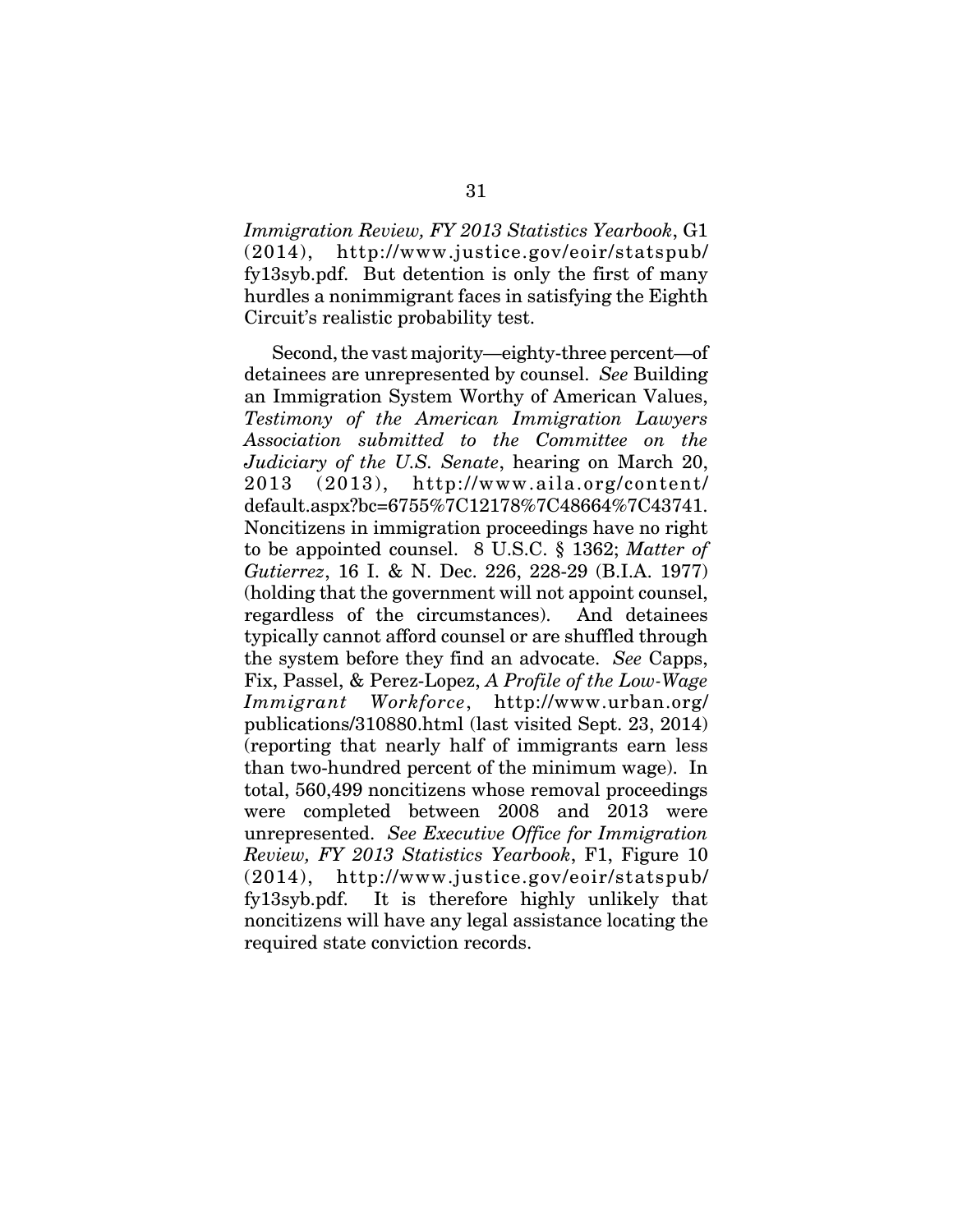*Immigration Review, FY 2013 Statistics Yearbook*, G1 (2014), http://www.justice.gov/eoir/statspub/fy13syb.pdf. But detention is only the first of many hurdles a nonimmigrant faces in satisfying the Eighth Circuit's realistic probability test.

Second, the vast majority—eighty-three percent—of detainees are unrepresented by counsel. *See* Building an Immigration System Worthy of American Values, *Testimony of the American Immigration Lawyers Association submitted to the Committee on the Judiciary of the U.S. Senate*, hearing on March 20, 2013 (2013), http://www.aila.org/content/default.aspx?bc=6755%7C12178%7C48664%7C43741. Noncitizens in immigration proceedings have no right to be appointed counsel. 8 U.S.C. § 1362; *Matter of Gutierrez*, 16 I. & N. Dec. 226, 228-29 (B.I.A. 1977) (holding that the government will not appoint counsel, regardless of the circumstances). And detainees typically cannot afford counsel or are shuffled through the system before they find an advocate. *See* Capps, Fix, Passel, & Perez-Lopez, *A Profile of the Low-Wage Immigrant Workforce*, http://www.urban.org/publications/310880.html (last visited Sept. 23, 2014) (reporting that nearly half of immigrants earn less than two-hundred percent of the minimum wage). In total, 560,499 noncitizens whose removal proceedings were completed between 2008 and 2013 were unrepresented. *See Executive Office for Immigration Review, FY 2013 Statistics Yearbook*, F1, Figure 10 (2014), http://www.justice.gov/eoir/statspub/fy13syb.pdf. It is therefore highly unlikely that noncitizens will have any legal assistance locating the required state conviction records.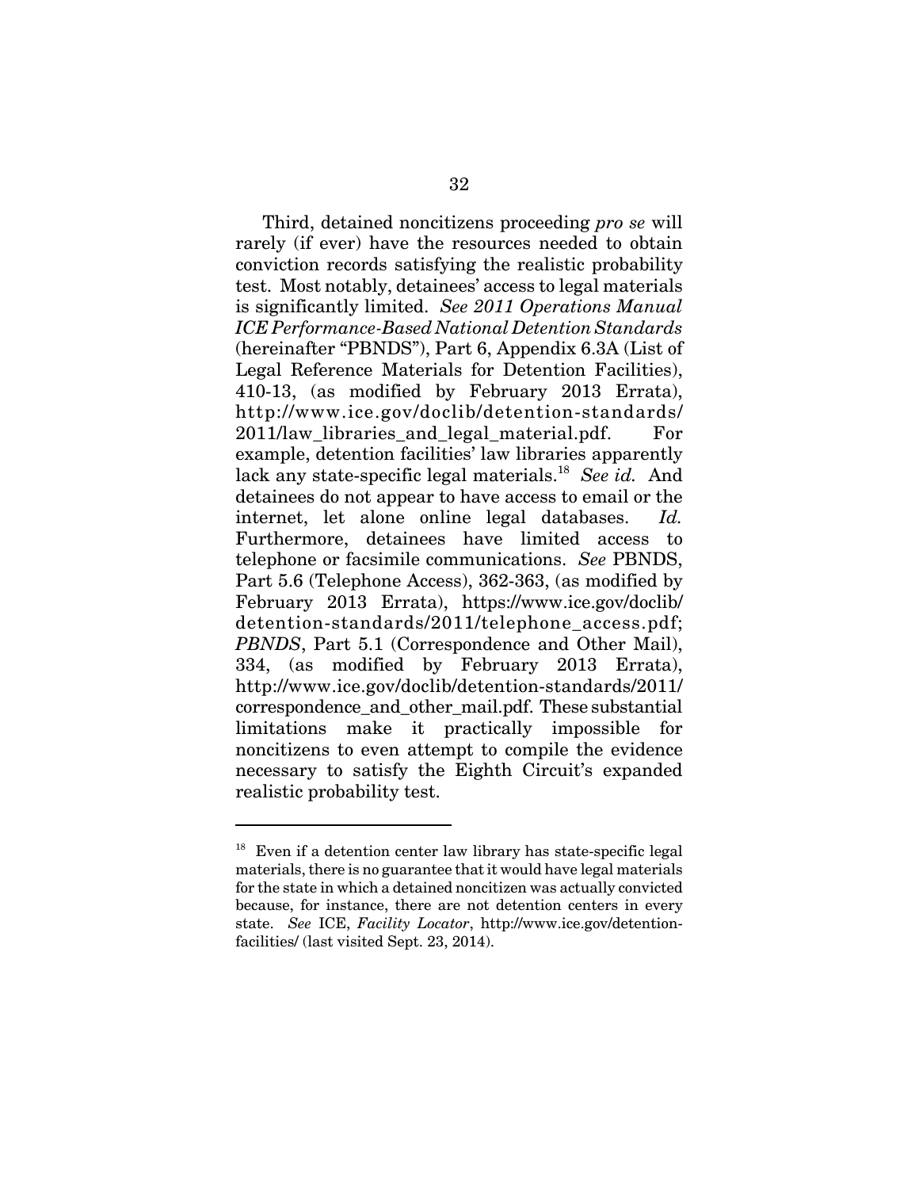Third, detained noncitizens proceeding *pro se* will rarely (if ever) have the resources needed to obtain conviction records satisfying the realistic probability test. Most notably, detainees' access to legal materials is significantly limited. *See 2011 Operations Manual ICE Performance-Based National Detention Standards* (hereinafter "PBNDS"), Part 6, Appendix 6.3A (List of Legal Reference Materials for Detention Facilities), 410-13, (as modified by February 2013 Errata), http://www.ice.gov/doclib/detention-standards/2011/law_libraries_and_legal_material.pdf. For example, detention facilities' law libraries apparently lack any state-specific legal materials.[18] *See id.* And detainees do not appear to have access to email or the internet, let alone online legal databases. *Id.* Furthermore, detainees have limited access to telephone or facsimile communications. *See* PBNDS, Part 5.6 (Telephone Access), 362-363, (as modified by February 2013 Errata), https://www.ice.gov/doclib/detention-standards/2011/telephone_access.pdf; *PBNDS*, Part 5.1 (Correspondence and Other Mail), 334, (as modified by February 2013 Errata), http://www.ice.gov/doclib/detention-standards/2011/correspondence_and_other_mail.pdf. These substantial limitations make it practically impossible for noncitizens to even attempt to compile the evidence necessary to satisfy the Eighth Circuit's expanded realistic probability test.

---

[18] Even if a detention center law library has state-specific legal materials, there is no guarantee that it would have legal materials for the state in which a detained noncitizen was actually convicted because, for instance, there are not detention centers in every state. *See* ICE, *Facility Locator*, http://www.ice.gov/detention-facilities/ (last visited Sept. 23, 2014).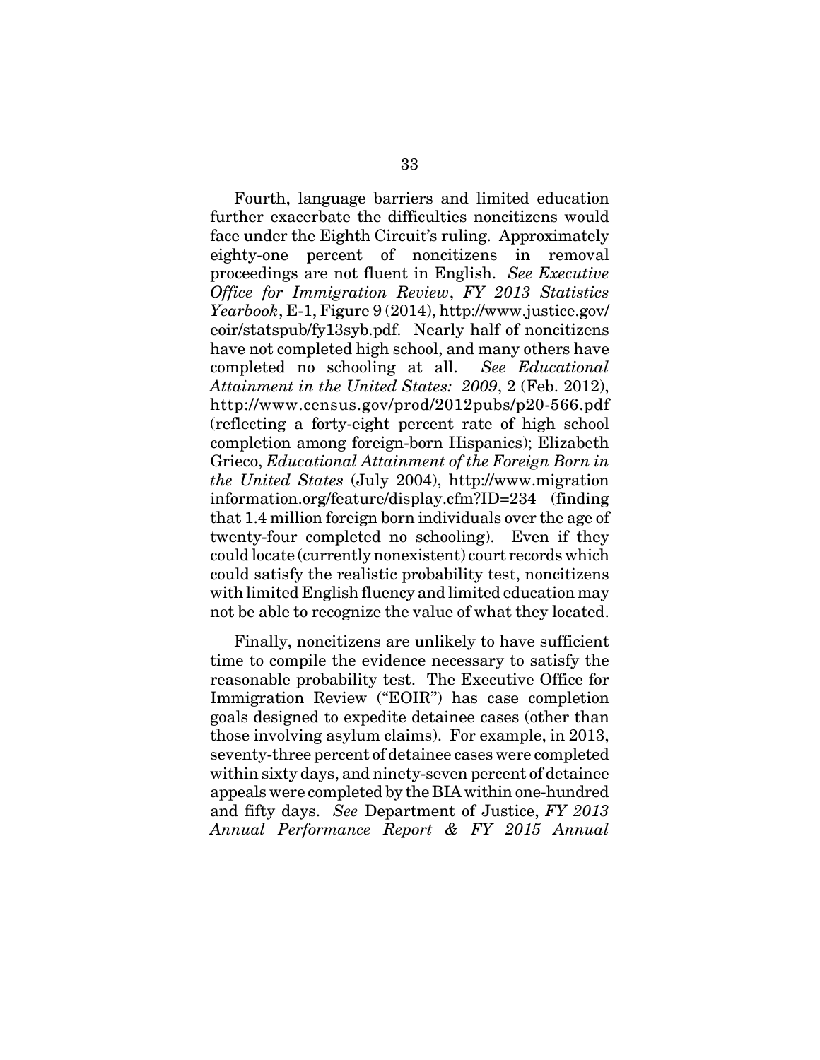Fourth, language barriers and limited education further exacerbate the difficulties noncitizens would face under the Eighth Circuit's ruling. Approximately eighty-one percent of noncitizens in removal proceedings are not fluent in English. *See Executive Office for Immigration Review*, *FY 2013 Statistics Yearbook*, E-1, Figure 9 (2014), http://www.justice.gov/eoir/statspub/fy13syb.pdf. Nearly half of noncitizens have not completed high school, and many others have completed no schooling at all. *See Educational Attainment in the United States: 2009*, 2 (Feb. 2012), http://www.census.gov/prod/2012pubs/p20-566.pdf (reflecting a forty-eight percent rate of high school completion among foreign-born Hispanics); Elizabeth Grieco, *Educational Attainment of the Foreign Born in the United States* (July 2004), http://www.migrationinformation.org/feature/display.cfm?ID=234 (finding that 1.4 million foreign born individuals over the age of twenty-four completed no schooling). Even if they could locate (currently nonexistent) court records which could satisfy the realistic probability test, noncitizens with limited English fluency and limited education may not be able to recognize the value of what they located.

Finally, noncitizens are unlikely to have sufficient time to compile the evidence necessary to satisfy the reasonable probability test. The Executive Office for Immigration Review ("EOIR") has case completion goals designed to expedite detainee cases (other than those involving asylum claims). For example, in 2013, seventy-three percent of detainee cases were completed within sixty days, and ninety-seven percent of detainee appeals were completed by the BIA within one-hundred and fifty days. *See* Department of Justice, *FY 2013 Annual Performance Report & FY 2015 Annual*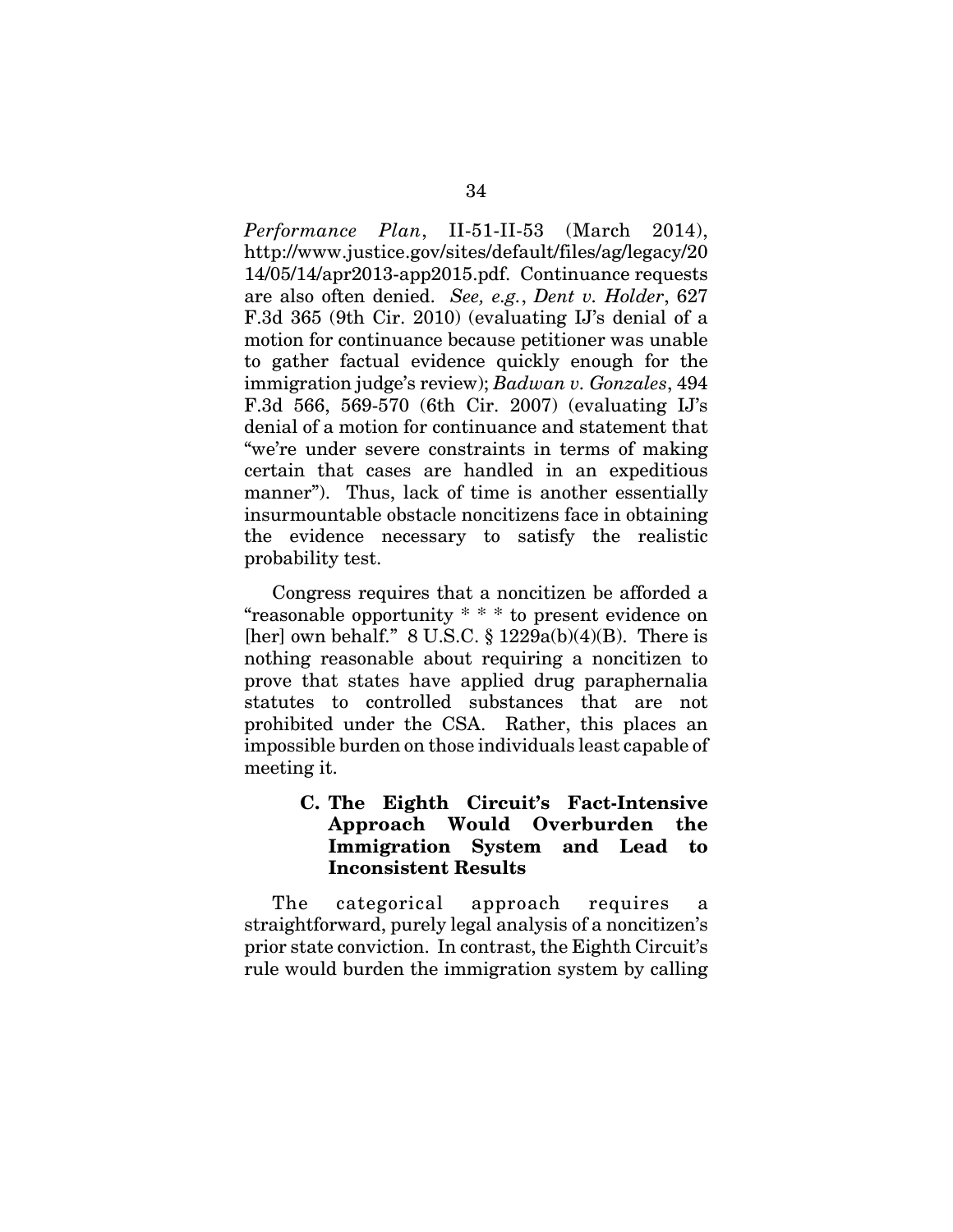*Performance Plan*, II-51-II-53 (March 2014), http://www.justice.gov/sites/default/files/ag/legacy/2014/05/14/apr2013-app2015.pdf. Continuance requests are also often denied. *See, e.g.*, *Dent v. Holder*, 627 F.3d 365 (9th Cir. 2010) (evaluating IJ's denial of a motion for continuance because petitioner was unable to gather factual evidence quickly enough for the immigration judge's review); *Badwan v. Gonzales*, 494 F.3d 566, 569-570 (6th Cir. 2007) (evaluating IJ's denial of a motion for continuance and statement that "we're under severe constraints in terms of making certain that cases are handled in an expeditious manner"). Thus, lack of time is another essentially insurmountable obstacle noncitizens face in obtaining the evidence necessary to satisfy the realistic probability test.

Congress requires that a noncitizen be afforded a "reasonable opportunity * * * to present evidence on [her] own behalf." 8 U.S.C. § 1229a(b)(4)(B). There is nothing reasonable about requiring a noncitizen to prove that states have applied drug paraphernalia statutes to controlled substances that are not prohibited under the CSA. Rather, this places an impossible burden on those individuals least capable of meeting it.

### C. The Eighth Circuit's Fact-Intensive Approach Would Overburden the Immigration System and Lead to Inconsistent Results

The categorical approach requires a straightforward, purely legal analysis of a noncitizen's prior state conviction. In contrast, the Eighth Circuit's rule would burden the immigration system by calling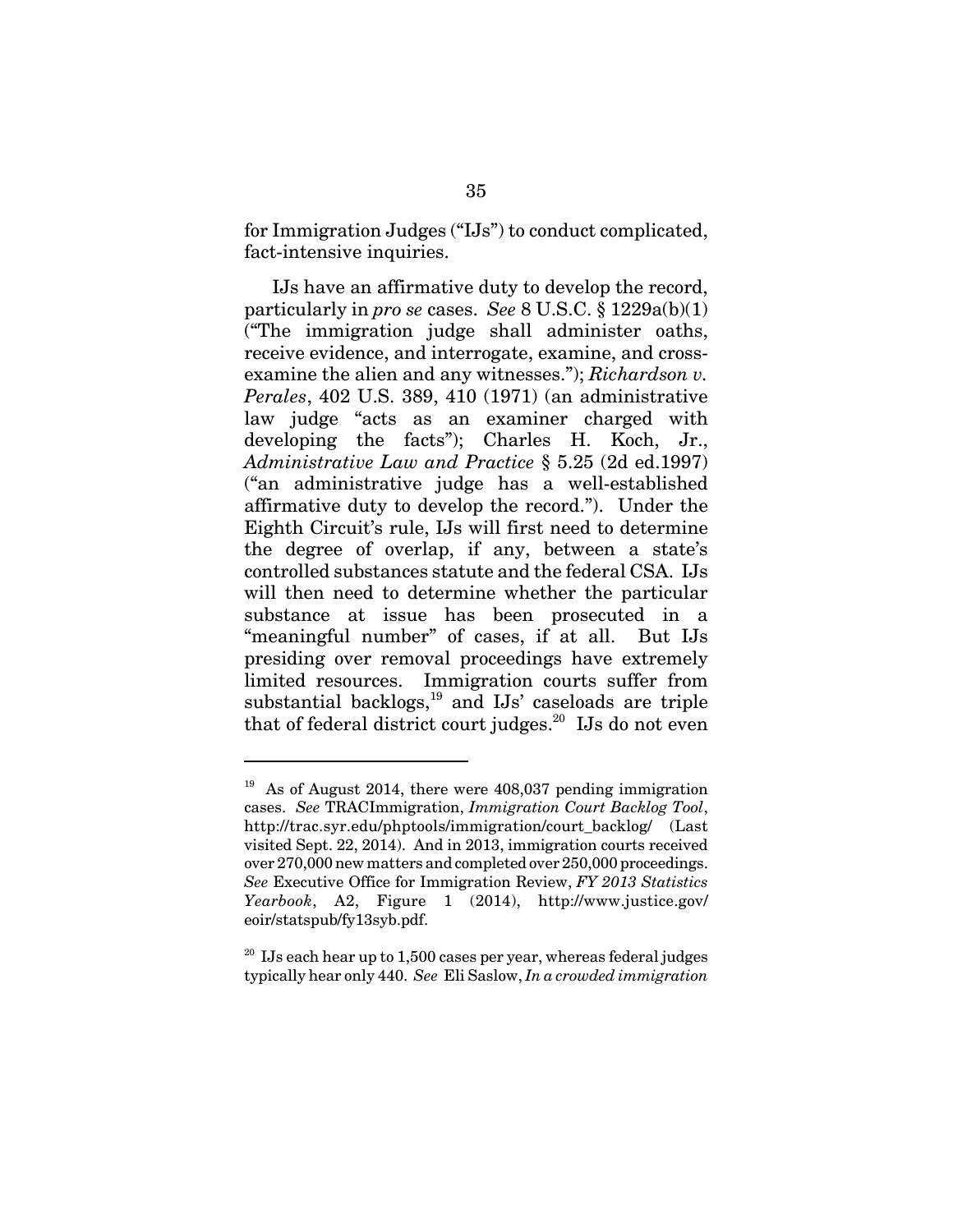for Immigration Judges ("IJs") to conduct complicated, fact-intensive inquiries.

IJs have an affirmative duty to develop the record, particularly in *pro se* cases. *See* 8 U.S.C. § 1229a(b)(1) ("The immigration judge shall administer oaths, receive evidence, and interrogate, examine, and cross-examine the alien and any witnesses."); *Richardson v. Perales*, 402 U.S. 389, 410 (1971) (an administrative law judge "acts as an examiner charged with developing the facts"); Charles H. Koch, Jr., *Administrative Law and Practice* § 5.25 (2d ed.1997) ("an administrative judge has a well-established affirmative duty to develop the record."). Under the Eighth Circuit's rule, IJs will first need to determine the degree of overlap, if any, between a state's controlled substances statute and the federal CSA. IJs will then need to determine whether the particular substance at issue has been prosecuted in a "meaningful number" of cases, if at all. But IJs presiding over removal proceedings have extremely limited resources. Immigration courts suffer from substantial backlogs,[19] and IJs' caseloads are triple that of federal district court judges.[20] IJs do not even

---

[19] As of August 2014, there were 408,037 pending immigration cases. *See* TRACImmigration, *Immigration Court Backlog Tool*, http://trac.syr.edu/phptools/immigration/court_backlog/ (Last visited Sept. 22, 2014). And in 2013, immigration courts received over 270,000 new matters and completed over 250,000 proceedings. *See* Executive Office for Immigration Review, *FY 2013 Statistics Yearbook*, A2, Figure 1 (2014), http://www.justice.gov/eoir/statspub/fy13syb.pdf.

[20] IJs each hear up to 1,500 cases per year, whereas federal judges typically hear only 440. *See* Eli Saslow, *In a crowded immigration*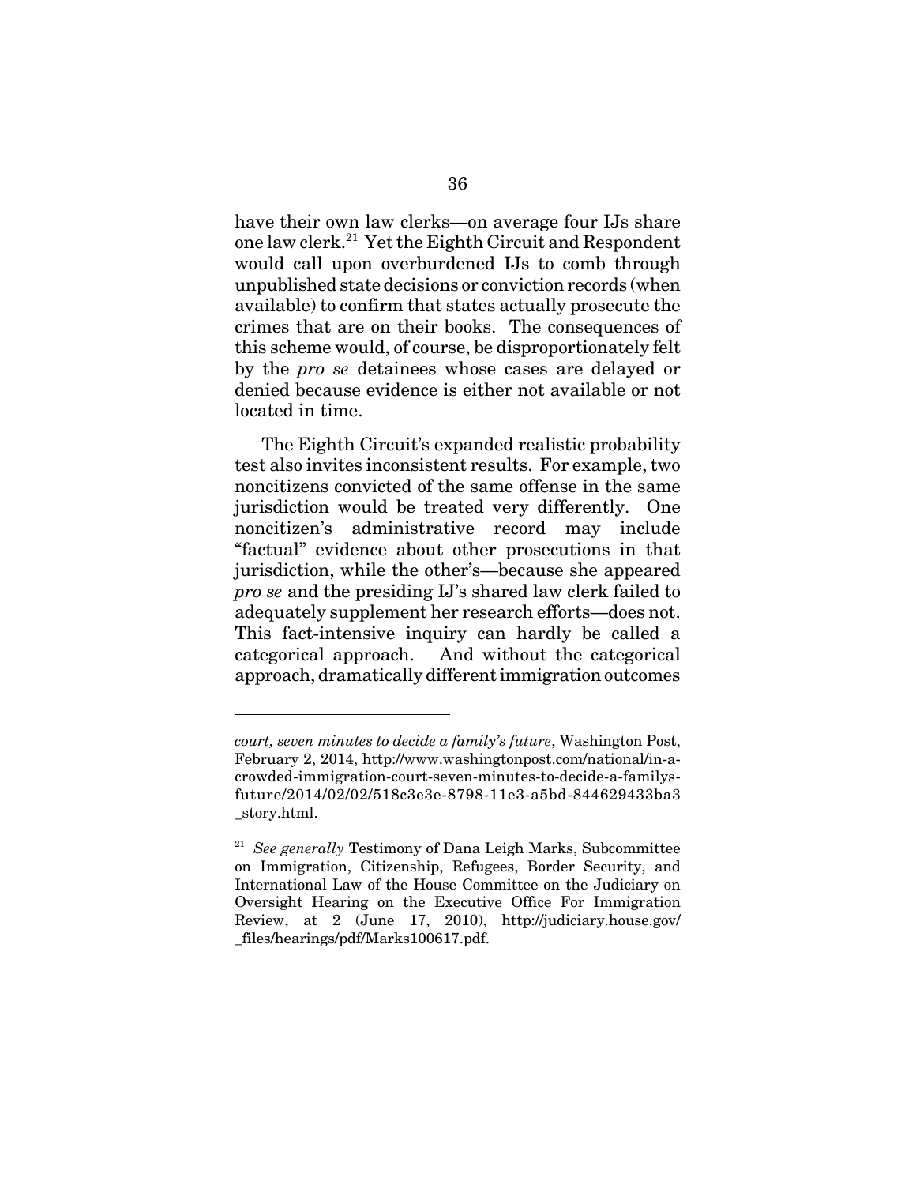have their own law clerks—on average four IJs share one law clerk.[21] Yet the Eighth Circuit and Respondent would call upon overburdened IJs to comb through unpublished state decisions or conviction records (when available) to confirm that states actually prosecute the crimes that are on their books. The consequences of this scheme would, of course, be disproportionately felt by the *pro se* detainees whose cases are delayed or denied because evidence is either not available or not located in time.

The Eighth Circuit's expanded realistic probability test also invites inconsistent results. For example, two noncitizens convicted of the same offense in the same jurisdiction would be treated very differently. One noncitizen's administrative record may include "factual" evidence about other prosecutions in that jurisdiction, while the other's—because she appeared *pro se* and the presiding IJ's shared law clerk failed to adequately supplement her research efforts—does not. This fact-intensive inquiry can hardly be called a categorical approach. And without the categorical approach, dramatically different immigration outcomes

---

*court, seven minutes to decide a family's future*, Washington Post, February 2, 2014, http://www.washingtonpost.com/national/in-a-crowded-immigration-court-seven-minutes-to-decide-a-familys-future/2014/02/02/518c3e3e-8798-11e3-a5bd-844629433ba3_story.html.

[21] *See generally* Testimony of Dana Leigh Marks, Subcommittee on Immigration, Citizenship, Refugees, Border Security, and International Law of the House Committee on the Judiciary on Oversight Hearing on the Executive Office For Immigration Review, at 2 (June 17, 2010), http://judiciary.house.gov/_files/hearings/pdf/Marks100617.pdf.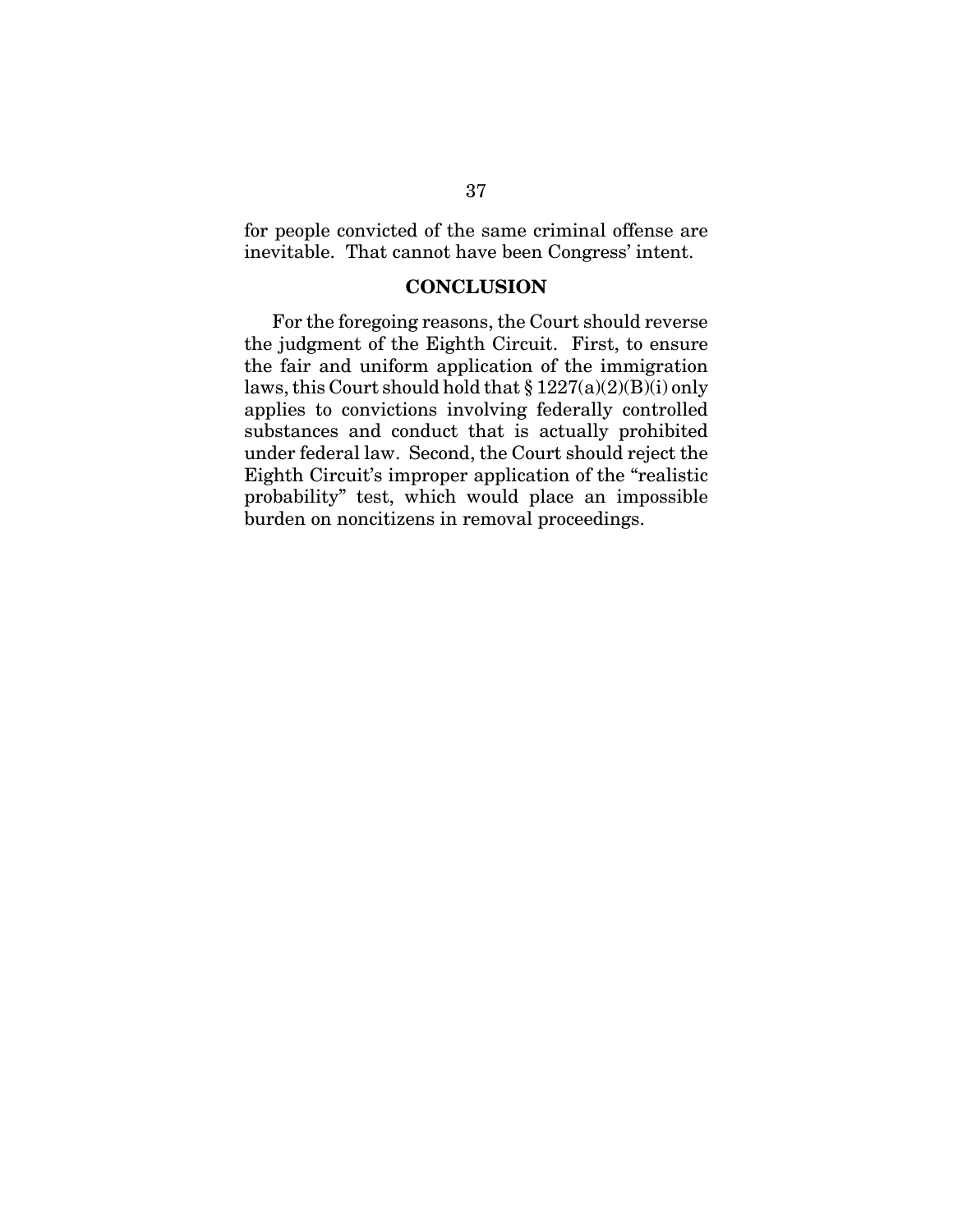for people convicted of the same criminal offense are inevitable. That cannot have been Congress' intent.

## CONCLUSION

For the foregoing reasons, the Court should reverse the judgment of the Eighth Circuit. First, to ensure the fair and uniform application of the immigration laws, this Court should hold that § 1227(a)(2)(B)(i) only applies to convictions involving federally controlled substances and conduct that is actually prohibited under federal law. Second, the Court should reject the Eighth Circuit's improper application of the "realistic probability" test, which would place an impossible burden on noncitizens in removal proceedings.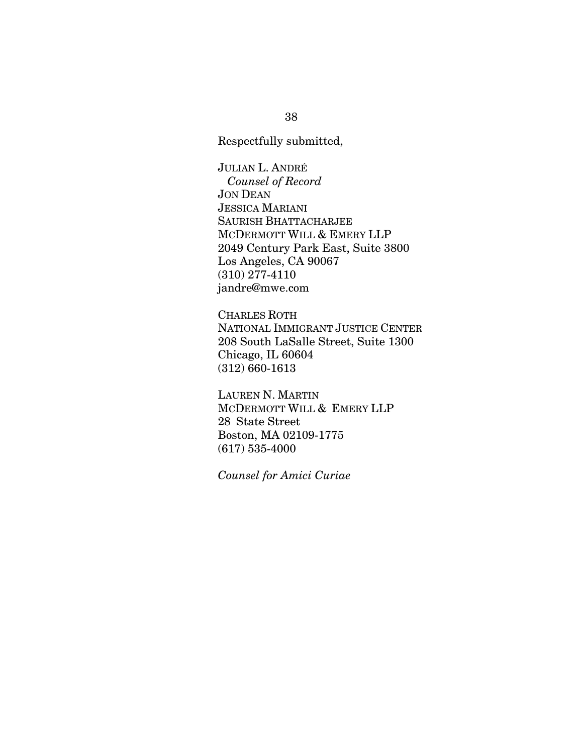Respectfully submitted,

JULIAN L. ANDRÉ
*Counsel of Record*
JON DEAN
JESSICA MARIANI
SAURISH BHATTACHARJEE
MCDERMOTT WILL & EMERY LLP
2049 Century Park East, Suite 3800
Los Angeles, CA 90067
(310) 277-4110
jandre@mwe.com

CHARLES ROTH
NATIONAL IMMIGRANT JUSTICE CENTER
208 South LaSalle Street, Suite 1300
Chicago, IL 60604
(312) 660-1613

LAUREN N. MARTIN
MCDERMOTT WILL & EMERY LLP
28 State Street
Boston, MA 02109-1775
(617) 535-4000

*Counsel for Amici Curiae*